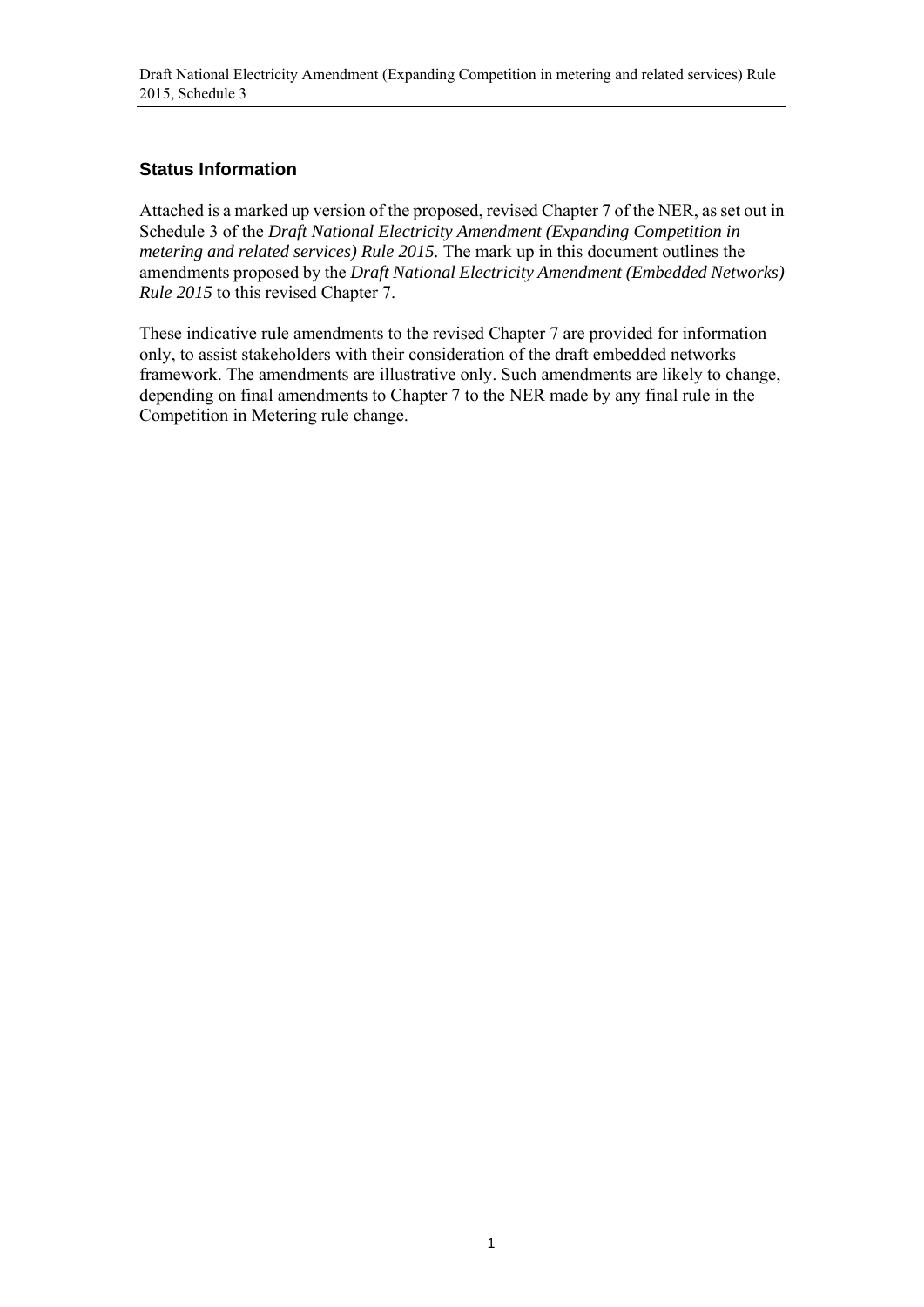## Status Information

Attached is a marked up version of the proposed, revised Chapter 7 of the NER, as set out in Schedule 3 of the *Draft National Electricity Amendment (Expanding Competition in metering and related services) Rule 2015.* The mark up in this document outlines the amendments proposed by the *Draft National Electricity Amendment (Embedded Networks) Rule 2015* to this revised Chapter 7.

These indicative rule amendments to the revised Chapter 7 are provided for information only, to assist stakeholders with their consideration of the draft embedded networks framework. The amendments are illustrative only. Such amendments are likely to change, depending on final amendments to Chapter 7 to the NER made by any final rule in the Competition in Metering rule change.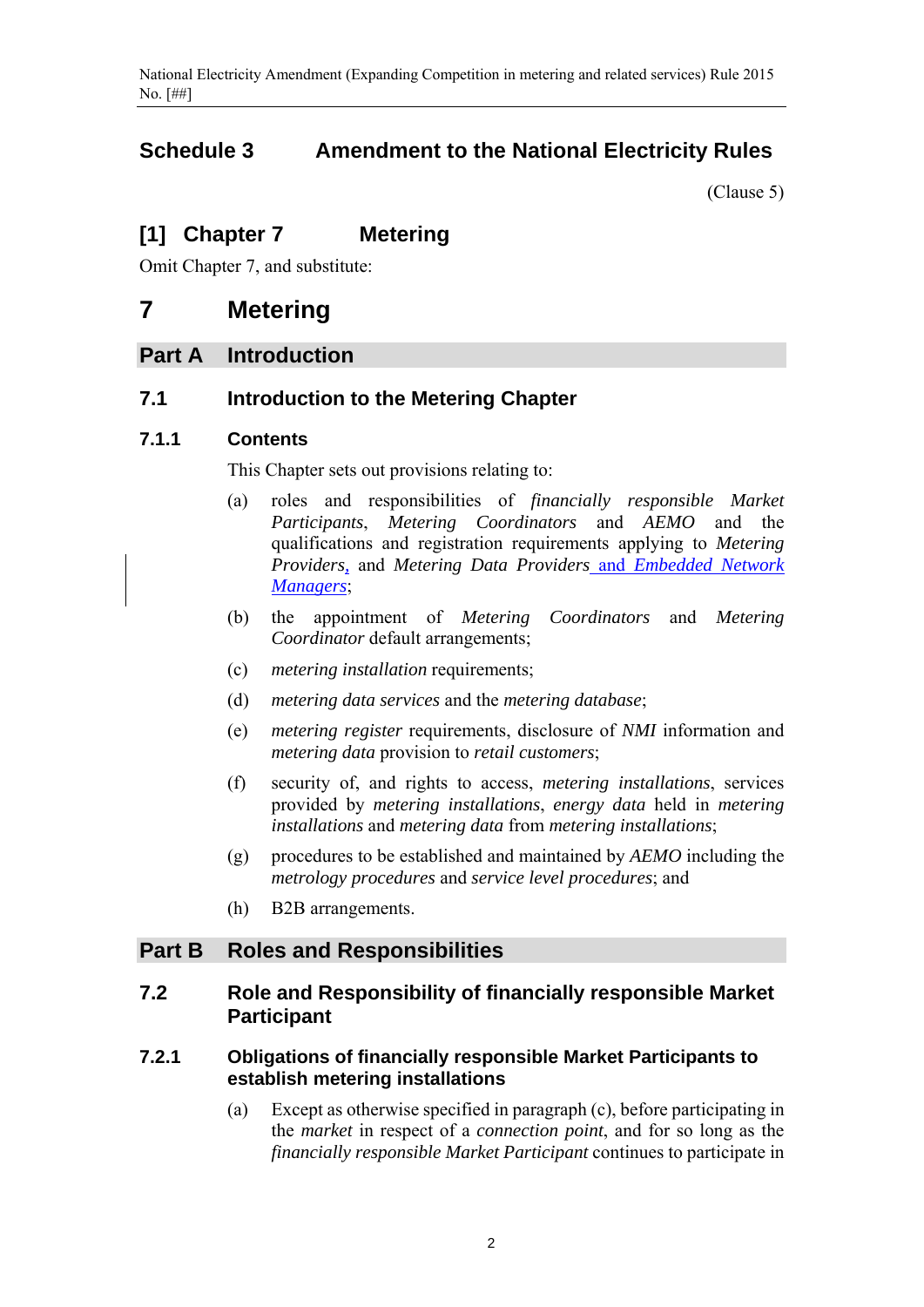## Schedule 3 Amendment to the National Electricity Rules

(Clause 5)

### [1] Chapter 7 Metering

Omit Chapter 7, and substitute:

# 7 Metering

## Part A Introduction

### 7.1 Introduction to the Metering Chapter

#### 7.1.1 Contents

This Chapter sets out provisions relating to:

(a) roles and responsibilities of *financially responsible Market Participants*, *Metering Coordinators* and *AEMO* and the qualifications and registration requirements applying to *Metering Providers*, and *Metering Data Providers* and *Embedded Network Managers*;

(b) the appointment of *Metering Coordinators* and *Metering Coordinator* default arrangements;

(c) *metering installation* requirements;

(d) *metering data services* and the *metering database*;

(e) *metering register* requirements, disclosure of *NMI* information and *metering data* provision to *retail customers*;

(f) security of, and rights to access, *metering installations*, services provided by *metering installations*, *energy data* held in *metering installations* and *metering data* from *metering installations*;

(g) procedures to be established and maintained by *AEMO* including the *metrology procedures* and *service level procedures*; and

(h) B2B arrangements.

## Part B Roles and Responsibilities

### 7.2 Role and Responsibility of financially responsible Market Participant

#### 7.2.1 Obligations of financially responsible Market Participants to establish metering installations

(a) Except as otherwise specified in paragraph (c), before participating in the *market* in respect of a *connection point*, and for so long as the *financially responsible Market Participant* continues to participate in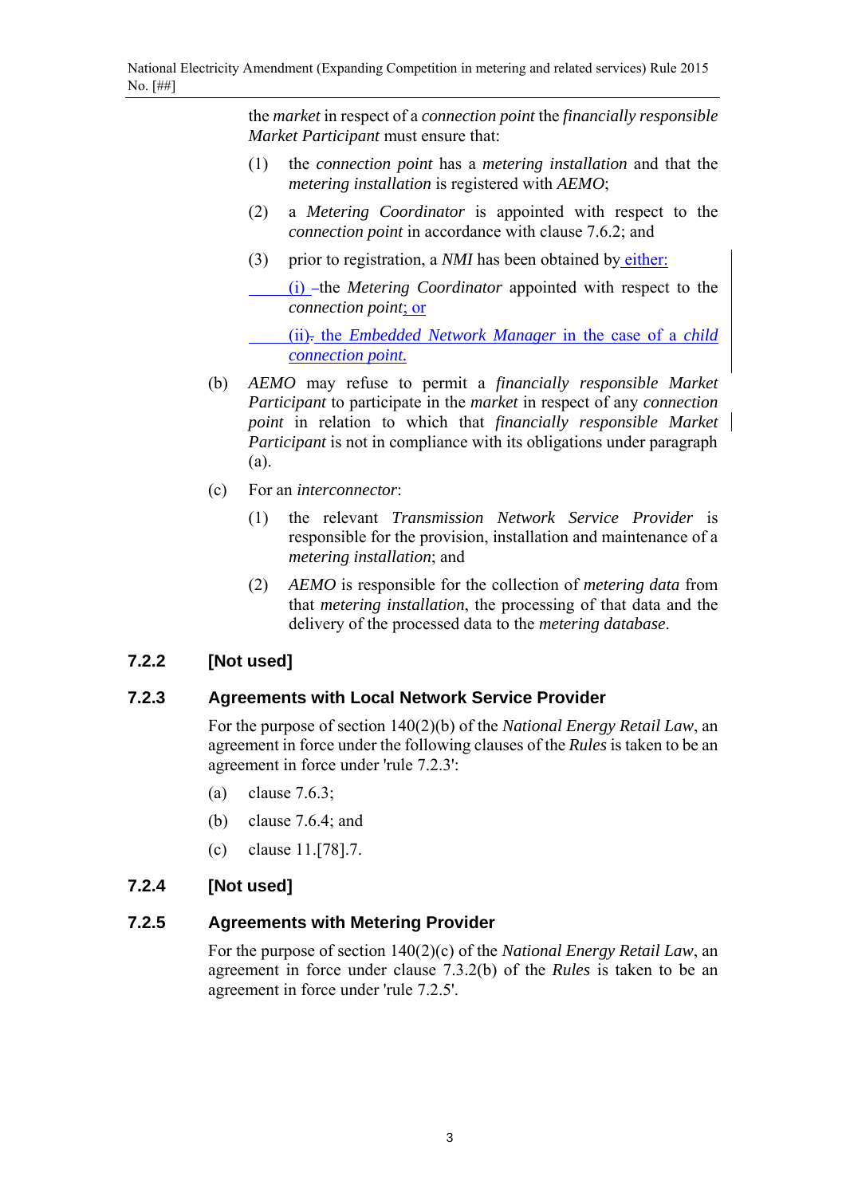the *market* in respect of a *connection point* the *financially responsible Market Participant* must ensure that:

(1) the *connection point* has a *metering installation* and that the *metering installation* is registered with *AEMO*;

(2) a *Metering Coordinator* is appointed with respect to the *connection point* in accordance with clause 7.6.2; and

(3) prior to registration, a *NMI* has been obtained by either:

(i) the *Metering Coordinator* appointed with respect to the *connection point*; or

(ii) the *Embedded Network Manager* in the case of a *child connection point*.

(b) *AEMO* may refuse to permit a *financially responsible Market Participant* to participate in the *market* in respect of any *connection point* in relation to which that *financially responsible Market Participant* is not in compliance with its obligations under paragraph (a).

(c) For an *interconnector*:

(1) the relevant *Transmission Network Service Provider* is responsible for the provision, installation and maintenance of a *metering installation*; and

(2) *AEMO* is responsible for the collection of *metering data* from that *metering installation*, the processing of that data and the delivery of the processed data to the *metering database*.

### 7.2.2 [Not used]

### 7.2.3 Agreements with Local Network Service Provider

For the purpose of section 140(2)(b) of the *National Energy Retail Law*, an agreement in force under the following clauses of the *Rules* is taken to be an agreement in force under 'rule 7.2.3':

(a) clause 7.6.3;

(b) clause 7.6.4; and

(c) clause 11.[78].7.

### 7.2.4 [Not used]

### 7.2.5 Agreements with Metering Provider

For the purpose of section 140(2)(c) of the *National Energy Retail Law*, an agreement in force under clause 7.3.2(b) of the *Rules* is taken to be an agreement in force under 'rule 7.2.5'.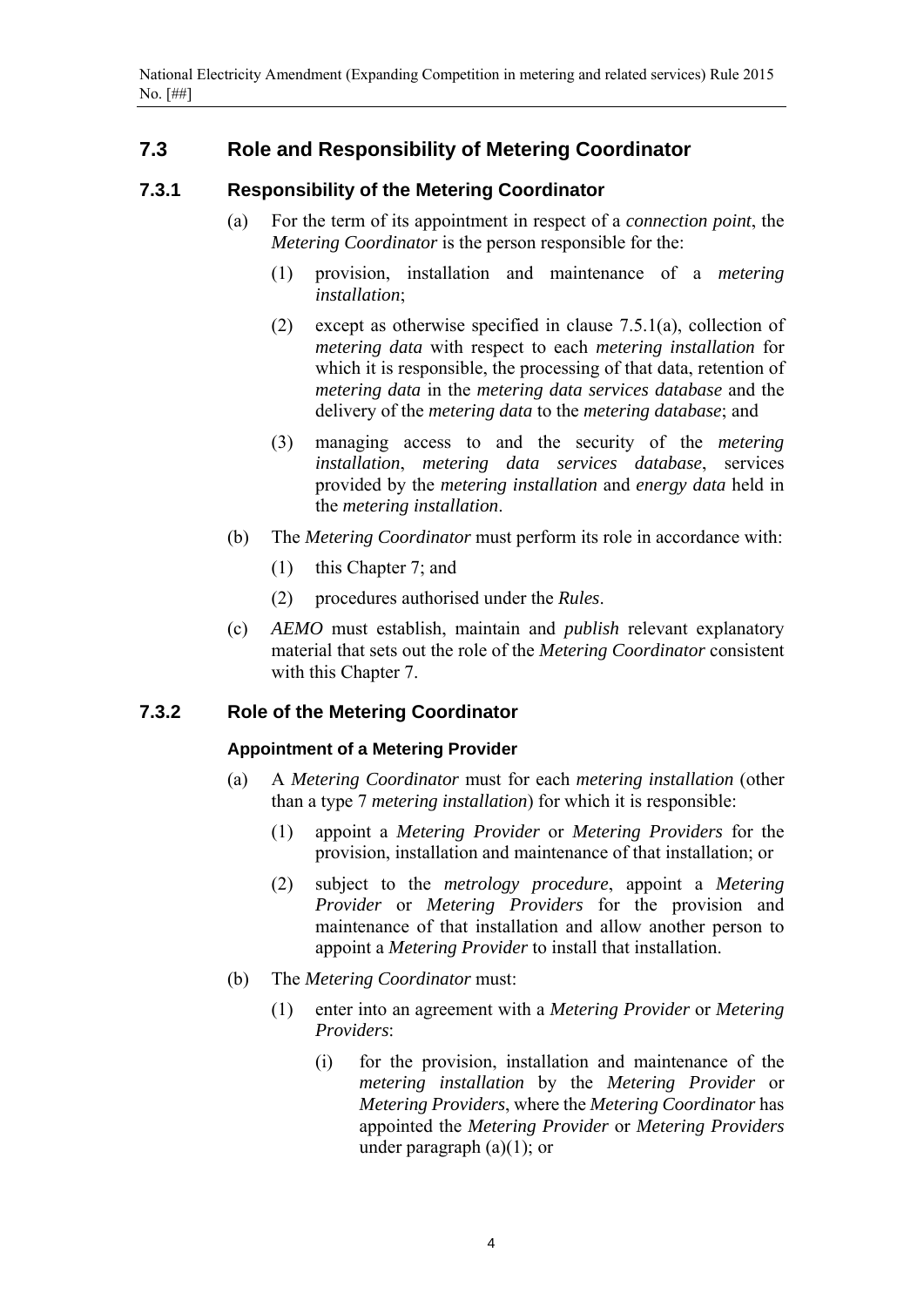## 7.3 Role and Responsibility of Metering Coordinator

### 7.3.1 Responsibility of the Metering Coordinator

(a) For the term of its appointment in respect of a *connection point*, the *Metering Coordinator* is the person responsible for the:

(1) provision, installation and maintenance of a *metering installation*;

(2) except as otherwise specified in clause 7.5.1(a), collection of *metering data* with respect to each *metering installation* for which it is responsible, the processing of that data, retention of *metering data* in the *metering data services database* and the delivery of the *metering data* to the *metering database*; and

(3) managing access to and the security of the *metering installation*, *metering data services database*, services provided by the *metering installation* and *energy data* held in the *metering installation*.

(b) The *Metering Coordinator* must perform its role in accordance with:

(1) this Chapter 7; and

(2) procedures authorised under the *Rules*.

(c) *AEMO* must establish, maintain and *publish* relevant explanatory material that sets out the role of the *Metering Coordinator* consistent with this Chapter 7.

### 7.3.2 Role of the Metering Coordinator

#### Appointment of a Metering Provider

(a) A *Metering Coordinator* must for each *metering installation* (other than a type 7 *metering installation*) for which it is responsible:

(1) appoint a *Metering Provider* or *Metering Providers* for the provision, installation and maintenance of that installation; or

(2) subject to the *metrology procedure*, appoint a *Metering Provider* or *Metering Providers* for the provision and maintenance of that installation and allow another person to appoint a *Metering Provider* to install that installation.

(b) The *Metering Coordinator* must:

(1) enter into an agreement with a *Metering Provider* or *Metering Providers*:

(i) for the provision, installation and maintenance of the *metering installation* by the *Metering Provider* or *Metering Providers*, where the *Metering Coordinator* has appointed the *Metering Provider* or *Metering Providers* under paragraph (a)(1); or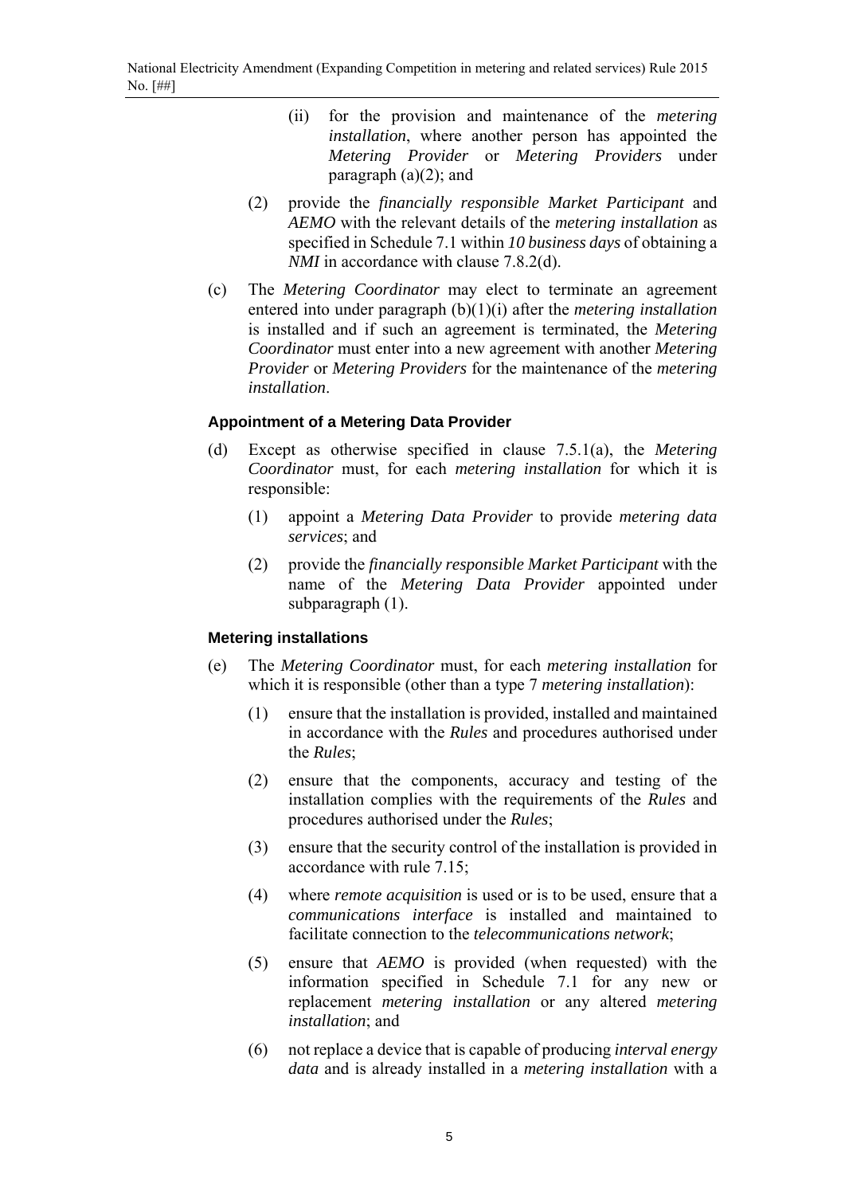(ii) for the provision and maintenance of the *metering installation*, where another person has appointed the *Metering Provider* or *Metering Providers* under paragraph (a)(2); and

(2) provide the *financially responsible Market Participant* and *AEMO* with the relevant details of the *metering installation* as specified in Schedule 7.1 within *10 business days* of obtaining a *NMI* in accordance with clause 7.8.2(d).

(c) The *Metering Coordinator* may elect to terminate an agreement entered into under paragraph (b)(1)(i) after the *metering installation* is installed and if such an agreement is terminated, the *Metering Coordinator* must enter into a new agreement with another *Metering Provider* or *Metering Providers* for the maintenance of the *metering installation*.

**Appointment of a Metering Data Provider**

(d) Except as otherwise specified in clause 7.5.1(a), the *Metering Coordinator* must, for each *metering installation* for which it is responsible:

(1) appoint a *Metering Data Provider* to provide *metering data services*; and

(2) provide the *financially responsible Market Participant* with the name of the *Metering Data Provider* appointed under subparagraph (1).

**Metering installations**

(e) The *Metering Coordinator* must, for each *metering installation* for which it is responsible (other than a type 7 *metering installation*):

(1) ensure that the installation is provided, installed and maintained in accordance with the *Rules* and procedures authorised under the *Rules*;

(2) ensure that the components, accuracy and testing of the installation complies with the requirements of the *Rules* and procedures authorised under the *Rules*;

(3) ensure that the security control of the installation is provided in accordance with rule 7.15;

(4) where *remote acquisition* is used or is to be used, ensure that a *communications interface* is installed and maintained to facilitate connection to the *telecommunications network*;

(5) ensure that *AEMO* is provided (when requested) with the information specified in Schedule 7.1 for any new or replacement *metering installation* or any altered *metering installation*; and

(6) not replace a device that is capable of producing *interval energy data* and is already installed in a *metering installation* with a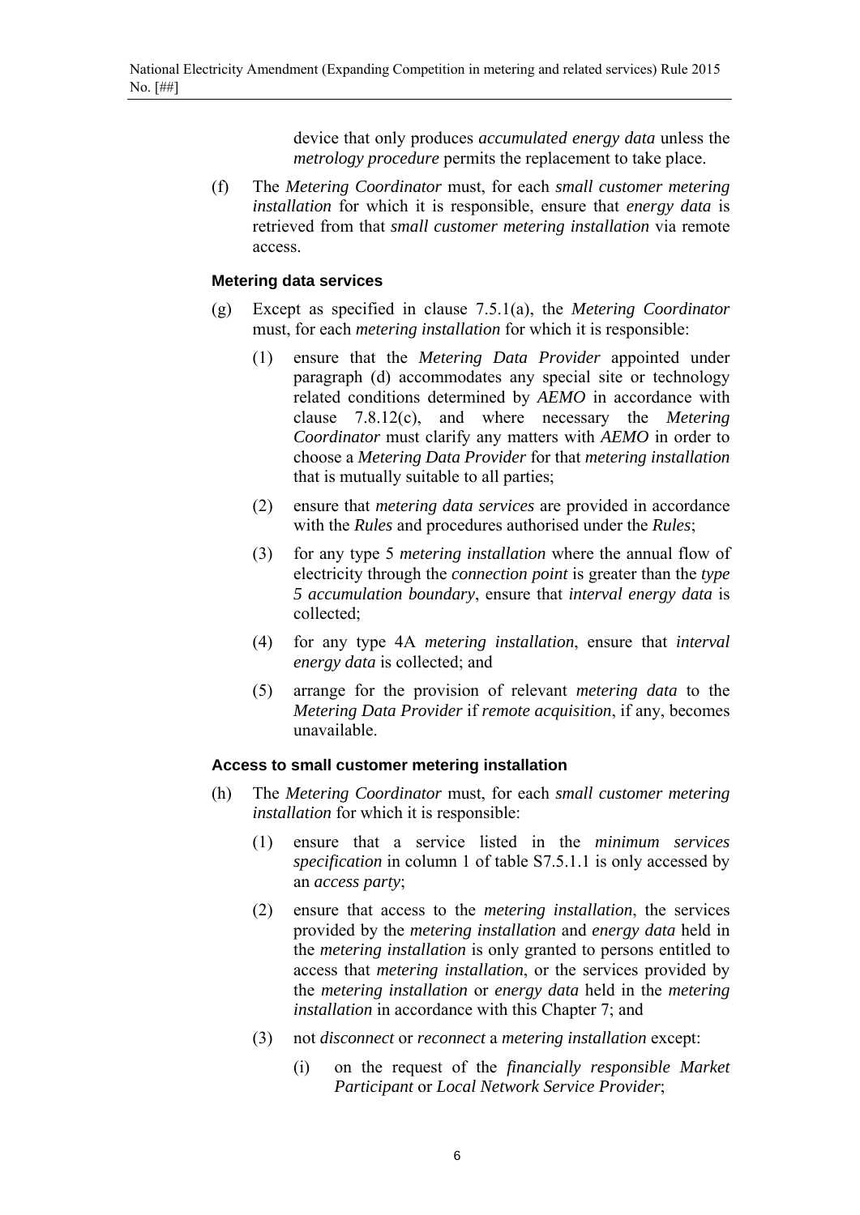device that only produces *accumulated energy data* unless the *metrology procedure* permits the replacement to take place.

(f) The *Metering Coordinator* must, for each *small customer metering installation* for which it is responsible, ensure that *energy data* is retrieved from that *small customer metering installation* via remote access.

**Metering data services**

(g) Except as specified in clause 7.5.1(a), the *Metering Coordinator* must, for each *metering installation* for which it is responsible:

(1) ensure that the *Metering Data Provider* appointed under paragraph (d) accommodates any special site or technology related conditions determined by *AEMO* in accordance with clause 7.8.12(c), and where necessary the *Metering Coordinator* must clarify any matters with *AEMO* in order to choose a *Metering Data Provider* for that *metering installation* that is mutually suitable to all parties;

(2) ensure that *metering data services* are provided in accordance with the *Rules* and procedures authorised under the *Rules*;

(3) for any type 5 *metering installation* where the annual flow of electricity through the *connection point* is greater than the *type 5 accumulation boundary*, ensure that *interval energy data* is collected;

(4) for any type 4A *metering installation*, ensure that *interval energy data* is collected; and

(5) arrange for the provision of relevant *metering data* to the *Metering Data Provider* if *remote acquisition*, if any, becomes unavailable.

**Access to small customer metering installation**

(h) The *Metering Coordinator* must, for each *small customer metering installation* for which it is responsible:

(1) ensure that a service listed in the *minimum services specification* in column 1 of table S7.5.1.1 is only accessed by an *access party*;

(2) ensure that access to the *metering installation*, the services provided by the *metering installation* and *energy data* held in the *metering installation* is only granted to persons entitled to access that *metering installation*, or the services provided by the *metering installation* or *energy data* held in the *metering installation* in accordance with this Chapter 7; and

(3) not *disconnect* or *reconnect* a *metering installation* except:

(i) on the request of the *financially responsible Market Participant* or *Local Network Service Provider*;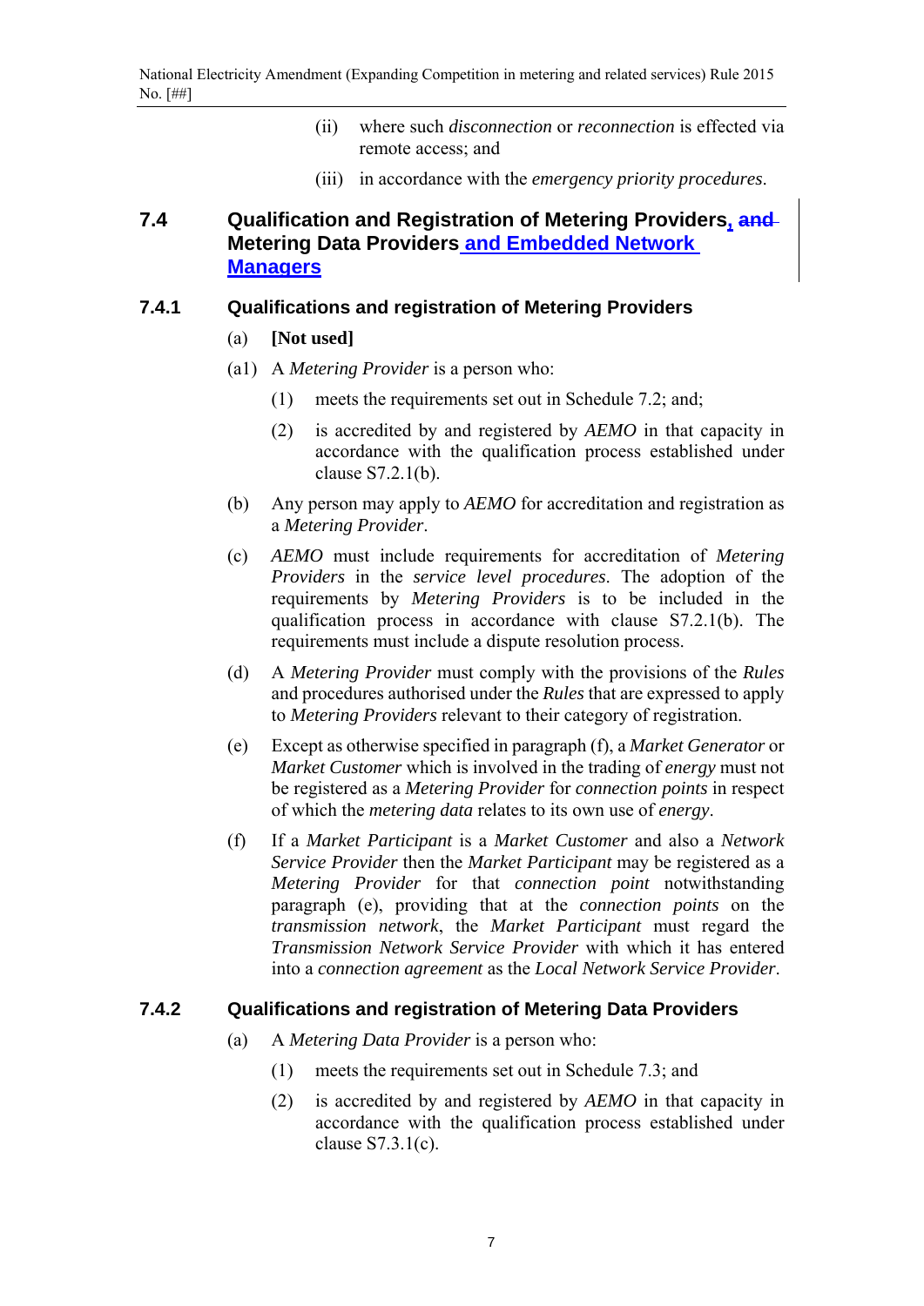(ii) where such *disconnection* or *reconnection* is effected via remote access; and

(iii) in accordance with the *emergency priority procedures*.

## 7.4 Qualification and Registration of Metering Providers, ~~and~~ Metering Data Providers and Embedded Network Managers

### 7.4.1 Qualifications and registration of Metering Providers

(a) **[Not used]**

(a1) A *Metering Provider* is a person who:

(1) meets the requirements set out in Schedule 7.2; and;

(2) is accredited by and registered by *AEMO* in that capacity in accordance with the qualification process established under clause S7.2.1(b).

(b) Any person may apply to *AEMO* for accreditation and registration as a *Metering Provider*.

(c) *AEMO* must include requirements for accreditation of *Metering Providers* in the *service level procedures*. The adoption of the requirements by *Metering Providers* is to be included in the qualification process in accordance with clause S7.2.1(b). The requirements must include a dispute resolution process.

(d) A *Metering Provider* must comply with the provisions of the *Rules* and procedures authorised under the *Rules* that are expressed to apply to *Metering Providers* relevant to their category of registration.

(e) Except as otherwise specified in paragraph (f), a *Market Generator* or *Market Customer* which is involved in the trading of *energy* must not be registered as a *Metering Provider* for *connection points* in respect of which the *metering data* relates to its own use of *energy*.

(f) If a *Market Participant* is a *Market Customer* and also a *Network Service Provider* then the *Market Participant* may be registered as a *Metering Provider* for that *connection point* notwithstanding paragraph (e), providing that at the *connection points* on the *transmission network*, the *Market Participant* must regard the *Transmission Network Service Provider* with which it has entered into a *connection agreement* as the *Local Network Service Provider*.

### 7.4.2 Qualifications and registration of Metering Data Providers

(a) A *Metering Data Provider* is a person who:

(1) meets the requirements set out in Schedule 7.3; and

(2) is accredited by and registered by *AEMO* in that capacity in accordance with the qualification process established under clause S7.3.1(c).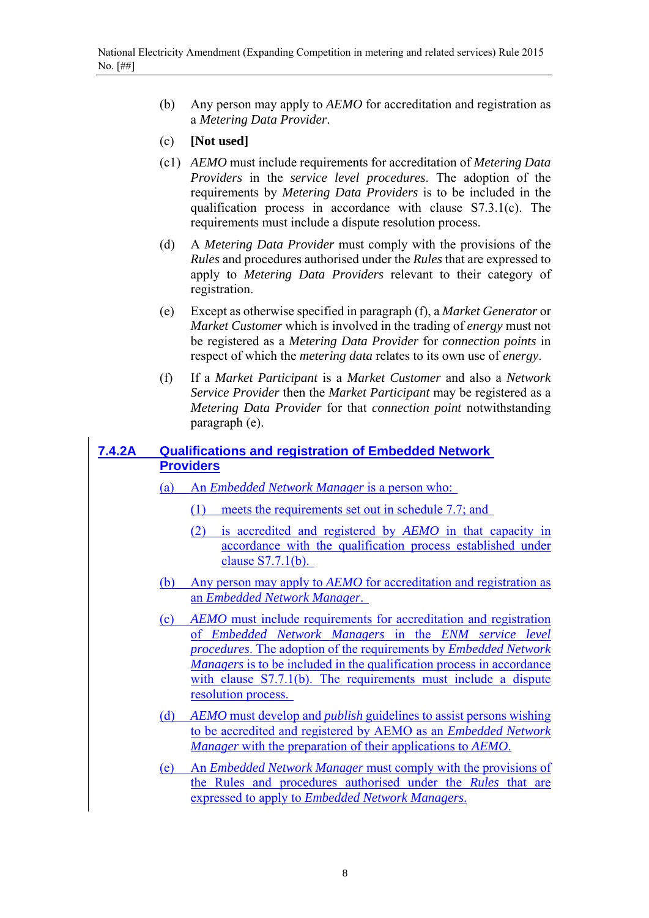(b) Any person may apply to *AEMO* for accreditation and registration as a *Metering Data Provider*.

(c) **[Not used]**

(c1) *AEMO* must include requirements for accreditation of *Metering Data Providers* in the *service level procedures*. The adoption of the requirements by *Metering Data Providers* is to be included in the qualification process in accordance with clause S7.3.1(c). The requirements must include a dispute resolution process.

(d) A *Metering Data Provider* must comply with the provisions of the *Rules* and procedures authorised under the *Rules* that are expressed to apply to *Metering Data Providers* relevant to their category of registration.

(e) Except as otherwise specified in paragraph (f), a *Market Generator* or *Market Customer* which is involved in the trading of *energy* must not be registered as a *Metering Data Provider* for *connection points* in respect of which the *metering data* relates to its own use of *energy*.

(f) If a *Market Participant* is a *Market Customer* and also a *Network Service Provider* then the *Market Participant* may be registered as a *Metering Data Provider* for that *connection point* notwithstanding paragraph (e).

## 7.4.2A Qualifications and registration of Embedded Network Providers

(a) An *Embedded Network Manager* is a person who:

(1) meets the requirements set out in schedule 7.7; and

(2) is accredited and registered by *AEMO* in that capacity in accordance with the qualification process established under clause S7.7.1(b).

(b) Any person may apply to *AEMO* for accreditation and registration as an *Embedded Network Manager*.

(c) *AEMO* must include requirements for accreditation and registration of *Embedded Network Managers* in the *ENM service level procedures*. The adoption of the requirements by *Embedded Network Managers* is to be included in the qualification process in accordance with clause S7.7.1(b). The requirements must include a dispute resolution process.

(d) *AEMO* must develop and *publish* guidelines to assist persons wishing to be accredited and registered by AEMO as an *Embedded Network Manager* with the preparation of their applications to *AEMO*.

(e) An *Embedded Network Manager* must comply with the provisions of the Rules and procedures authorised under the *Rules* that are expressed to apply to *Embedded Network Managers*.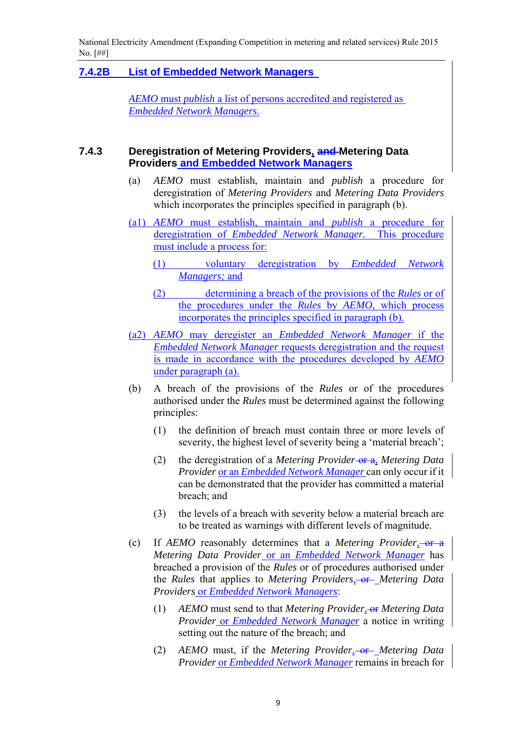### 7.4.2B List of Embedded Network Managers

*AEMO* must *publish* a list of persons accredited and registered as *Embedded Network Managers*.

### 7.4.3 Deregistration of Metering Providers, ~~and~~ Metering Data Providers and Embedded Network Managers

(a) *AEMO* must establish, maintain and *publish* a procedure for deregistration of *Metering Providers* and *Metering Data Providers* which incorporates the principles specified in paragraph (b).

(a1) *AEMO* must establish, maintain and *publish* a procedure for deregistration of *Embedded Network Manager*. This procedure must include a process for:

(1) voluntary deregistration by *Embedded Network Managers*; and

(2) determining a breach of the provisions of the *Rules* or of the procedures under the *Rules* by *AEMO*, which process incorporates the principles specified in paragraph (b).

(a2) *AEMO* may deregister an *Embedded Network Manager* if the *Embedded Network Manager* requests deregistration and the request is made in accordance with the procedures developed by *AEMO* under paragraph (a).

(b) A breach of the provisions of the *Rules* or of the procedures authorised under the *Rules* must be determined against the following principles:

(1) the definition of breach must contain three or more levels of severity, the highest level of severity being a 'material breach';

(2) the deregistration of a *Metering Provider* ~~or a~~, *Metering Data Provider* or an *Embedded Network Manager* can only occur if it can be demonstrated that the provider has committed a material breach; and

(3) the levels of a breach with severity below a material breach are to be treated as warnings with different levels of magnitude.

(c) If *AEMO* reasonably determines that a *Metering Provider*, ~~or a~~ *Metering Data Provider* or an *Embedded Network Manager* has breached a provision of the *Rules* or of procedures authorised under the *Rules* that applies to *Metering Providers*, ~~or~~ *Metering Data Providers* or *Embedded Network Managers*:

(1) *AEMO* must send to that *Metering Provider*, ~~or~~ *Metering Data Provider* or *Embedded Network Manager* a notice in writing setting out the nature of the breach; and

(2) *AEMO* must, if the *Metering Provider*, ~~or~~ *Metering Data Provider* or *Embedded Network Manager* remains in breach for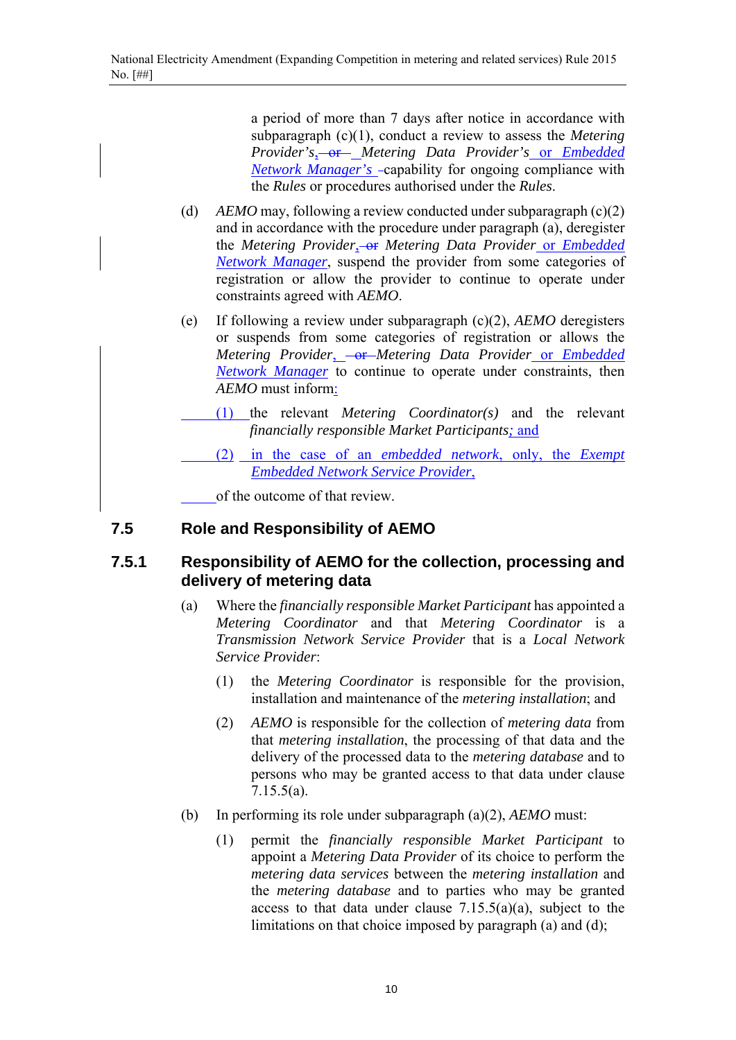a period of more than 7 days after notice in accordance with subparagraph (c)(1), conduct a review to assess the *Metering Provider's*, or *Metering Data Provider's* or *Embedded Network Manager's* capability for ongoing compliance with the *Rules* or procedures authorised under the *Rules*.

(d) *AEMO* may, following a review conducted under subparagraph (c)(2) and in accordance with the procedure under paragraph (a), deregister the *Metering Provider*, or *Metering Data Provider* or *Embedded Network Manager*, suspend the provider from some categories of registration or allow the provider to continue to operate under constraints agreed with *AEMO*.

(e) If following a review under subparagraph (c)(2), *AEMO* deregisters or suspends from some categories of registration or allows the *Metering Provider*, or *Metering Data Provider* or *Embedded Network Manager* to continue to operate under constraints, then *AEMO* must inform:

(1) the relevant *Metering Coordinator(s)* and the relevant *financially responsible Market Participants*; and

(2) in the case of an *embedded network*, only, the *Exempt Embedded Network Service Provider*,

of the outcome of that review.

## 7.5 Role and Responsibility of AEMO

### 7.5.1 Responsibility of AEMO for the collection, processing and delivery of metering data

(a) Where the *financially responsible Market Participant* has appointed a *Metering Coordinator* and that *Metering Coordinator* is a *Transmission Network Service Provider* that is a *Local Network Service Provider*:

(1) the *Metering Coordinator* is responsible for the provision, installation and maintenance of the *metering installation*; and

(2) *AEMO* is responsible for the collection of *metering data* from that *metering installation*, the processing of that data and the delivery of the processed data to the *metering database* and to persons who may be granted access to that data under clause 7.15.5(a).

(b) In performing its role under subparagraph (a)(2), *AEMO* must:

(1) permit the *financially responsible Market Participant* to appoint a *Metering Data Provider* of its choice to perform the *metering data services* between the *metering installation* and the *metering database* and to parties who may be granted access to that data under clause 7.15.5(a)(a), subject to the limitations on that choice imposed by paragraph (a) and (d);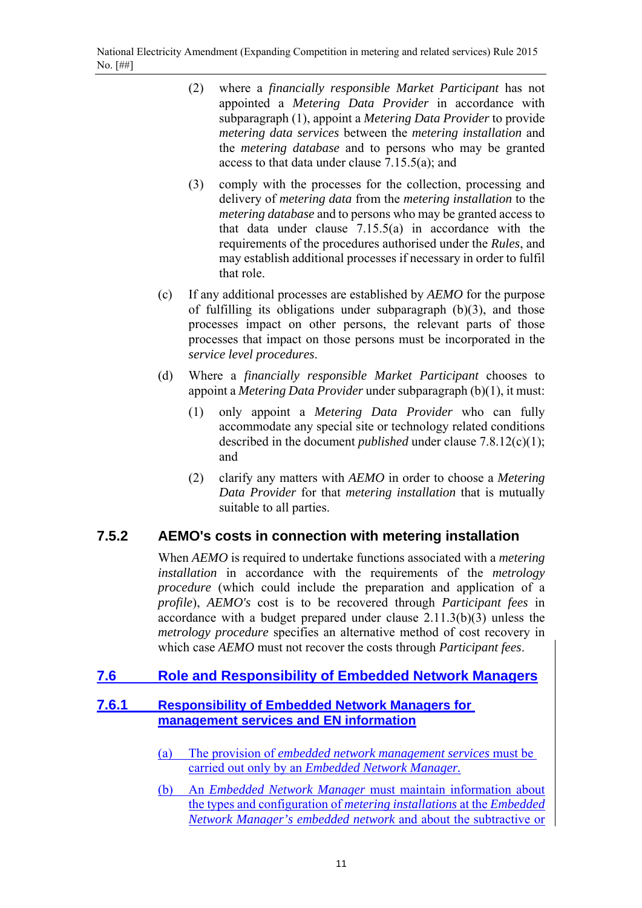(2) where a *financially responsible Market Participant* has not appointed a *Metering Data Provider* in accordance with subparagraph (1), appoint a *Metering Data Provider* to provide *metering data services* between the *metering installation* and the *metering database* and to persons who may be granted access to that data under clause 7.15.5(a); and

(3) comply with the processes for the collection, processing and delivery of *metering data* from the *metering installation* to the *metering database* and to persons who may be granted access to that data under clause 7.15.5(a) in accordance with the requirements of the procedures authorised under the *Rules*, and may establish additional processes if necessary in order to fulfil that role.

(c) If any additional processes are established by *AEMO* for the purpose of fulfilling its obligations under subparagraph (b)(3), and those processes impact on other persons, the relevant parts of those processes that impact on those persons must be incorporated in the *service level procedures*.

(d) Where a *financially responsible Market Participant* chooses to appoint a *Metering Data Provider* under subparagraph (b)(1), it must:

(1) only appoint a *Metering Data Provider* who can fully accommodate any special site or technology related conditions described in the document *published* under clause 7.8.12(c)(1); and

(2) clarify any matters with *AEMO* in order to choose a *Metering Data Provider* for that *metering installation* that is mutually suitable to all parties.

### 7.5.2 AEMO's costs in connection with metering installation

When *AEMO* is required to undertake functions associated with a *metering installation* in accordance with the requirements of the *metrology procedure* (which could include the preparation and application of a *profile*), *AEMO's* cost is to be recovered through *Participant fees* in accordance with a budget prepared under clause 2.11.3(b)(3) unless the *metrology procedure* specifies an alternative method of cost recovery in which case *AEMO* must not recover the costs through *Participant fees*.

## 7.6 Role and Responsibility of Embedded Network Managers

### 7.6.1 Responsibility of Embedded Network Managers for management services and EN information

(a) The provision of *embedded network management services* must be carried out only by an *Embedded Network Manager.*

(b) An *Embedded Network Manager* must maintain information about the types and configuration of *metering installations* at the *Embedded Network Manager's embedded network* and about the subtractive or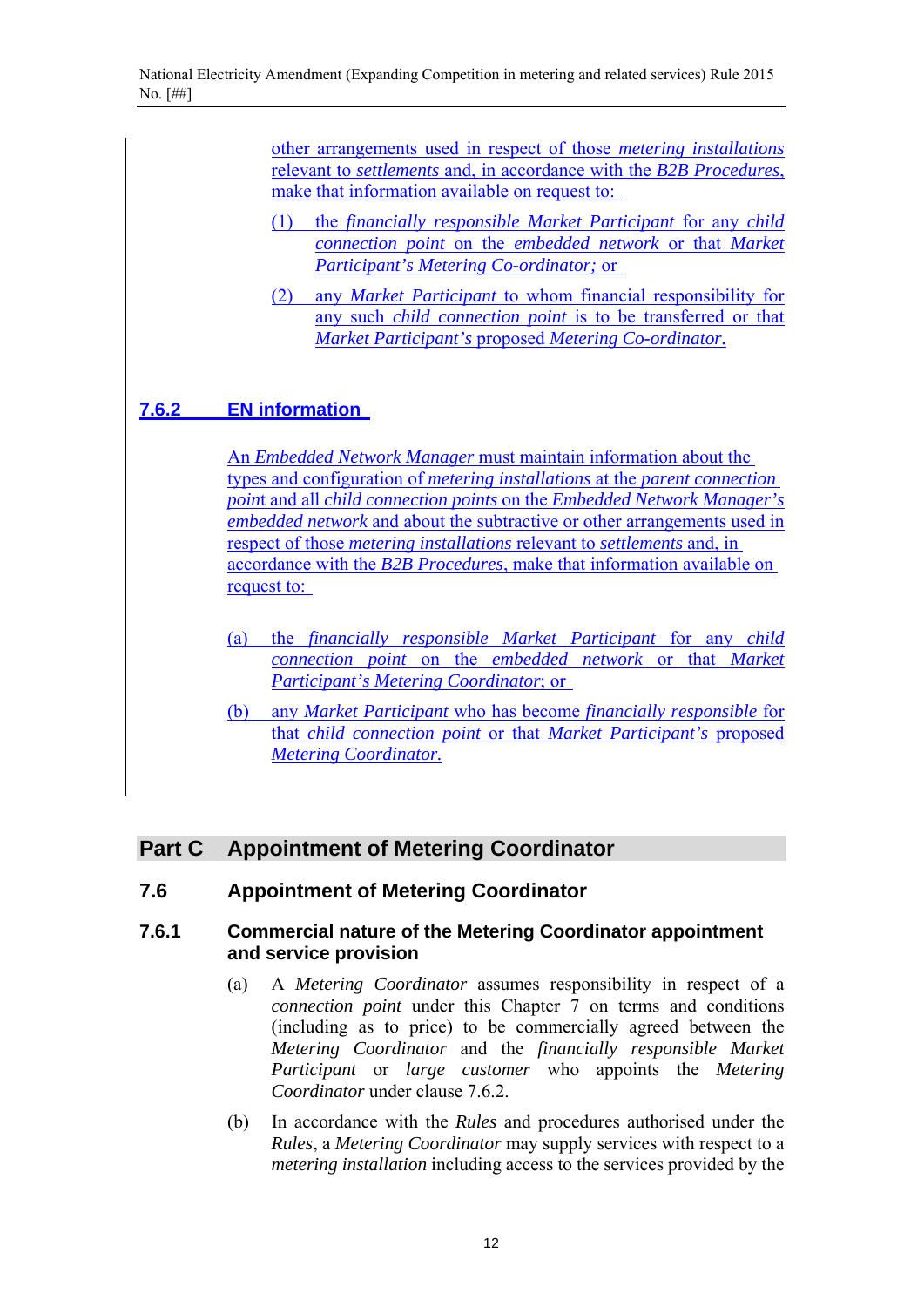other arrangements used in respect of those *metering installations* relevant to *settlements* and, in accordance with the *B2B Procedures*, make that information available on request to:

(1) the *financially responsible Market Participant* for any *child connection point* on the *embedded network* or that *Market Participant's Metering Co-ordinator;* or

(2) any *Market Participant* to whom financial responsibility for any such *child connection point* is to be transferred or that *Market Participant's* proposed *Metering Co-ordinator.*

### 7.6.2 EN information

An *Embedded Network Manager* must maintain information about the types and configuration of *metering installations* at the *parent connection point* and all *child connection points* on the *Embedded Network Manager's embedded network* and about the subtractive or other arrangements used in respect of those *metering installations* relevant to *settlements* and, in accordance with the *B2B Procedures*, make that information available on request to:

(a) the *financially responsible Market Participant* for any *child connection point* on the *embedded network* or that *Market Participant's Metering Coordinator*; or

(b) any *Market Participant* who has become *financially responsible* for that *child connection point* or that *Market Participant's* proposed *Metering Coordinator.*

## Part C Appointment of Metering Coordinator

## 7.6 Appointment of Metering Coordinator

### 7.6.1 Commercial nature of the Metering Coordinator appointment and service provision

(a) A *Metering Coordinator* assumes responsibility in respect of a *connection point* under this Chapter 7 on terms and conditions (including as to price) to be commercially agreed between the *Metering Coordinator* and the *financially responsible Market Participant* or *large customer* who appoints the *Metering Coordinator* under clause 7.6.2.

(b) In accordance with the *Rules* and procedures authorised under the *Rules*, a *Metering Coordinator* may supply services with respect to a *metering installation* including access to the services provided by the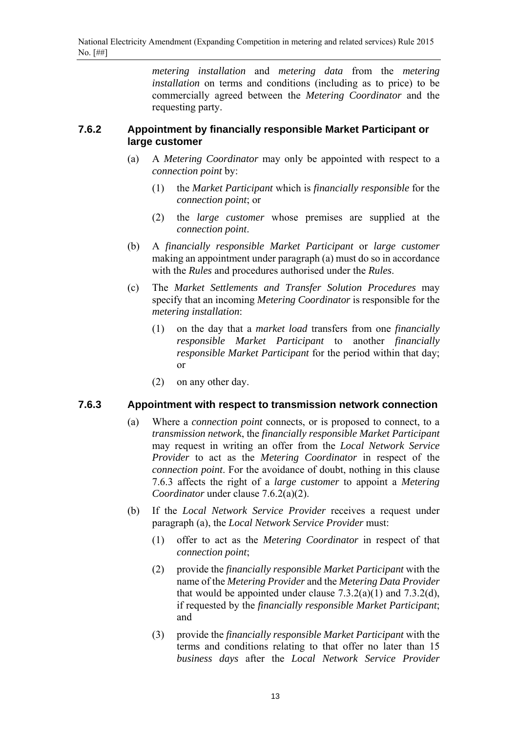*metering installation* and *metering data* from the *metering installation* on terms and conditions (including as to price) to be commercially agreed between the *Metering Coordinator* and the requesting party.

### 7.6.2 Appointment by financially responsible Market Participant or large customer

(a) A *Metering Coordinator* may only be appointed with respect to a *connection point* by:

(1) the *Market Participant* which is *financially responsible* for the *connection point*; or

(2) the *large customer* whose premises are supplied at the *connection point*.

(b) A *financially responsible Market Participant* or *large customer* making an appointment under paragraph (a) must do so in accordance with the *Rules* and procedures authorised under the *Rules*.

(c) The *Market Settlements and Transfer Solution Procedures* may specify that an incoming *Metering Coordinator* is responsible for the *metering installation*:

(1) on the day that a *market load* transfers from one *financially responsible Market Participant* to another *financially responsible Market Participant* for the period within that day; or

(2) on any other day.

### 7.6.3 Appointment with respect to transmission network connection

(a) Where a *connection point* connects, or is proposed to connect, to a *transmission network*, the *financially responsible Market Participant* may request in writing an offer from the *Local Network Service Provider* to act as the *Metering Coordinator* in respect of the *connection point*. For the avoidance of doubt, nothing in this clause 7.6.3 affects the right of a *large customer* to appoint a *Metering Coordinator* under clause 7.6.2(a)(2).

(b) If the *Local Network Service Provider* receives a request under paragraph (a), the *Local Network Service Provider* must:

(1) offer to act as the *Metering Coordinator* in respect of that *connection point*;

(2) provide the *financially responsible Market Participant* with the name of the *Metering Provider* and the *Metering Data Provider* that would be appointed under clause 7.3.2(a)(1) and 7.3.2(d), if requested by the *financially responsible Market Participant*; and

(3) provide the *financially responsible Market Participant* with the terms and conditions relating to that offer no later than 15 *business days* after the *Local Network Service Provider*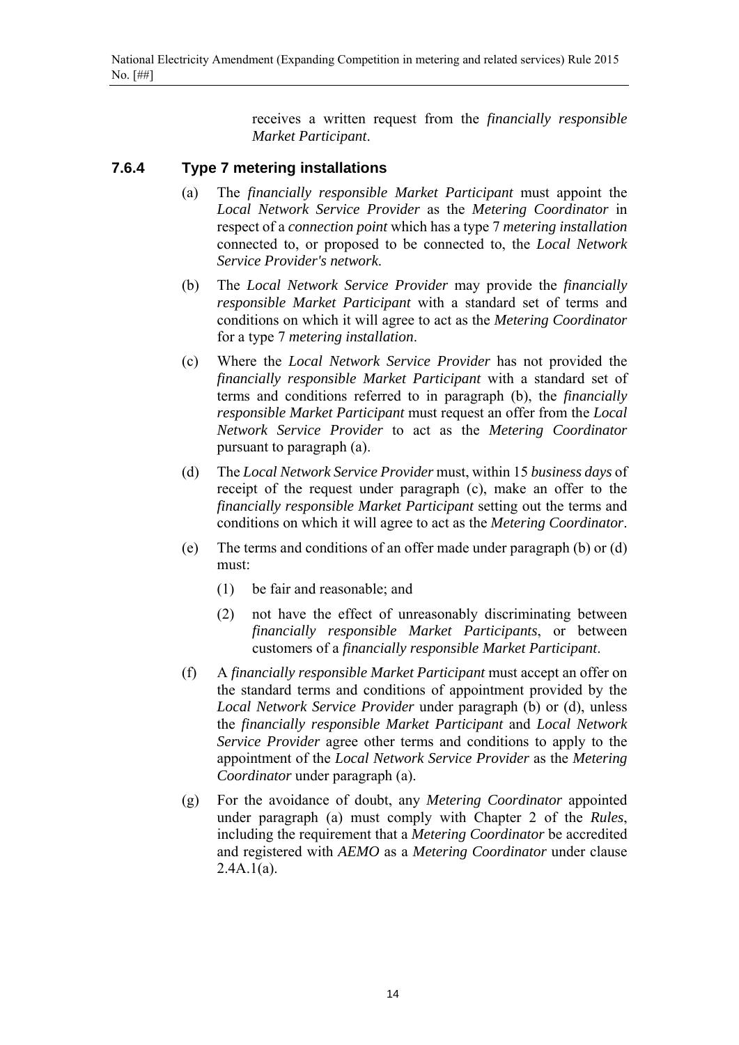receives a written request from the *financially responsible Market Participant*.

### 7.6.4 Type 7 metering installations

(a) The *financially responsible Market Participant* must appoint the *Local Network Service Provider* as the *Metering Coordinator* in respect of a *connection point* which has a type 7 *metering installation* connected to, or proposed to be connected to, the *Local Network Service Provider's network*.

(b) The *Local Network Service Provider* may provide the *financially responsible Market Participant* with a standard set of terms and conditions on which it will agree to act as the *Metering Coordinator* for a type 7 *metering installation*.

(c) Where the *Local Network Service Provider* has not provided the *financially responsible Market Participant* with a standard set of terms and conditions referred to in paragraph (b), the *financially responsible Market Participant* must request an offer from the *Local Network Service Provider* to act as the *Metering Coordinator* pursuant to paragraph (a).

(d) The *Local Network Service Provider* must, within 15 *business days* of receipt of the request under paragraph (c), make an offer to the *financially responsible Market Participant* setting out the terms and conditions on which it will agree to act as the *Metering Coordinator*.

(e) The terms and conditions of an offer made under paragraph (b) or (d) must:

   (1) be fair and reasonable; and

   (2) not have the effect of unreasonably discriminating between *financially responsible Market Participants*, or between customers of a *financially responsible Market Participant*.

(f) A *financially responsible Market Participant* must accept an offer on the standard terms and conditions of appointment provided by the *Local Network Service Provider* under paragraph (b) or (d), unless the *financially responsible Market Participant* and *Local Network Service Provider* agree other terms and conditions to apply to the appointment of the *Local Network Service Provider* as the *Metering Coordinator* under paragraph (a).

(g) For the avoidance of doubt, any *Metering Coordinator* appointed under paragraph (a) must comply with Chapter 2 of the *Rules*, including the requirement that a *Metering Coordinator* be accredited and registered with *AEMO* as a *Metering Coordinator* under clause 2.4A.1(a).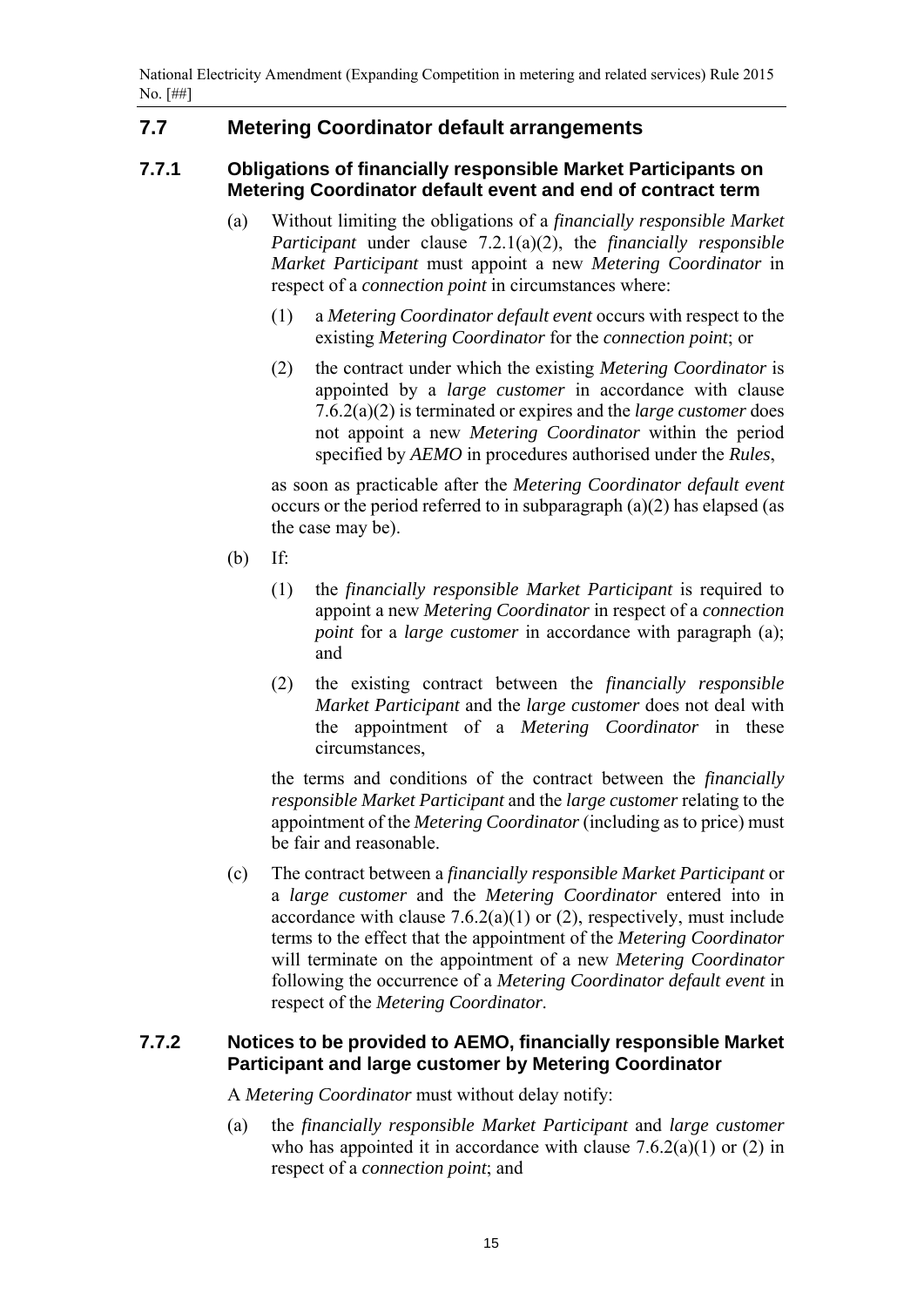## 7.7 Metering Coordinator default arrangements

### 7.7.1 Obligations of financially responsible Market Participants on Metering Coordinator default event and end of contract term

(a) Without limiting the obligations of a *financially responsible Market Participant* under clause 7.2.1(a)(2), the *financially responsible Market Participant* must appoint a new *Metering Coordinator* in respect of a *connection point* in circumstances where:

(1) a *Metering Coordinator default event* occurs with respect to the existing *Metering Coordinator* for the *connection point*; or

(2) the contract under which the existing *Metering Coordinator* is appointed by a *large customer* in accordance with clause 7.6.2(a)(2) is terminated or expires and the *large customer* does not appoint a new *Metering Coordinator* within the period specified by *AEMO* in procedures authorised under the *Rules*,

as soon as practicable after the *Metering Coordinator default event* occurs or the period referred to in subparagraph (a)(2) has elapsed (as the case may be).

(b) If:

(1) the *financially responsible Market Participant* is required to appoint a new *Metering Coordinator* in respect of a *connection point* for a *large customer* in accordance with paragraph (a); and

(2) the existing contract between the *financially responsible Market Participant* and the *large customer* does not deal with the appointment of a *Metering Coordinator* in these circumstances,

the terms and conditions of the contract between the *financially responsible Market Participant* and the *large customer* relating to the appointment of the *Metering Coordinator* (including as to price) must be fair and reasonable.

(c) The contract between a *financially responsible Market Participant* or a *large customer* and the *Metering Coordinator* entered into in accordance with clause 7.6.2(a)(1) or (2), respectively, must include terms to the effect that the appointment of the *Metering Coordinator* will terminate on the appointment of a new *Metering Coordinator* following the occurrence of a *Metering Coordinator default event* in respect of the *Metering Coordinator*.

### 7.7.2 Notices to be provided to AEMO, financially responsible Market Participant and large customer by Metering Coordinator

A *Metering Coordinator* must without delay notify:

(a) the *financially responsible Market Participant* and *large customer* who has appointed it in accordance with clause 7.6.2(a)(1) or (2) in respect of a *connection point*; and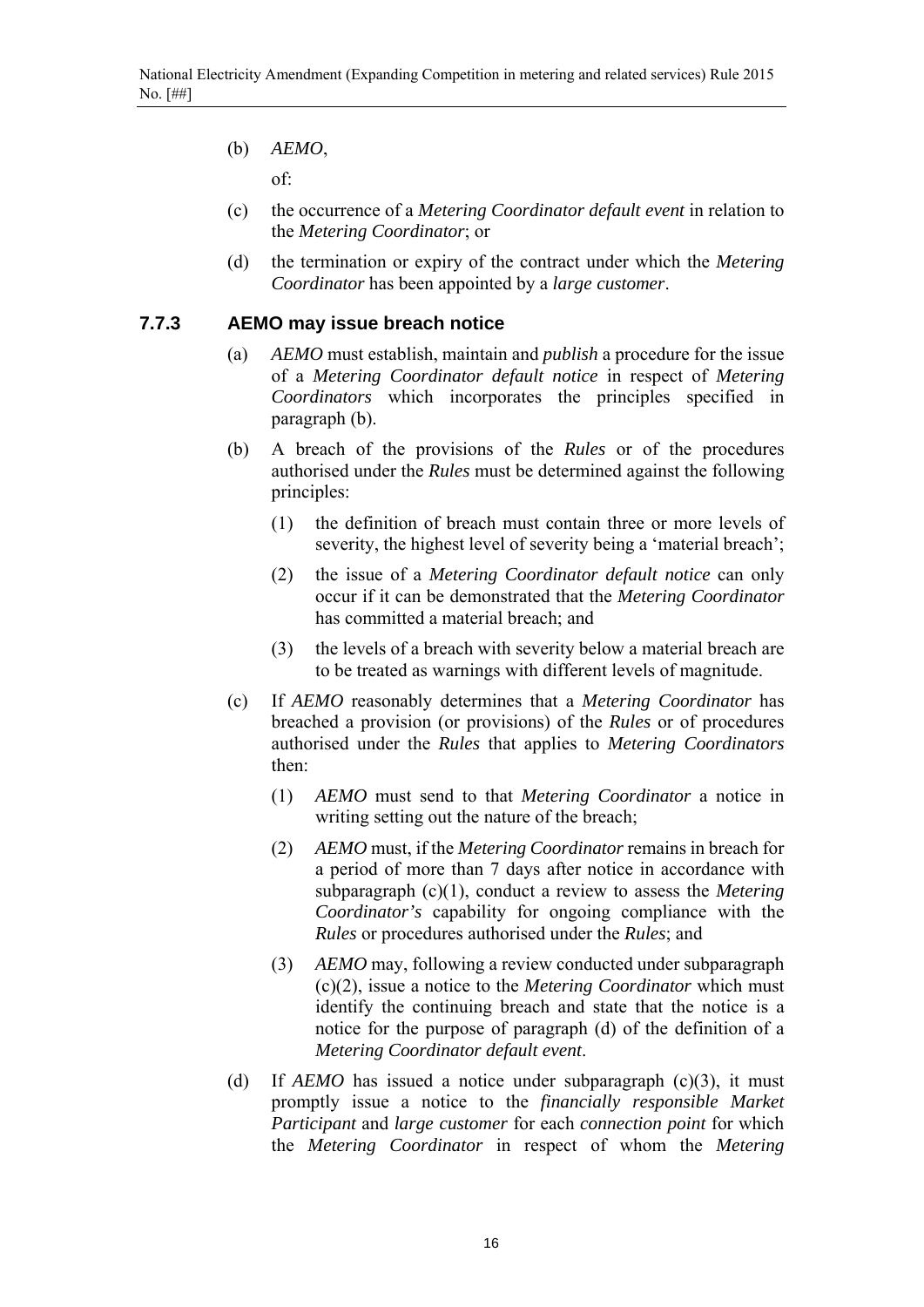(b) *AEMO*,

of:

(c) the occurrence of a *Metering Coordinator default event* in relation to the *Metering Coordinator*; or

(d) the termination or expiry of the contract under which the *Metering Coordinator* has been appointed by a *large customer*.

### 7.7.3 AEMO may issue breach notice

(a) *AEMO* must establish, maintain and *publish* a procedure for the issue of a *Metering Coordinator default notice* in respect of *Metering Coordinators* which incorporates the principles specified in paragraph (b).

(b) A breach of the provisions of the *Rules* or of the procedures authorised under the *Rules* must be determined against the following principles:

   (1) the definition of breach must contain three or more levels of severity, the highest level of severity being a 'material breach';

   (2) the issue of a *Metering Coordinator default notice* can only occur if it can be demonstrated that the *Metering Coordinator* has committed a material breach; and

   (3) the levels of a breach with severity below a material breach are to be treated as warnings with different levels of magnitude.

(c) If *AEMO* reasonably determines that a *Metering Coordinator* has breached a provision (or provisions) of the *Rules* or of procedures authorised under the *Rules* that applies to *Metering Coordinators* then:

   (1) *AEMO* must send to that *Metering Coordinator* a notice in writing setting out the nature of the breach;

   (2) *AEMO* must, if the *Metering Coordinator* remains in breach for a period of more than 7 days after notice in accordance with subparagraph (c)(1), conduct a review to assess the *Metering Coordinator's* capability for ongoing compliance with the *Rules* or procedures authorised under the *Rules*; and

   (3) *AEMO* may, following a review conducted under subparagraph (c)(2), issue a notice to the *Metering Coordinator* which must identify the continuing breach and state that the notice is a notice for the purpose of paragraph (d) of the definition of a *Metering Coordinator default event*.

(d) If *AEMO* has issued a notice under subparagraph (c)(3), it must promptly issue a notice to the *financially responsible Market Participant* and *large customer* for each *connection point* for which the *Metering Coordinator* in respect of whom the *Metering*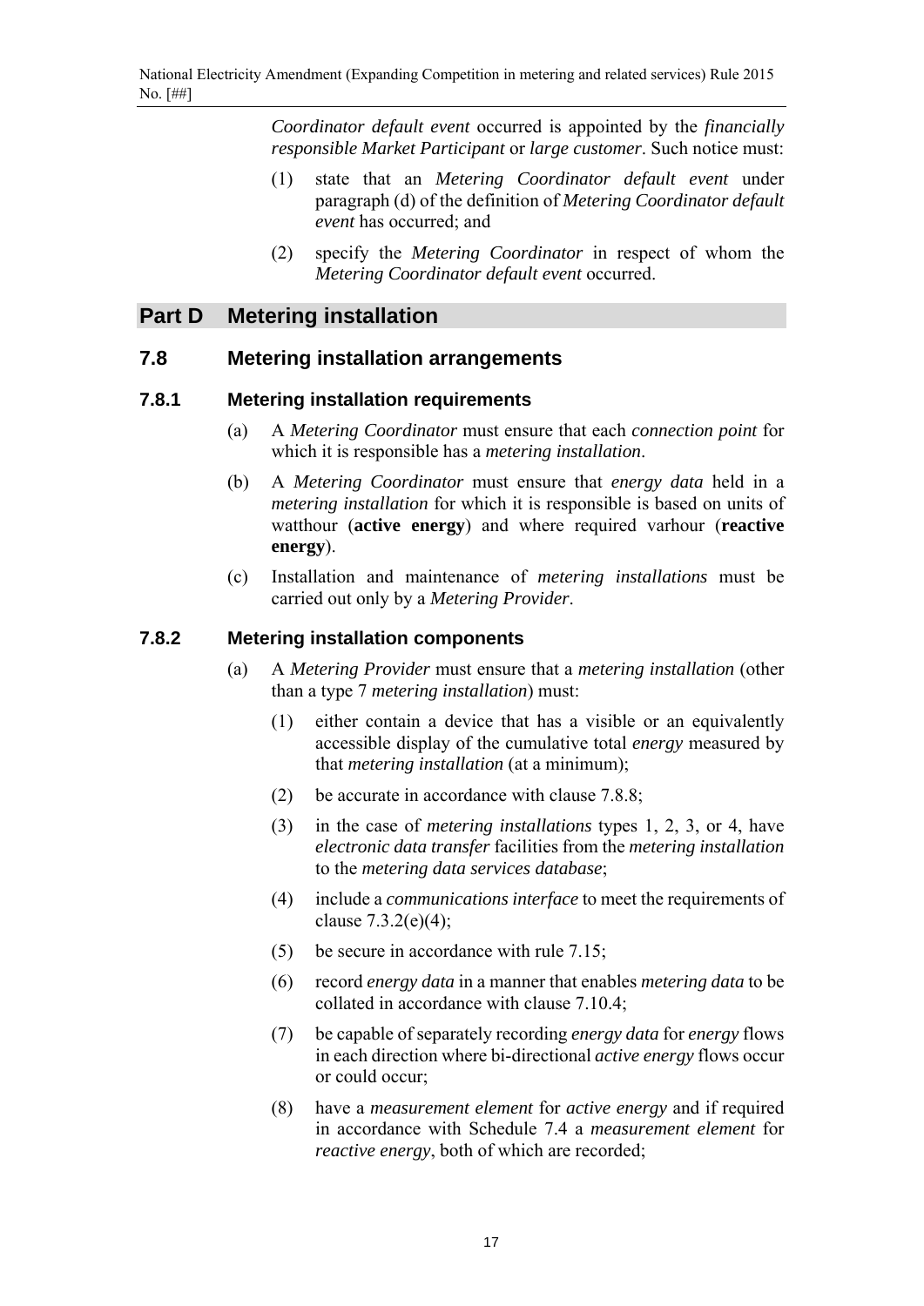*Coordinator default event* occurred is appointed by the *financially responsible Market Participant* or *large customer*. Such notice must:

(1) state that an *Metering Coordinator default event* under paragraph (d) of the definition of *Metering Coordinator default event* has occurred; and

(2) specify the *Metering Coordinator* in respect of whom the *Metering Coordinator default event* occurred.

# Part D Metering installation

## 7.8 Metering installation arrangements

### 7.8.1 Metering installation requirements

(a) A *Metering Coordinator* must ensure that each *connection point* for which it is responsible has a *metering installation*.

(b) A *Metering Coordinator* must ensure that *energy data* held in a *metering installation* for which it is responsible is based on units of watthour (**active energy**) and where required varhour (**reactive energy**).

(c) Installation and maintenance of *metering installations* must be carried out only by a *Metering Provider*.

### 7.8.2 Metering installation components

(a) A *Metering Provider* must ensure that a *metering installation* (other than a type 7 *metering installation*) must:

(1) either contain a device that has a visible or an equivalently accessible display of the cumulative total *energy* measured by that *metering installation* (at a minimum);

(2) be accurate in accordance with clause 7.8.8;

(3) in the case of *metering installations* types 1, 2, 3, or 4, have *electronic data transfer* facilities from the *metering installation* to the *metering data services database*;

(4) include a *communications interface* to meet the requirements of clause 7.3.2(e)(4);

(5) be secure in accordance with rule 7.15;

(6) record *energy data* in a manner that enables *metering data* to be collated in accordance with clause 7.10.4;

(7) be capable of separately recording *energy data* for *energy* flows in each direction where bi-directional *active energy* flows occur or could occur;

(8) have a *measurement element* for *active energy* and if required in accordance with Schedule 7.4 a *measurement element* for *reactive energy*, both of which are recorded;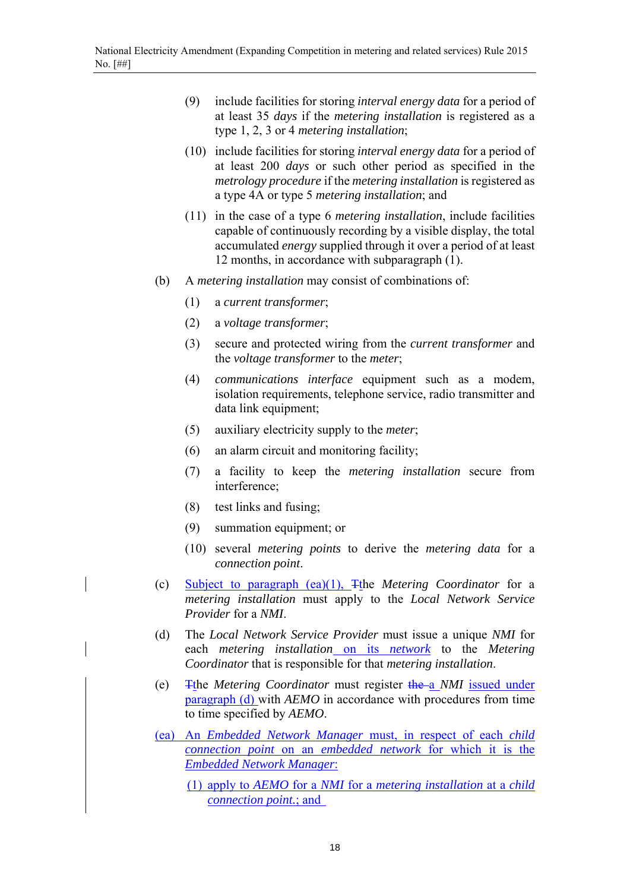(9) include facilities for storing *interval energy data* for a period of at least 35 *days* if the *metering installation* is registered as a type 1, 2, 3 or 4 *metering installation*;

(10) include facilities for storing *interval energy data* for a period of at least 200 *days* or such other period as specified in the *metrology procedure* if the *metering installation* is registered as a type 4A or type 5 *metering installation*; and

(11) in the case of a type 6 *metering installation*, include facilities capable of continuously recording by a visible display, the total accumulated *energy* supplied through it over a period of at least 12 months, in accordance with subparagraph (1).

(b) A *metering installation* may consist of combinations of:

(1) a *current transformer*;

(2) a *voltage transformer*;

(3) secure and protected wiring from the *current transformer* and the *voltage transformer* to the *meter*;

(4) *communications interface* equipment such as a modem, isolation requirements, telephone service, radio transmitter and data link equipment;

(5) auxiliary electricity supply to the *meter*;

(6) an alarm circuit and monitoring facility;

(7) a facility to keep the *metering installation* secure from interference;

(8) test links and fusing;

(9) summation equipment; or

(10) several *metering points* to derive the *metering data* for a *connection point*.

(c) Subject to paragraph (ea)(1), ~~T~~the *Metering Coordinator* for a *metering installation* must apply to the *Local Network Service Provider* for a *NMI*.

(d) The *Local Network Service Provider* must issue a unique *NMI* for each *metering installation* on its *network* to the *Metering Coordinator* that is responsible for that *metering installation*.

(e) ~~T~~the *Metering Coordinator* must register ~~the~~ a *NMI* issued under paragraph (d) with *AEMO* in accordance with procedures from time to time specified by *AEMO*.

(ea) An *Embedded Network Manager* must, in respect of each *child connection point* on an *embedded network* for which it is the *Embedded Network Manager*:

(1) apply to *AEMO* for a *NMI* for a *metering installation* at a *child connection point*.; and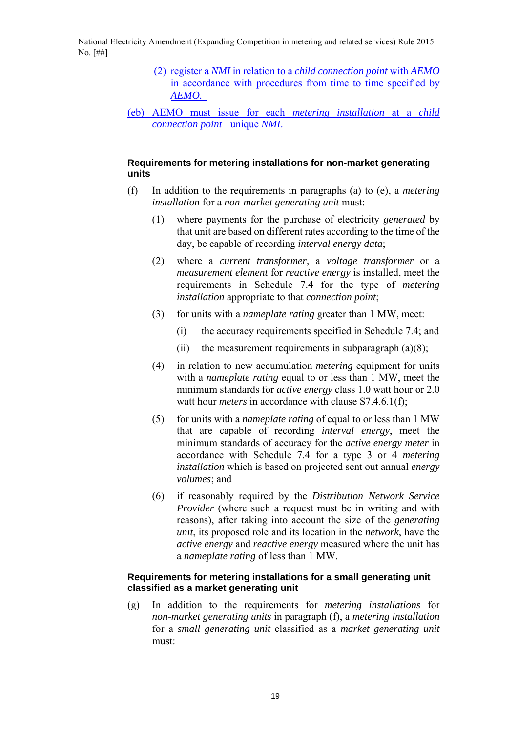(2) register a *NMI* in relation to a *child connection point* with *AEMO* in accordance with procedures from time to time specified by *AEMO.*

(eb) AEMO must issue for each *metering installation* at a *child connection point* unique *NMI.*

#### Requirements for metering installations for non-market generating units

(f) In addition to the requirements in paragraphs (a) to (e), a *metering installation* for a *non-market generating unit* must:

(1) where payments for the purchase of electricity *generated* by that unit are based on different rates according to the time of the day, be capable of recording *interval energy data*;

(2) where a *current transformer*, a *voltage transformer* or a *measurement element* for *reactive energy* is installed, meet the requirements in Schedule 7.4 for the type of *metering installation* appropriate to that *connection point*;

(3) for units with a *nameplate rating* greater than 1 MW, meet:

(i) the accuracy requirements specified in Schedule 7.4; and

(ii) the measurement requirements in subparagraph (a)(8);

(4) in relation to new accumulation *metering* equipment for units with a *nameplate rating* equal to or less than 1 MW, meet the minimum standards for *active energy* class 1.0 watt hour or 2.0 watt hour *meters* in accordance with clause S7.4.6.1(f);

(5) for units with a *nameplate rating* of equal to or less than 1 MW that are capable of recording *interval energy*, meet the minimum standards of accuracy for the *active energy meter* in accordance with Schedule 7.4 for a type 3 or 4 *metering installation* which is based on projected sent out annual *energy volumes*; and

(6) if reasonably required by the *Distribution Network Service Provider* (where such a request must be in writing and with reasons), after taking into account the size of the *generating unit*, its proposed role and its location in the *network*, have the *active energy* and *reactive energy* measured where the unit has a *nameplate rating* of less than 1 MW.

#### Requirements for metering installations for a small generating unit classified as a market generating unit

(g) In addition to the requirements for *metering installations* for *non-market generating units* in paragraph (f), a *metering installation* for a *small generating unit* classified as a *market generating unit* must: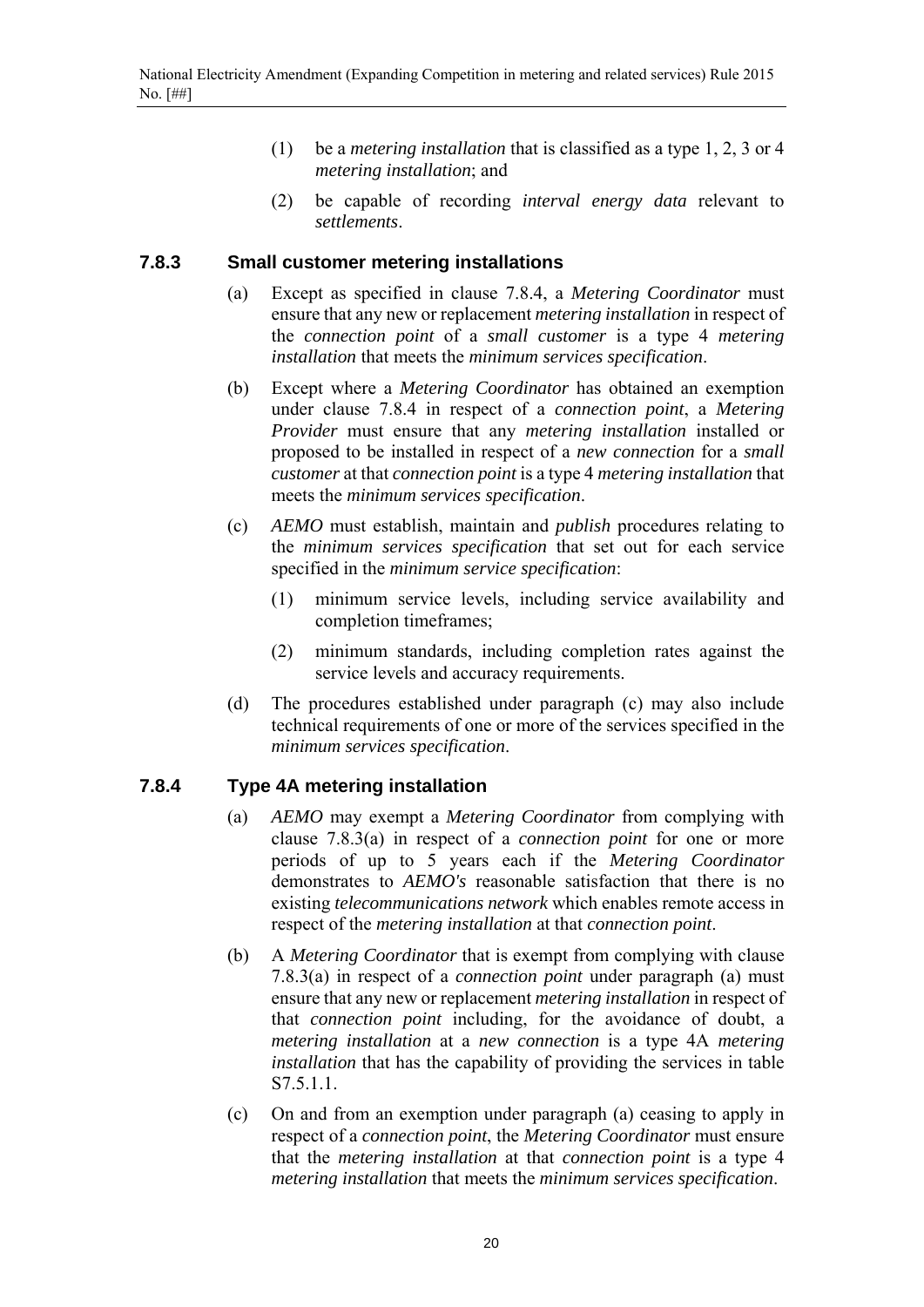(1) be a *metering installation* that is classified as a type 1, 2, 3 or 4 *metering installation*; and

(2) be capable of recording *interval energy data* relevant to *settlements*.

### 7.8.3 Small customer metering installations

(a) Except as specified in clause 7.8.4, a *Metering Coordinator* must ensure that any new or replacement *metering installation* in respect of the *connection point* of a *small customer* is a type 4 *metering installation* that meets the *minimum services specification*.

(b) Except where a *Metering Coordinator* has obtained an exemption under clause 7.8.4 in respect of a *connection point*, a *Metering Provider* must ensure that any *metering installation* installed or proposed to be installed in respect of a *new connection* for a *small customer* at that *connection point* is a type 4 *metering installation* that meets the *minimum services specification*.

(c) *AEMO* must establish, maintain and *publish* procedures relating to the *minimum services specification* that set out for each service specified in the *minimum service specification*:

(1) minimum service levels, including service availability and completion timeframes;

(2) minimum standards, including completion rates against the service levels and accuracy requirements.

(d) The procedures established under paragraph (c) may also include technical requirements of one or more of the services specified in the *minimum services specification*.

### 7.8.4 Type 4A metering installation

(a) *AEMO* may exempt a *Metering Coordinator* from complying with clause 7.8.3(a) in respect of a *connection point* for one or more periods of up to 5 years each if the *Metering Coordinator* demonstrates to *AEMO's* reasonable satisfaction that there is no existing *telecommunications network* which enables remote access in respect of the *metering installation* at that *connection point*.

(b) A *Metering Coordinator* that is exempt from complying with clause 7.8.3(a) in respect of a *connection point* under paragraph (a) must ensure that any new or replacement *metering installation* in respect of that *connection point* including, for the avoidance of doubt, a *metering installation* at a *new connection* is a type 4A *metering installation* that has the capability of providing the services in table S7.5.1.1.

(c) On and from an exemption under paragraph (a) ceasing to apply in respect of a *connection point*, the *Metering Coordinator* must ensure that the *metering installation* at that *connection point* is a type 4 *metering installation* that meets the *minimum services specification*.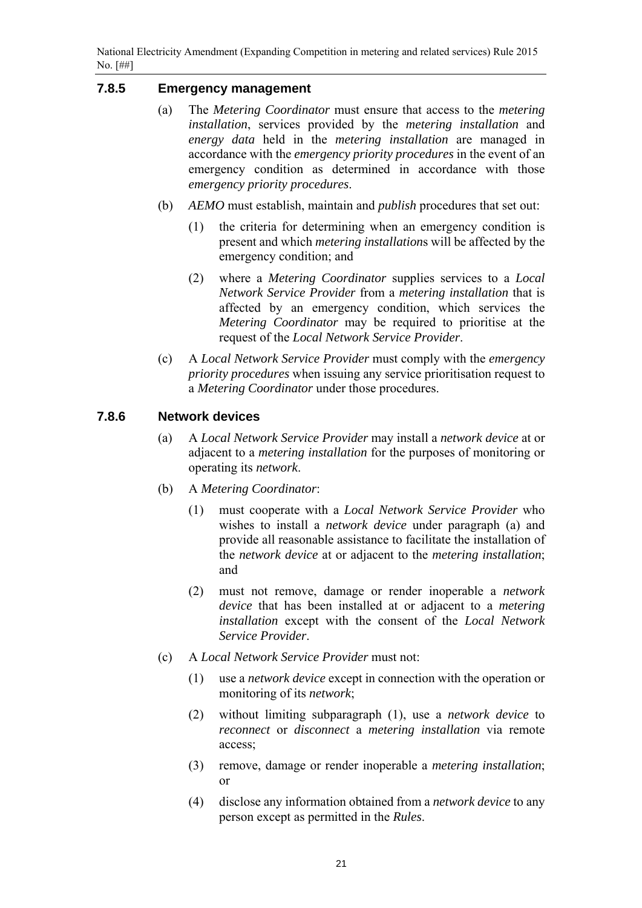### 7.8.5 Emergency management

(a) The *Metering Coordinator* must ensure that access to the *metering installation*, services provided by the *metering installation* and *energy data* held in the *metering installation* are managed in accordance with the *emergency priority procedures* in the event of an emergency condition as determined in accordance with those *emergency priority procedures*.

(b) *AEMO* must establish, maintain and *publish* procedures that set out:

(1) the criteria for determining when an emergency condition is present and which *metering installation*s will be affected by the emergency condition; and

(2) where a *Metering Coordinator* supplies services to a *Local Network Service Provider* from a *metering installation* that is affected by an emergency condition, which services the *Metering Coordinator* may be required to prioritise at the request of the *Local Network Service Provider*.

(c) A *Local Network Service Provider* must comply with the *emergency priority procedures* when issuing any service prioritisation request to a *Metering Coordinator* under those procedures.

### 7.8.6 Network devices

(a) A *Local Network Service Provider* may install a *network device* at or adjacent to a *metering installation* for the purposes of monitoring or operating its *network*.

(b) A *Metering Coordinator*:

(1) must cooperate with a *Local Network Service Provider* who wishes to install a *network device* under paragraph (a) and provide all reasonable assistance to facilitate the installation of the *network device* at or adjacent to the *metering installation*; and

(2) must not remove, damage or render inoperable a *network device* that has been installed at or adjacent to a *metering installation* except with the consent of the *Local Network Service Provider*.

(c) A *Local Network Service Provider* must not:

(1) use a *network device* except in connection with the operation or monitoring of its *network*;

(2) without limiting subparagraph (1), use a *network device* to *reconnect* or *disconnect* a *metering installation* via remote access;

(3) remove, damage or render inoperable a *metering installation*; or

(4) disclose any information obtained from a *network device* to any person except as permitted in the *Rules*.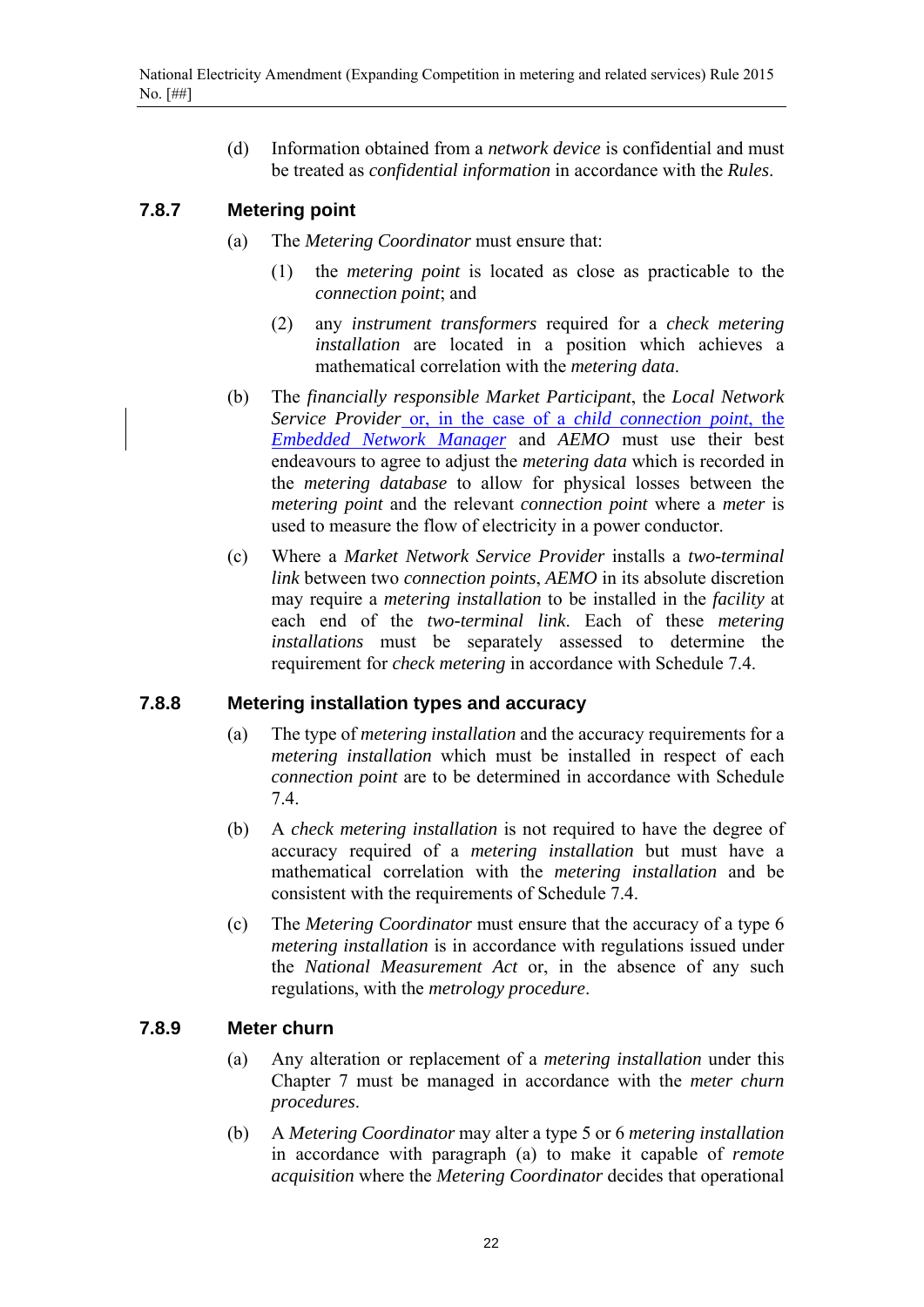(d) Information obtained from a *network device* is confidential and must be treated as *confidential information* in accordance with the *Rules*.

### 7.8.7 Metering point

(a) The *Metering Coordinator* must ensure that:

(1) the *metering point* is located as close as practicable to the *connection point*; and

(2) any *instrument transformers* required for a *check metering installation* are located in a position which achieves a mathematical correlation with the *metering data*.

(b) The *financially responsible Market Participant*, the *Local Network Service Provider* or, in the case of a *child connection point*, the *Embedded Network Manager* and *AEMO* must use their best endeavours to agree to adjust the *metering data* which is recorded in the *metering database* to allow for physical losses between the *metering point* and the relevant *connection point* where a *meter* is used to measure the flow of electricity in a power conductor.

(c) Where a *Market Network Service Provider* installs a *two-terminal link* between two *connection points*, *AEMO* in its absolute discretion may require a *metering installation* to be installed in the *facility* at each end of the *two-terminal link*. Each of these *metering installations* must be separately assessed to determine the requirement for *check metering* in accordance with Schedule 7.4.

### 7.8.8 Metering installation types and accuracy

(a) The type of *metering installation* and the accuracy requirements for a *metering installation* which must be installed in respect of each *connection point* are to be determined in accordance with Schedule 7.4.

(b) A *check metering installation* is not required to have the degree of accuracy required of a *metering installation* but must have a mathematical correlation with the *metering installation* and be consistent with the requirements of Schedule 7.4.

(c) The *Metering Coordinator* must ensure that the accuracy of a type 6 *metering installation* is in accordance with regulations issued under the *National Measurement Act* or, in the absence of any such regulations, with the *metrology procedure*.

### 7.8.9 Meter churn

(a) Any alteration or replacement of a *metering installation* under this Chapter 7 must be managed in accordance with the *meter churn procedures*.

(b) A *Metering Coordinator* may alter a type 5 or 6 *metering installation* in accordance with paragraph (a) to make it capable of *remote acquisition* where the *Metering Coordinator* decides that operational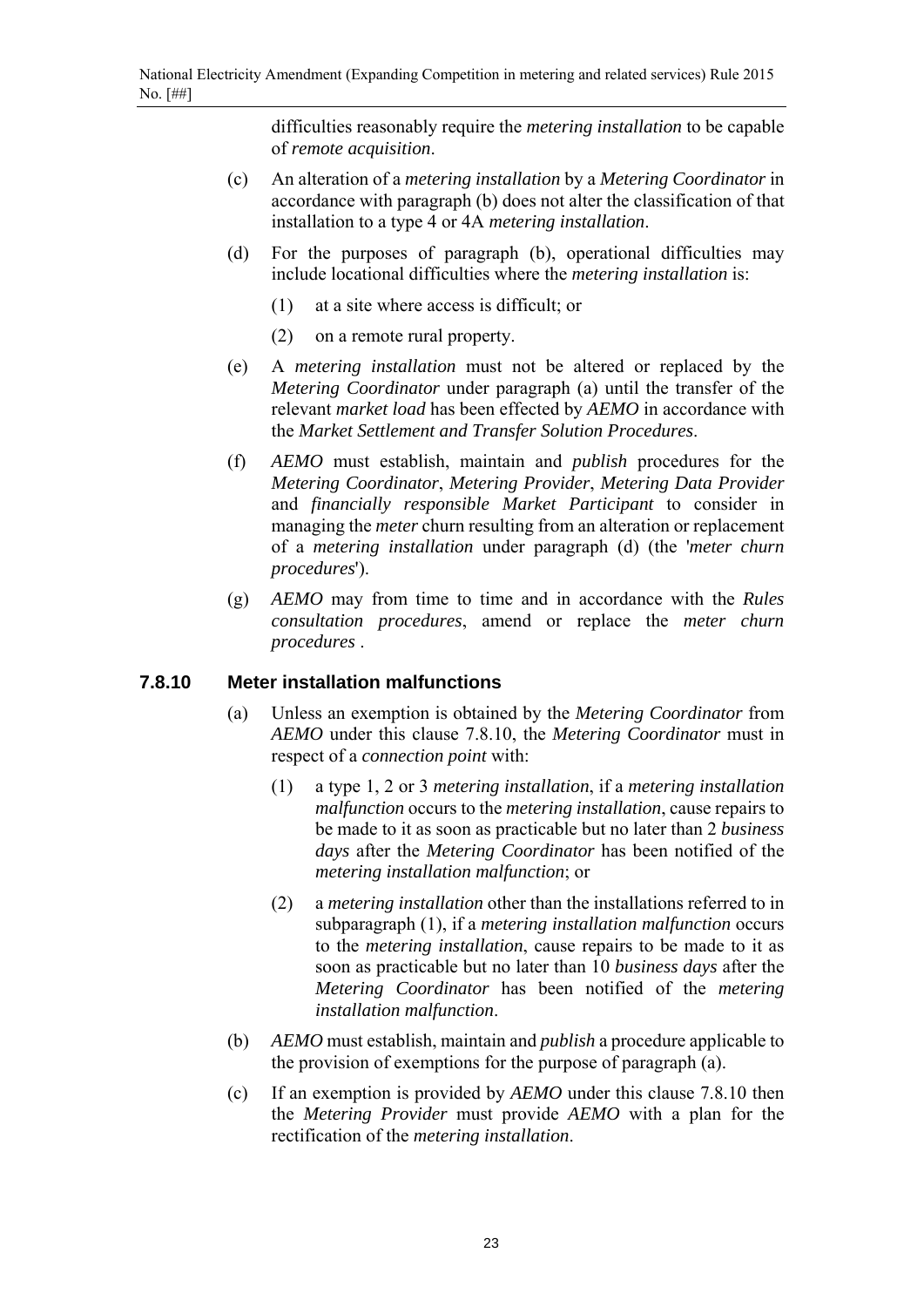difficulties reasonably require the *metering installation* to be capable of *remote acquisition*.

(c) An alteration of a *metering installation* by a *Metering Coordinator* in accordance with paragraph (b) does not alter the classification of that installation to a type 4 or 4A *metering installation*.

(d) For the purposes of paragraph (b), operational difficulties may include locational difficulties where the *metering installation* is:

(1) at a site where access is difficult; or

(2) on a remote rural property.

(e) A *metering installation* must not be altered or replaced by the *Metering Coordinator* under paragraph (a) until the transfer of the relevant *market load* has been effected by *AEMO* in accordance with the *Market Settlement and Transfer Solution Procedures*.

(f) *AEMO* must establish, maintain and *publish* procedures for the *Metering Coordinator*, *Metering Provider*, *Metering Data Provider* and *financially responsible Market Participant* to consider in managing the *meter* churn resulting from an alteration or replacement of a *metering installation* under paragraph (d) (the '*meter churn procedures*').

(g) *AEMO* may from time to time and in accordance with the *Rules consultation procedures*, amend or replace the *meter churn procedures* .

### 7.8.10 Meter installation malfunctions

(a) Unless an exemption is obtained by the *Metering Coordinator* from *AEMO* under this clause 7.8.10, the *Metering Coordinator* must in respect of a *connection point* with:

(1) a type 1, 2 or 3 *metering installation*, if a *metering installation malfunction* occurs to the *metering installation*, cause repairs to be made to it as soon as practicable but no later than 2 *business days* after the *Metering Coordinator* has been notified of the *metering installation malfunction*; or

(2) a *metering installation* other than the installations referred to in subparagraph (1), if a *metering installation malfunction* occurs to the *metering installation*, cause repairs to be made to it as soon as practicable but no later than 10 *business days* after the *Metering Coordinator* has been notified of the *metering installation malfunction*.

(b) *AEMO* must establish, maintain and *publish* a procedure applicable to the provision of exemptions for the purpose of paragraph (a).

(c) If an exemption is provided by *AEMO* under this clause 7.8.10 then the *Metering Provider* must provide *AEMO* with a plan for the rectification of the *metering installation*.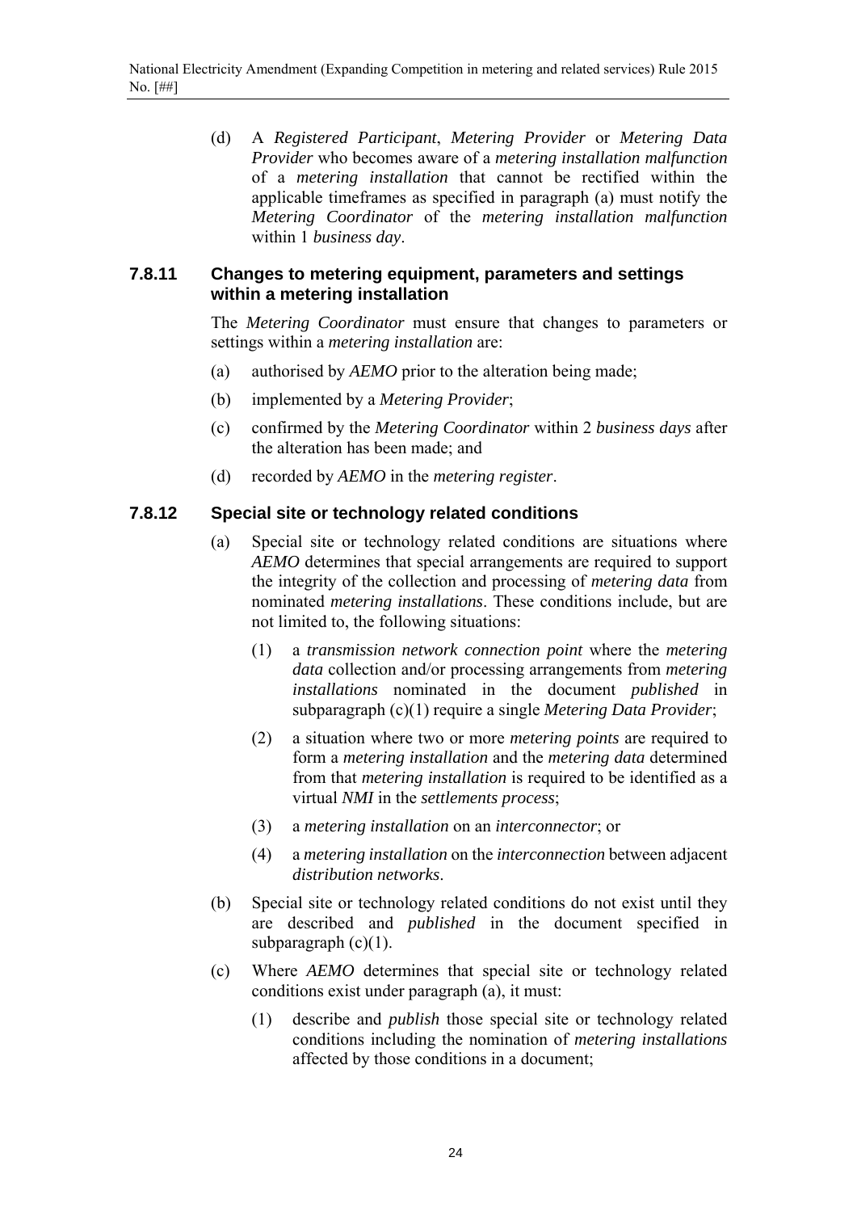(d) A *Registered Participant*, *Metering Provider* or *Metering Data Provider* who becomes aware of a *metering installation malfunction* of a *metering installation* that cannot be rectified within the applicable timeframes as specified in paragraph (a) must notify the *Metering Coordinator* of the *metering installation malfunction* within 1 *business day*.

### 7.8.11 Changes to metering equipment, parameters and settings within a metering installation

The *Metering Coordinator* must ensure that changes to parameters or settings within a *metering installation* are:

(a) authorised by *AEMO* prior to the alteration being made;

(b) implemented by a *Metering Provider*;

(c) confirmed by the *Metering Coordinator* within 2 *business days* after the alteration has been made; and

(d) recorded by *AEMO* in the *metering register*.

### 7.8.12 Special site or technology related conditions

(a) Special site or technology related conditions are situations where *AEMO* determines that special arrangements are required to support the integrity of the collection and processing of *metering data* from nominated *metering installations*. These conditions include, but are not limited to, the following situations:

(1) a *transmission network connection point* where the *metering data* collection and/or processing arrangements from *metering installations* nominated in the document *published* in subparagraph (c)(1) require a single *Metering Data Provider*;

(2) a situation where two or more *metering points* are required to form a *metering installation* and the *metering data* determined from that *metering installation* is required to be identified as a virtual *NMI* in the *settlements process*;

(3) a *metering installation* on an *interconnector*; or

(4) a *metering installation* on the *interconnection* between adjacent *distribution networks*.

(b) Special site or technology related conditions do not exist until they are described and *published* in the document specified in subparagraph (c)(1).

(c) Where *AEMO* determines that special site or technology related conditions exist under paragraph (a), it must:

(1) describe and *publish* those special site or technology related conditions including the nomination of *metering installations* affected by those conditions in a document;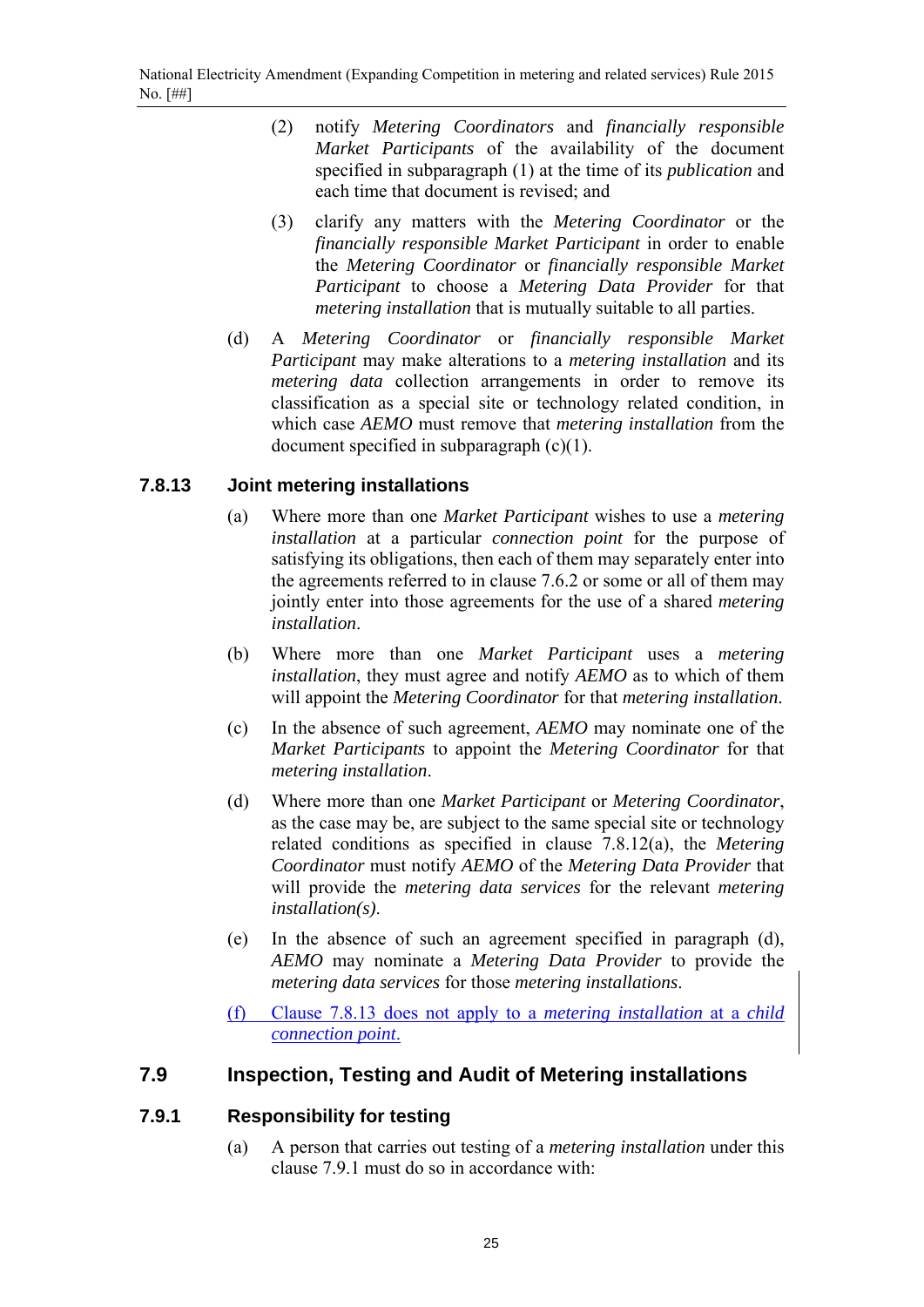(2) notify *Metering Coordinators* and *financially responsible Market Participants* of the availability of the document specified in subparagraph (1) at the time of its *publication* and each time that document is revised; and

(3) clarify any matters with the *Metering Coordinator* or the *financially responsible Market Participant* in order to enable the *Metering Coordinator* or *financially responsible Market Participant* to choose a *Metering Data Provider* for that *metering installation* that is mutually suitable to all parties.

(d) A *Metering Coordinator* or *financially responsible Market Participant* may make alterations to a *metering installation* and its *metering data* collection arrangements in order to remove its classification as a special site or technology related condition, in which case *AEMO* must remove that *metering installation* from the document specified in subparagraph (c)(1).

### 7.8.13 Joint metering installations

(a) Where more than one *Market Participant* wishes to use a *metering installation* at a particular *connection point* for the purpose of satisfying its obligations, then each of them may separately enter into the agreements referred to in clause 7.6.2 or some or all of them may jointly enter into those agreements for the use of a shared *metering installation*.

(b) Where more than one *Market Participant* uses a *metering installation*, they must agree and notify *AEMO* as to which of them will appoint the *Metering Coordinator* for that *metering installation*.

(c) In the absence of such agreement, *AEMO* may nominate one of the *Market Participants* to appoint the *Metering Coordinator* for that *metering installation*.

(d) Where more than one *Market Participant* or *Metering Coordinator*, as the case may be, are subject to the same special site or technology related conditions as specified in clause 7.8.12(a), the *Metering Coordinator* must notify *AEMO* of the *Metering Data Provider* that will provide the *metering data services* for the relevant *metering installation(s)*.

(e) In the absence of such an agreement specified in paragraph (d), *AEMO* may nominate a *Metering Data Provider* to provide the *metering data services* for those *metering installations*.

(f) Clause 7.8.13 does not apply to a *metering installation* at a *child connection point*.

## 7.9 Inspection, Testing and Audit of Metering installations

### 7.9.1 Responsibility for testing

(a) A person that carries out testing of a *metering installation* under this clause 7.9.1 must do so in accordance with: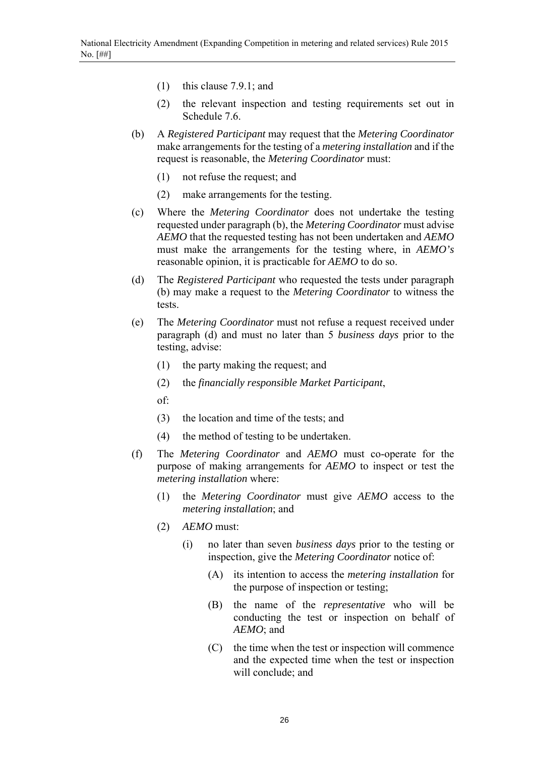(1) this clause 7.9.1; and

(2) the relevant inspection and testing requirements set out in Schedule 7.6.

(b) A *Registered Participant* may request that the *Metering Coordinator* make arrangements for the testing of a *metering installation* and if the request is reasonable, the *Metering Coordinator* must:

(1) not refuse the request; and

(2) make arrangements for the testing.

(c) Where the *Metering Coordinator* does not undertake the testing requested under paragraph (b), the *Metering Coordinator* must advise *AEMO* that the requested testing has not been undertaken and *AEMO* must make the arrangements for the testing where, in *AEMO's* reasonable opinion, it is practicable for *AEMO* to do so.

(d) The *Registered Participant* who requested the tests under paragraph (b) may make a request to the *Metering Coordinator* to witness the tests.

(e) The *Metering Coordinator* must not refuse a request received under paragraph (d) and must no later than 5 *business days* prior to the testing, advise:

(1) the party making the request; and

(2) the *financially responsible Market Participant*,

of:

(3) the location and time of the tests; and

(4) the method of testing to be undertaken.

(f) The *Metering Coordinator* and *AEMO* must co-operate for the purpose of making arrangements for *AEMO* to inspect or test the *metering installation* where:

(1) the *Metering Coordinator* must give *AEMO* access to the *metering installation*; and

(2) *AEMO* must:

(i) no later than seven *business days* prior to the testing or inspection, give the *Metering Coordinator* notice of:

(A) its intention to access the *metering installation* for the purpose of inspection or testing;

(B) the name of the *representative* who will be conducting the test or inspection on behalf of *AEMO*; and

(C) the time when the test or inspection will commence and the expected time when the test or inspection will conclude; and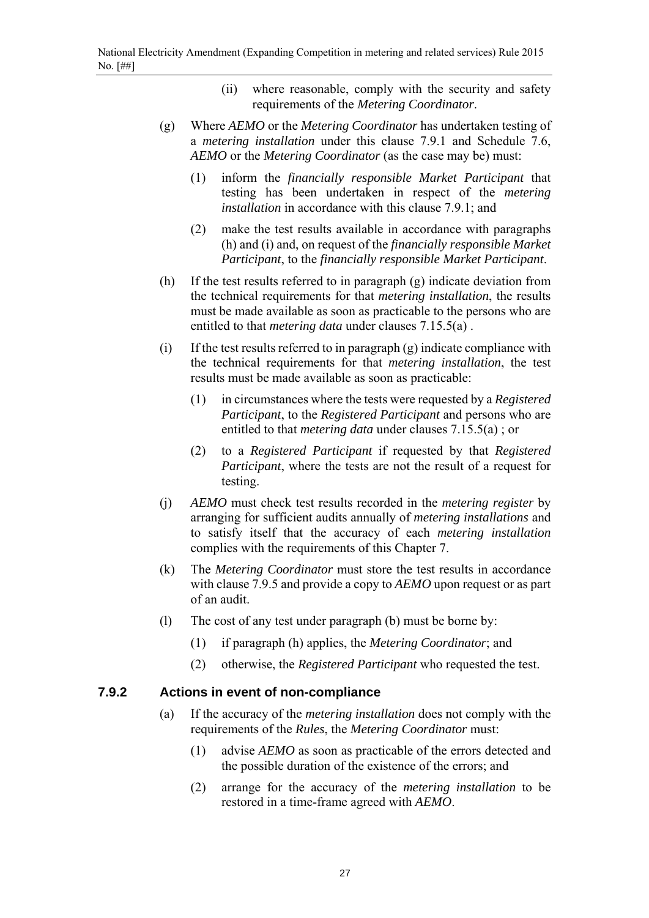(ii) where reasonable, comply with the security and safety requirements of the *Metering Coordinator*.

(g) Where *AEMO* or the *Metering Coordinator* has undertaken testing of a *metering installation* under this clause 7.9.1 and Schedule 7.6, *AEMO* or the *Metering Coordinator* (as the case may be) must:

(1) inform the *financially responsible Market Participant* that testing has been undertaken in respect of the *metering installation* in accordance with this clause 7.9.1; and

(2) make the test results available in accordance with paragraphs (h) and (i) and, on request of the *financially responsible Market Participant*, to the *financially responsible Market Participant*.

(h) If the test results referred to in paragraph (g) indicate deviation from the technical requirements for that *metering installation*, the results must be made available as soon as practicable to the persons who are entitled to that *metering data* under clauses 7.15.5(a) .

(i) If the test results referred to in paragraph (g) indicate compliance with the technical requirements for that *metering installation*, the test results must be made available as soon as practicable:

(1) in circumstances where the tests were requested by a *Registered Participant*, to the *Registered Participant* and persons who are entitled to that *metering data* under clauses 7.15.5(a) ; or

(2) to a *Registered Participant* if requested by that *Registered Participant*, where the tests are not the result of a request for testing.

(j) *AEMO* must check test results recorded in the *metering register* by arranging for sufficient audits annually of *metering installations* and to satisfy itself that the accuracy of each *metering installation* complies with the requirements of this Chapter 7.

(k) The *Metering Coordinator* must store the test results in accordance with clause 7.9.5 and provide a copy to *AEMO* upon request or as part of an audit.

(l) The cost of any test under paragraph (b) must be borne by:

(1) if paragraph (h) applies, the *Metering Coordinator*; and

(2) otherwise, the *Registered Participant* who requested the test.

### 7.9.2 Actions in event of non-compliance

(a) If the accuracy of the *metering installation* does not comply with the requirements of the *Rules*, the *Metering Coordinator* must:

(1) advise *AEMO* as soon as practicable of the errors detected and the possible duration of the existence of the errors; and

(2) arrange for the accuracy of the *metering installation* to be restored in a time-frame agreed with *AEMO*.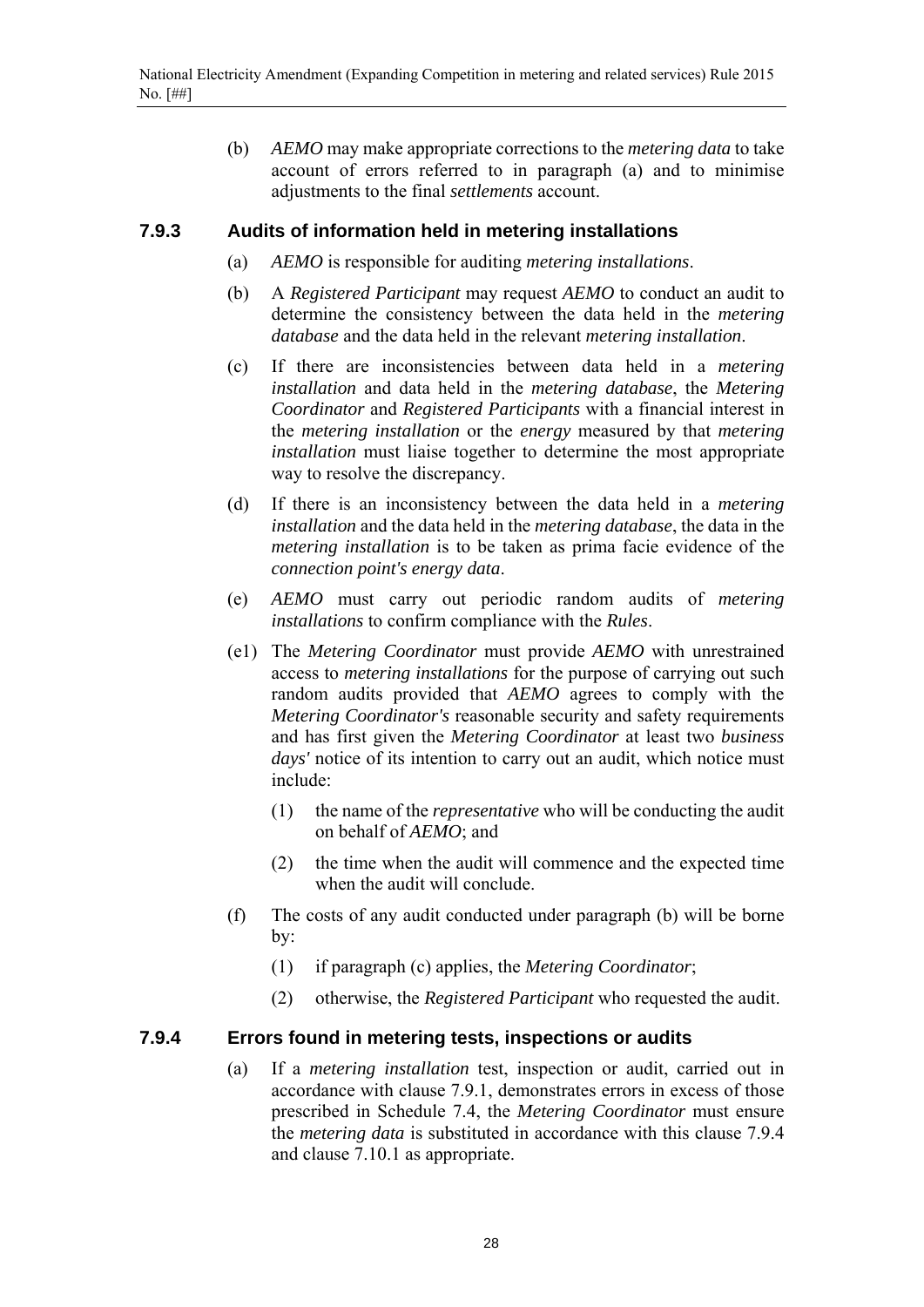(b) *AEMO* may make appropriate corrections to the *metering data* to take account of errors referred to in paragraph (a) and to minimise adjustments to the final *settlements* account.

### 7.9.3 Audits of information held in metering installations

(a) *AEMO* is responsible for auditing *metering installations*.

(b) A *Registered Participant* may request *AEMO* to conduct an audit to determine the consistency between the data held in the *metering database* and the data held in the relevant *metering installation*.

(c) If there are inconsistencies between data held in a *metering installation* and data held in the *metering database*, the *Metering Coordinator* and *Registered Participants* with a financial interest in the *metering installation* or the *energy* measured by that *metering installation* must liaise together to determine the most appropriate way to resolve the discrepancy.

(d) If there is an inconsistency between the data held in a *metering installation* and the data held in the *metering database*, the data in the *metering installation* is to be taken as prima facie evidence of the *connection point's energy data*.

(e) *AEMO* must carry out periodic random audits of *metering installations* to confirm compliance with the *Rules*.

(e1) The *Metering Coordinator* must provide *AEMO* with unrestrained access to *metering installations* for the purpose of carrying out such random audits provided that *AEMO* agrees to comply with the *Metering Coordinator's* reasonable security and safety requirements and has first given the *Metering Coordinator* at least two *business days'* notice of its intention to carry out an audit, which notice must include:

(1) the name of the *representative* who will be conducting the audit on behalf of *AEMO*; and

(2) the time when the audit will commence and the expected time when the audit will conclude.

(f) The costs of any audit conducted under paragraph (b) will be borne by:

(1) if paragraph (c) applies, the *Metering Coordinator*;

(2) otherwise, the *Registered Participant* who requested the audit.

### 7.9.4 Errors found in metering tests, inspections or audits

(a) If a *metering installation* test, inspection or audit, carried out in accordance with clause 7.9.1, demonstrates errors in excess of those prescribed in Schedule 7.4, the *Metering Coordinator* must ensure the *metering data* is substituted in accordance with this clause 7.9.4 and clause 7.10.1 as appropriate.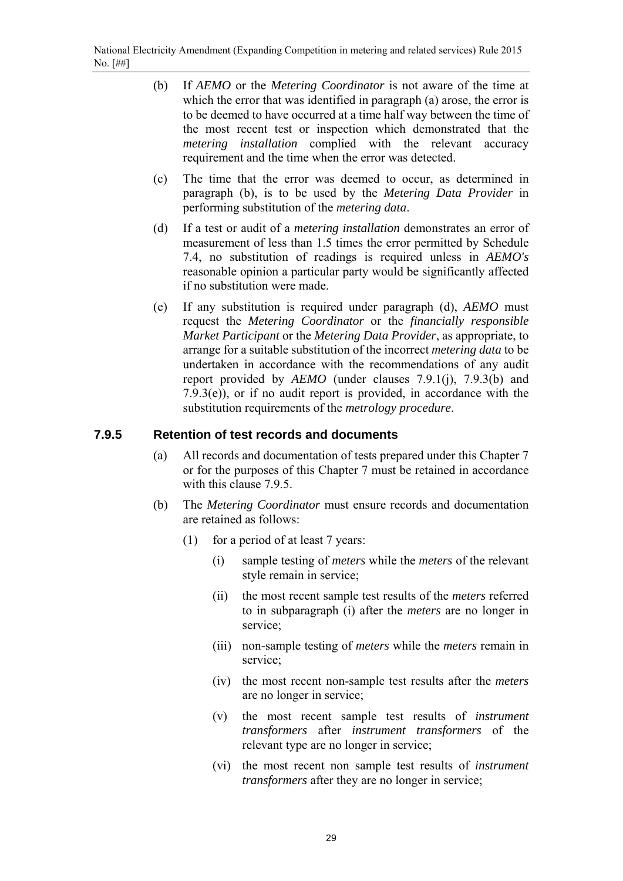(b) If *AEMO* or the *Metering Coordinator* is not aware of the time at which the error that was identified in paragraph (a) arose, the error is to be deemed to have occurred at a time half way between the time of the most recent test or inspection which demonstrated that the *metering installation* complied with the relevant accuracy requirement and the time when the error was detected.

(c) The time that the error was deemed to occur, as determined in paragraph (b), is to be used by the *Metering Data Provider* in performing substitution of the *metering data*.

(d) If a test or audit of a *metering installation* demonstrates an error of measurement of less than 1.5 times the error permitted by Schedule 7.4, no substitution of readings is required unless in *AEMO's* reasonable opinion a particular party would be significantly affected if no substitution were made.

(e) If any substitution is required under paragraph (d), *AEMO* must request the *Metering Coordinator* or the *financially responsible Market Participant* or the *Metering Data Provider*, as appropriate, to arrange for a suitable substitution of the incorrect *metering data* to be undertaken in accordance with the recommendations of any audit report provided by *AEMO* (under clauses 7.9.1(j), 7.9.3(b) and 7.9.3(e)), or if no audit report is provided, in accordance with the substitution requirements of the *metrology procedure*.

### 7.9.5 Retention of test records and documents

(a) All records and documentation of tests prepared under this Chapter 7 or for the purposes of this Chapter 7 must be retained in accordance with this clause 7.9.5.

(b) The *Metering Coordinator* must ensure records and documentation are retained as follows:

  (1) for a period of at least 7 years:

    (i) sample testing of *meters* while the *meters* of the relevant style remain in service;

    (ii) the most recent sample test results of the *meters* referred to in subparagraph (i) after the *meters* are no longer in service;

    (iii) non-sample testing of *meters* while the *meters* remain in service;

    (iv) the most recent non-sample test results after the *meters* are no longer in service;

    (v) the most recent sample test results of *instrument transformers* after *instrument transformers* of the relevant type are no longer in service;

    (vi) the most recent non sample test results of *instrument transformers* after they are no longer in service;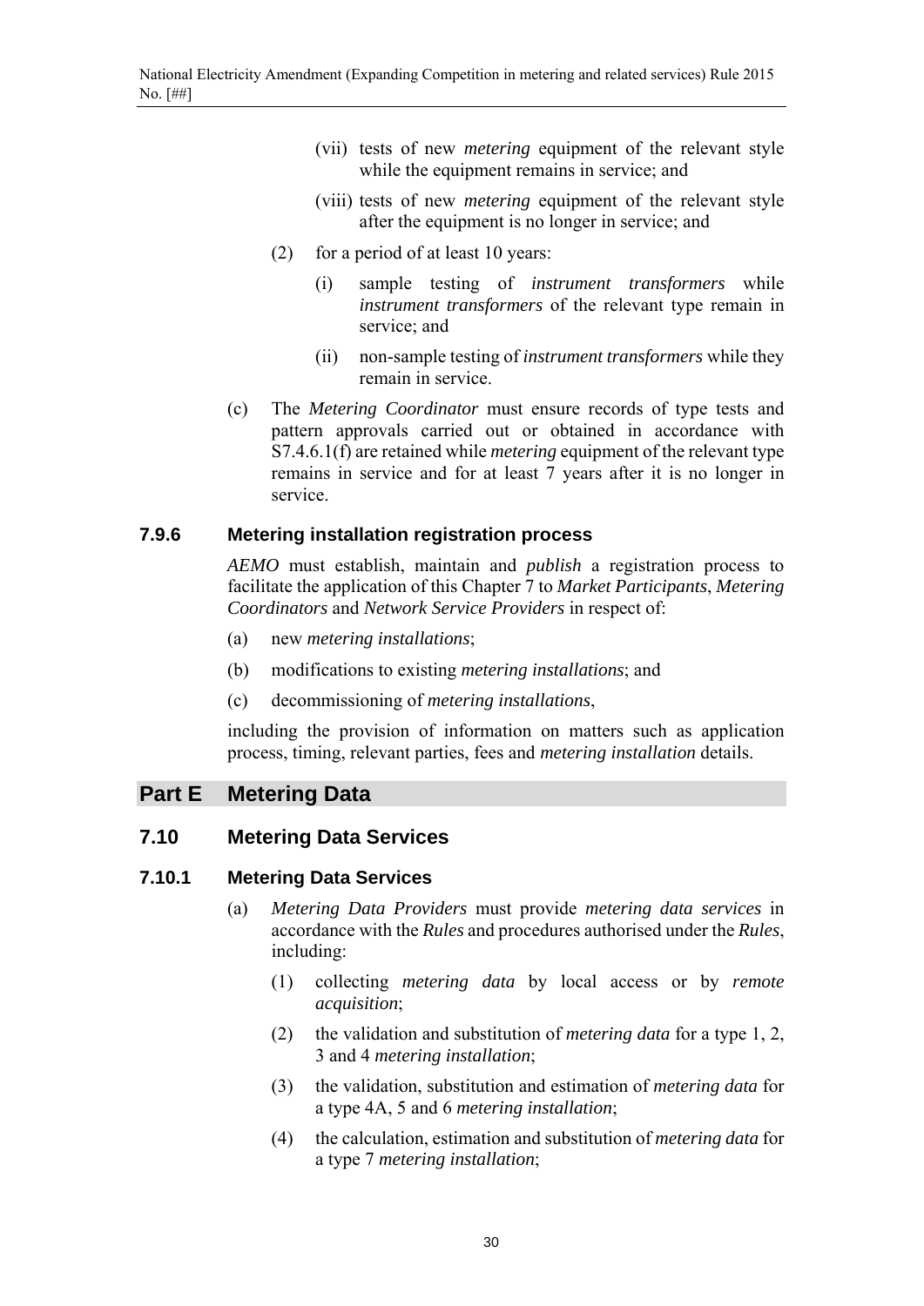(vii) tests of new *metering* equipment of the relevant style while the equipment remains in service; and

(viii) tests of new *metering* equipment of the relevant style after the equipment is no longer in service; and

(2) for a period of at least 10 years:

(i) sample testing of *instrument transformers* while *instrument transformers* of the relevant type remain in service; and

(ii) non-sample testing of *instrument transformers* while they remain in service.

(c) The *Metering Coordinator* must ensure records of type tests and pattern approvals carried out or obtained in accordance with S7.4.6.1(f) are retained while *metering* equipment of the relevant type remains in service and for at least 7 years after it is no longer in service.

### 7.9.6 Metering installation registration process

*AEMO* must establish, maintain and *publish* a registration process to facilitate the application of this Chapter 7 to *Market Participants*, *Metering Coordinators* and *Network Service Providers* in respect of:

(a) new *metering installations*;

(b) modifications to existing *metering installations*; and

(c) decommissioning of *metering installations*,

including the provision of information on matters such as application process, timing, relevant parties, fees and *metering installation* details.

# Part E Metering Data

## 7.10 Metering Data Services

### 7.10.1 Metering Data Services

(a) *Metering Data Providers* must provide *metering data services* in accordance with the *Rules* and procedures authorised under the *Rules*, including:

(1) collecting *metering data* by local access or by *remote acquisition*;

(2) the validation and substitution of *metering data* for a type 1, 2, 3 and 4 *metering installation*;

(3) the validation, substitution and estimation of *metering data* for a type 4A, 5 and 6 *metering installation*;

(4) the calculation, estimation and substitution of *metering data* for a type 7 *metering installation*;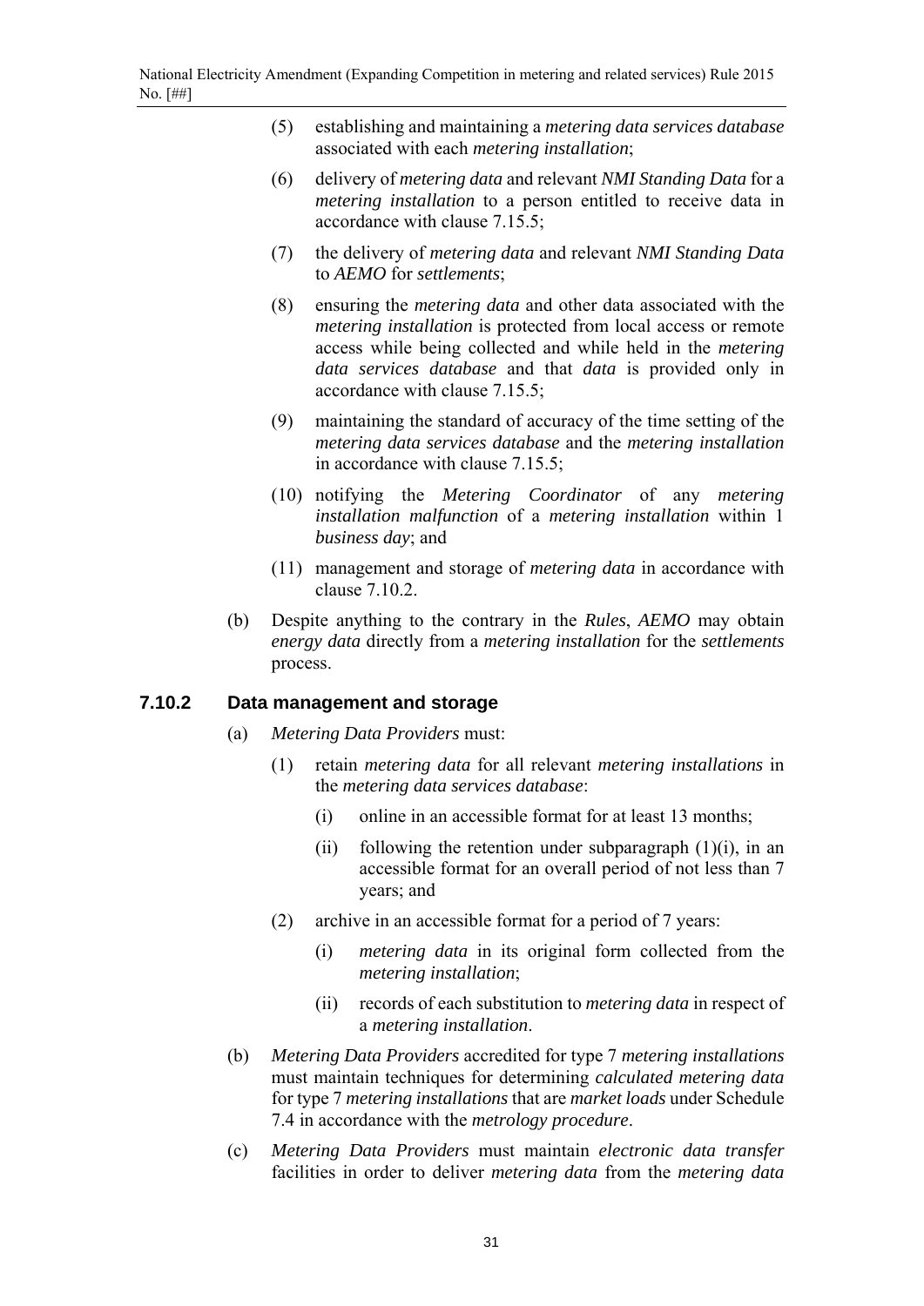(5) establishing and maintaining a *metering data services database* associated with each *metering installation*;

(6) delivery of *metering data* and relevant *NMI Standing Data* for a *metering installation* to a person entitled to receive data in accordance with clause 7.15.5;

(7) the delivery of *metering data* and relevant *NMI Standing Data* to *AEMO* for *settlements*;

(8) ensuring the *metering data* and other data associated with the *metering installation* is protected from local access or remote access while being collected and while held in the *metering data services database* and that *data* is provided only in accordance with clause 7.15.5;

(9) maintaining the standard of accuracy of the time setting of the *metering data services database* and the *metering installation* in accordance with clause 7.15.5;

(10) notifying the *Metering Coordinator* of any *metering installation malfunction* of a *metering installation* within 1 *business day*; and

(11) management and storage of *metering data* in accordance with clause 7.10.2.

(b) Despite anything to the contrary in the *Rules*, *AEMO* may obtain *energy data* directly from a *metering installation* for the *settlements* process.

### 7.10.2 Data management and storage

(a) *Metering Data Providers* must:

(1) retain *metering data* for all relevant *metering installations* in the *metering data services database*:

(i) online in an accessible format for at least 13 months;

(ii) following the retention under subparagraph (1)(i), in an accessible format for an overall period of not less than 7 years; and

(2) archive in an accessible format for a period of 7 years:

(i) *metering data* in its original form collected from the *metering installation*;

(ii) records of each substitution to *metering data* in respect of a *metering installation*.

(b) *Metering Data Providers* accredited for type 7 *metering installations* must maintain techniques for determining *calculated metering data* for type 7 *metering installations* that are *market loads* under Schedule 7.4 in accordance with the *metrology procedure*.

(c) *Metering Data Providers* must maintain *electronic data transfer* facilities in order to deliver *metering data* from the *metering data*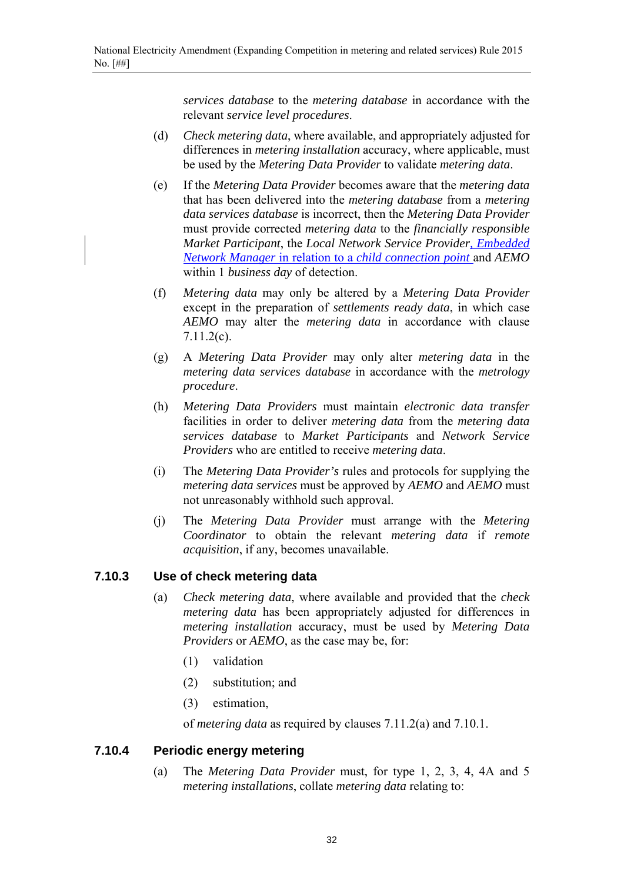*services database* to the *metering database* in accordance with the relevant *service level procedures*.

(d) *Check metering data*, where available, and appropriately adjusted for differences in *metering installation* accuracy, where applicable, must be used by the *Metering Data Provider* to validate *metering data*.

(e) If the *Metering Data Provider* becomes aware that the *metering data* that has been delivered into the *metering database* from a *metering data services database* is incorrect, then the *Metering Data Provider* must provide corrected *metering data* to the *financially responsible Market Participant*, the *Local Network Service Provider*, *Embedded Network Manager* in relation to a *child connection point* and *AEMO* within 1 *business day* of detection.

(f) *Metering data* may only be altered by a *Metering Data Provider* except in the preparation of *settlements ready data*, in which case *AEMO* may alter the *metering data* in accordance with clause 7.11.2(c).

(g) A *Metering Data Provider* may only alter *metering data* in the *metering data services database* in accordance with the *metrology procedure*.

(h) *Metering Data Providers* must maintain *electronic data transfer* facilities in order to deliver *metering data* from the *metering data services database* to *Market Participants* and *Network Service Providers* who are entitled to receive *metering data*.

(i) The *Metering Data Provider's* rules and protocols for supplying the *metering data services* must be approved by *AEMO* and *AEMO* must not unreasonably withhold such approval.

(j) The *Metering Data Provider* must arrange with the *Metering Coordinator* to obtain the relevant *metering data* if *remote acquisition*, if any, becomes unavailable.

### 7.10.3 Use of check metering data

(a) *Check metering data*, where available and provided that the *check metering data* has been appropriately adjusted for differences in *metering installation* accuracy, must be used by *Metering Data Providers* or *AEMO*, as the case may be, for:

(1) validation

(2) substitution; and

(3) estimation,

of *metering data* as required by clauses 7.11.2(a) and 7.10.1.

### 7.10.4 Periodic energy metering

(a) The *Metering Data Provider* must, for type 1, 2, 3, 4, 4A and 5 *metering installations*, collate *metering data* relating to: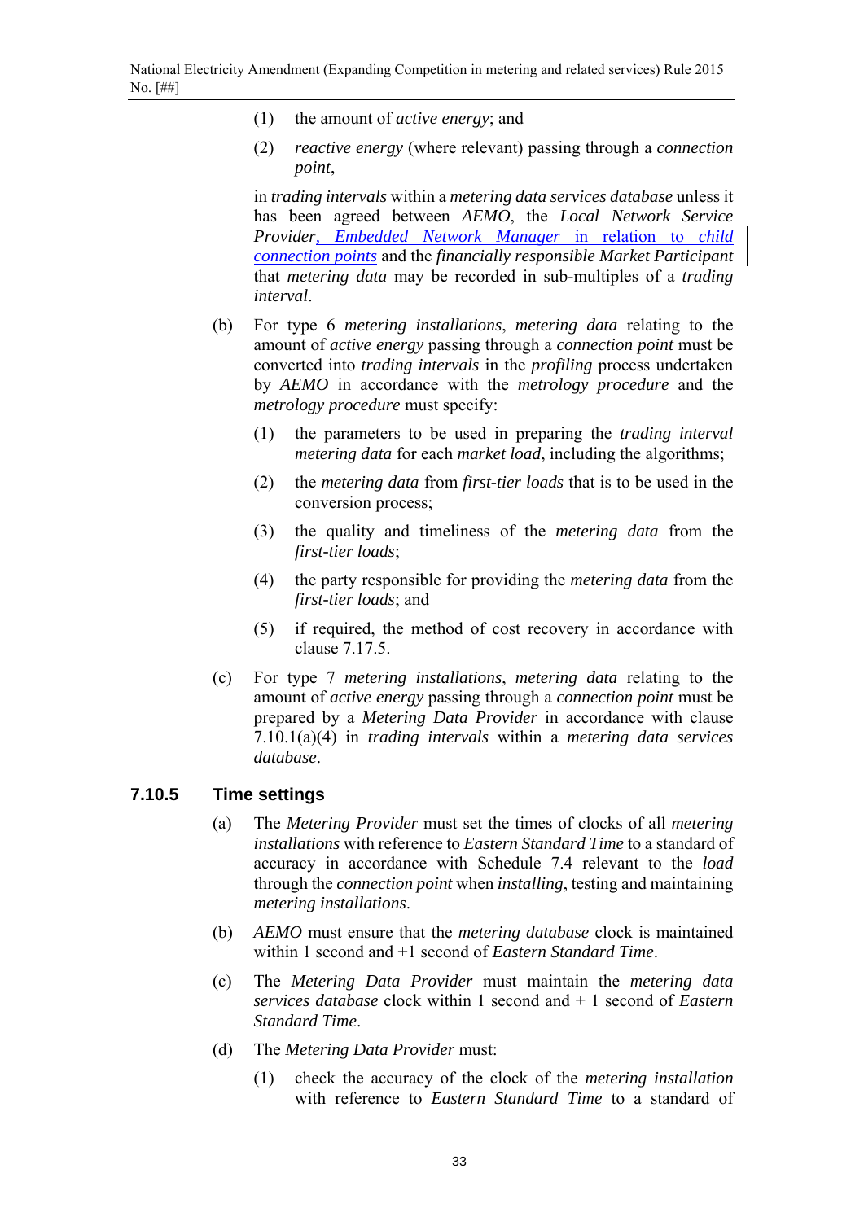(1) the amount of *active energy*; and

(2) *reactive energy* (where relevant) passing through a *connection point*,

in *trading intervals* within a *metering data services database* unless it has been agreed between *AEMO*, the *Local Network Service Provider*, *Embedded Network Manager* in relation to *child connection points* and the *financially responsible Market Participant* that *metering data* may be recorded in sub-multiples of a *trading interval*.

(b) For type 6 *metering installations*, *metering data* relating to the amount of *active energy* passing through a *connection point* must be converted into *trading intervals* in the *profiling* process undertaken by *AEMO* in accordance with the *metrology procedure* and the *metrology procedure* must specify:

(1) the parameters to be used in preparing the *trading interval metering data* for each *market load*, including the algorithms;

(2) the *metering data* from *first-tier loads* that is to be used in the conversion process;

(3) the quality and timeliness of the *metering data* from the *first-tier loads*;

(4) the party responsible for providing the *metering data* from the *first-tier loads*; and

(5) if required, the method of cost recovery in accordance with clause 7.17.5.

(c) For type 7 *metering installations*, *metering data* relating to the amount of *active energy* passing through a *connection point* must be prepared by a *Metering Data Provider* in accordance with clause 7.10.1(a)(4) in *trading intervals* within a *metering data services database*.

### 7.10.5 Time settings

(a) The *Metering Provider* must set the times of clocks of all *metering installations* with reference to *Eastern Standard Time* to a standard of accuracy in accordance with Schedule 7.4 relevant to the *load* through the *connection point* when *installing*, testing and maintaining *metering installations*.

(b) *AEMO* must ensure that the *metering database* clock is maintained within 1 second and +1 second of *Eastern Standard Time*.

(c) The *Metering Data Provider* must maintain the *metering data services database* clock within 1 second and + 1 second of *Eastern Standard Time*.

(d) The *Metering Data Provider* must:

(1) check the accuracy of the clock of the *metering installation* with reference to *Eastern Standard Time* to a standard of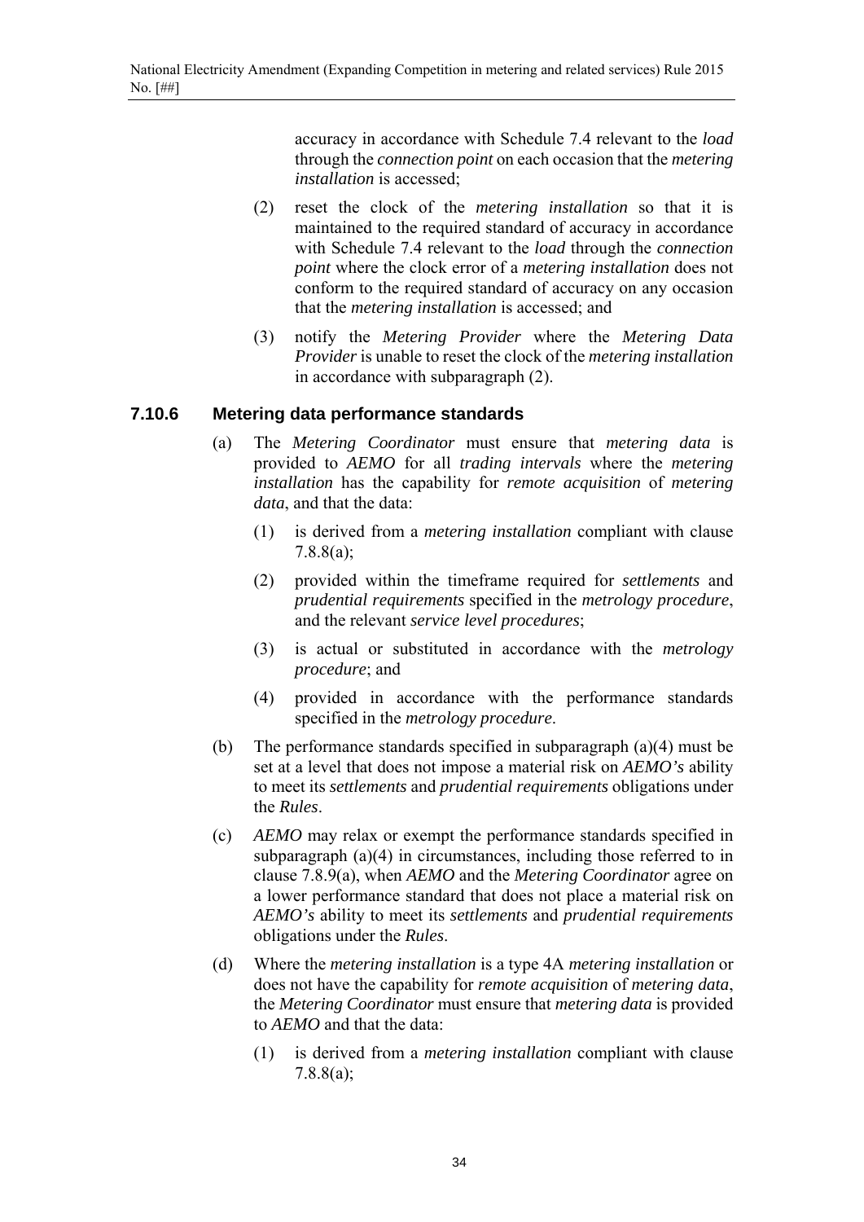accuracy in accordance with Schedule 7.4 relevant to the *load* through the *connection point* on each occasion that the *metering installation* is accessed;

(2) reset the clock of the *metering installation* so that it is maintained to the required standard of accuracy in accordance with Schedule 7.4 relevant to the *load* through the *connection point* where the clock error of a *metering installation* does not conform to the required standard of accuracy on any occasion that the *metering installation* is accessed; and

(3) notify the *Metering Provider* where the *Metering Data Provider* is unable to reset the clock of the *metering installation* in accordance with subparagraph (2).

### 7.10.6 Metering data performance standards

(a) The *Metering Coordinator* must ensure that *metering data* is provided to *AEMO* for all *trading intervals* where the *metering installation* has the capability for *remote acquisition* of *metering data*, and that the data:

(1) is derived from a *metering installation* compliant with clause 7.8.8(a);

(2) provided within the timeframe required for *settlements* and *prudential requirements* specified in the *metrology procedure*, and the relevant *service level procedures*;

(3) is actual or substituted in accordance with the *metrology procedure*; and

(4) provided in accordance with the performance standards specified in the *metrology procedure*.

(b) The performance standards specified in subparagraph (a)(4) must be set at a level that does not impose a material risk on *AEMO's* ability to meet its *settlements* and *prudential requirements* obligations under the *Rules*.

(c) *AEMO* may relax or exempt the performance standards specified in subparagraph (a)(4) in circumstances, including those referred to in clause 7.8.9(a), when *AEMO* and the *Metering Coordinator* agree on a lower performance standard that does not place a material risk on *AEMO's* ability to meet its *settlements* and *prudential requirements* obligations under the *Rules*.

(d) Where the *metering installation* is a type 4A *metering installation* or does not have the capability for *remote acquisition* of *metering data*, the *Metering Coordinator* must ensure that *metering data* is provided to *AEMO* and that the data:

(1) is derived from a *metering installation* compliant with clause 7.8.8(a);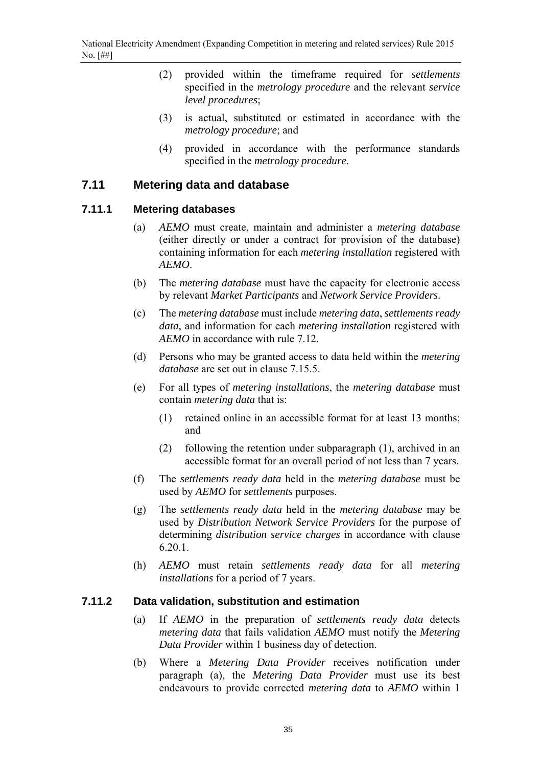(2) provided within the timeframe required for *settlements* specified in the *metrology procedure* and the relevant *service level procedures*;

(3) is actual, substituted or estimated in accordance with the *metrology procedure*; and

(4) provided in accordance with the performance standards specified in the *metrology procedure*.

## 7.11 Metering data and database

### 7.11.1 Metering databases

(a) *AEMO* must create, maintain and administer a *metering database* (either directly or under a contract for provision of the database) containing information for each *metering installation* registered with *AEMO*.

(b) The *metering database* must have the capacity for electronic access by relevant *Market Participants* and *Network Service Providers*.

(c) The *metering database* must include *metering data*, *settlements ready data*, and information for each *metering installation* registered with *AEMO* in accordance with rule 7.12.

(d) Persons who may be granted access to data held within the *metering database* are set out in clause 7.15.5.

(e) For all types of *metering installations*, the *metering database* must contain *metering data* that is:

(1) retained online in an accessible format for at least 13 months; and

(2) following the retention under subparagraph (1), archived in an accessible format for an overall period of not less than 7 years.

(f) The *settlements ready data* held in the *metering database* must be used by *AEMO* for *settlements* purposes.

(g) The *settlements ready data* held in the *metering database* may be used by *Distribution Network Service Providers* for the purpose of determining *distribution service charges* in accordance with clause 6.20.1.

(h) *AEMO* must retain *settlements ready data* for all *metering installations* for a period of 7 years.

### 7.11.2 Data validation, substitution and estimation

(a) If *AEMO* in the preparation of *settlements ready data* detects *metering data* that fails validation *AEMO* must notify the *Metering Data Provider* within 1 business day of detection.

(b) Where a *Metering Data Provider* receives notification under paragraph (a), the *Metering Data Provider* must use its best endeavours to provide corrected *metering data* to *AEMO* within 1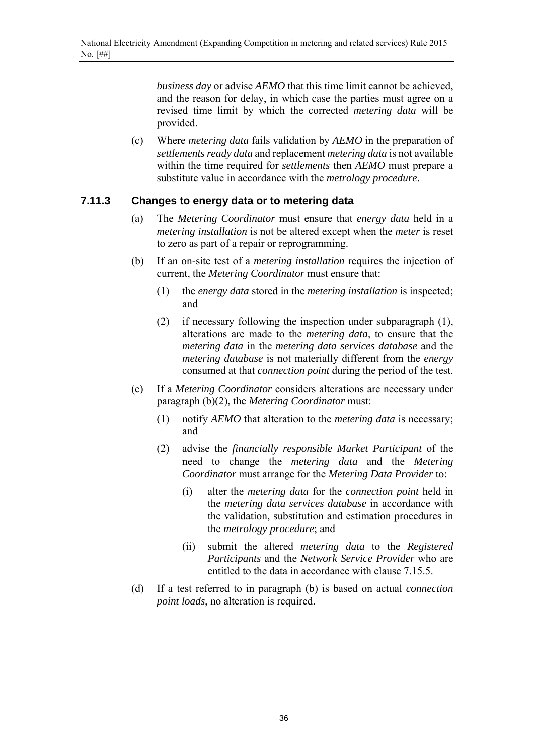*business day* or advise *AEMO* that this time limit cannot be achieved, and the reason for delay, in which case the parties must agree on a revised time limit by which the corrected *metering data* will be provided.

(c) Where *metering data* fails validation by *AEMO* in the preparation of *settlements ready data* and replacement *metering data* is not available within the time required for *settlements* then *AEMO* must prepare a substitute value in accordance with the *metrology procedure*.

### 7.11.3 Changes to energy data or to metering data

(a) The *Metering Coordinator* must ensure that *energy data* held in a *metering installation* is not be altered except when the *meter* is reset to zero as part of a repair or reprogramming.

(b) If an on-site test of a *metering installation* requires the injection of current, the *Metering Coordinator* must ensure that:

(1) the *energy data* stored in the *metering installation* is inspected; and

(2) if necessary following the inspection under subparagraph (1), alterations are made to the *metering data*, to ensure that the *metering data* in the *metering data services database* and the *metering database* is not materially different from the *energy* consumed at that *connection point* during the period of the test.

(c) If a *Metering Coordinator* considers alterations are necessary under paragraph (b)(2), the *Metering Coordinator* must:

(1) notify *AEMO* that alteration to the *metering data* is necessary; and

(2) advise the *financially responsible Market Participant* of the need to change the *metering data* and the *Metering Coordinator* must arrange for the *Metering Data Provider* to:

(i) alter the *metering data* for the *connection point* held in the *metering data services database* in accordance with the validation, substitution and estimation procedures in the *metrology procedure*; and

(ii) submit the altered *metering data* to the *Registered Participants* and the *Network Service Provider* who are entitled to the data in accordance with clause 7.15.5.

(d) If a test referred to in paragraph (b) is based on actual *connection point loads*, no alteration is required.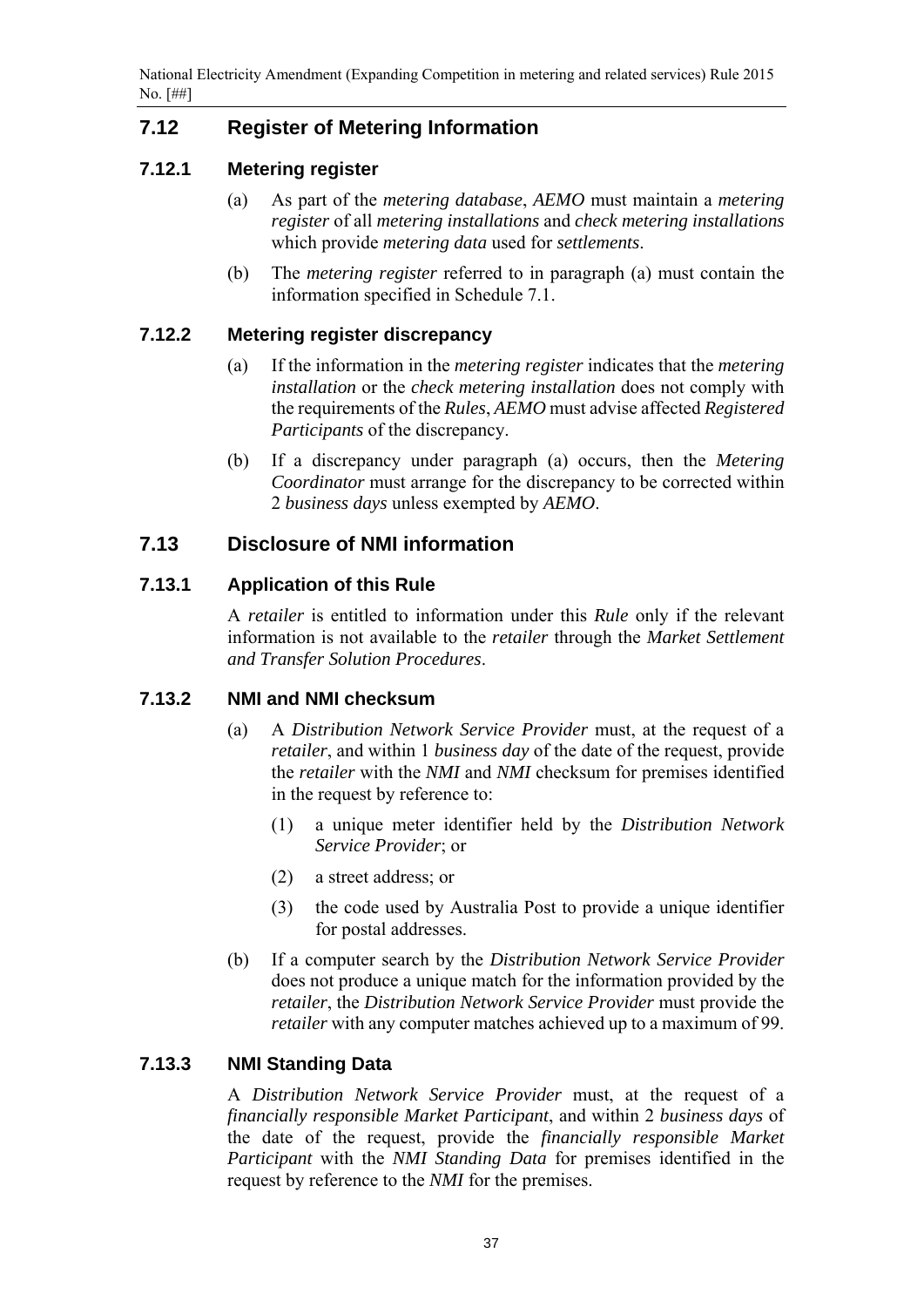## 7.12 Register of Metering Information

### 7.12.1 Metering register

(a) As part of the *metering database*, *AEMO* must maintain a *metering register* of all *metering installations* and *check metering installations* which provide *metering data* used for *settlements*.

(b) The *metering register* referred to in paragraph (a) must contain the information specified in Schedule 7.1.

### 7.12.2 Metering register discrepancy

(a) If the information in the *metering register* indicates that the *metering installation* or the *check metering installation* does not comply with the requirements of the *Rules*, *AEMO* must advise affected *Registered Participants* of the discrepancy.

(b) If a discrepancy under paragraph (a) occurs, then the *Metering Coordinator* must arrange for the discrepancy to be corrected within 2 *business days* unless exempted by *AEMO*.

## 7.13 Disclosure of NMI information

### 7.13.1 Application of this Rule

A *retailer* is entitled to information under this *Rule* only if the relevant information is not available to the *retailer* through the *Market Settlement and Transfer Solution Procedures*.

### 7.13.2 NMI and NMI checksum

(a) A *Distribution Network Service Provider* must, at the request of a *retailer*, and within 1 *business day* of the date of the request, provide the *retailer* with the *NMI* and *NMI* checksum for premises identified in the request by reference to:

  (1) a unique meter identifier held by the *Distribution Network Service Provider*; or

  (2) a street address; or

  (3) the code used by Australia Post to provide a unique identifier for postal addresses.

(b) If a computer search by the *Distribution Network Service Provider* does not produce a unique match for the information provided by the *retailer*, the *Distribution Network Service Provider* must provide the *retailer* with any computer matches achieved up to a maximum of 99.

### 7.13.3 NMI Standing Data

A *Distribution Network Service Provider* must, at the request of a *financially responsible Market Participant*, and within 2 *business days* of the date of the request, provide the *financially responsible Market Participant* with the *NMI Standing Data* for premises identified in the request by reference to the *NMI* for the premises.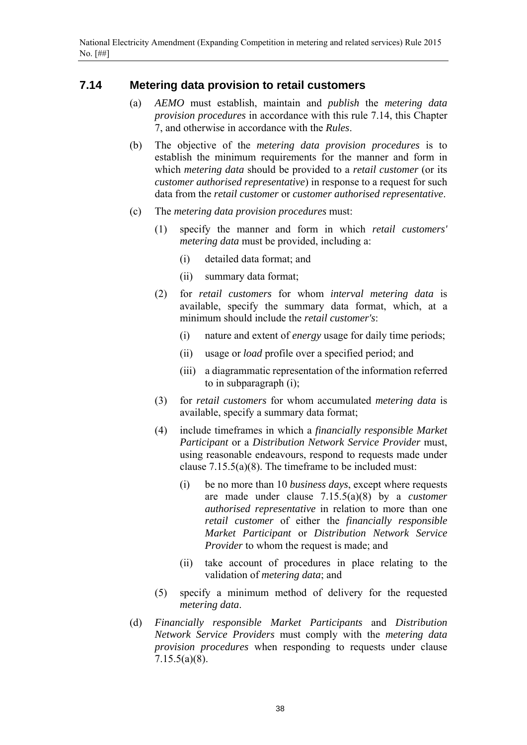## 7.14 Metering data provision to retail customers

(a) *AEMO* must establish, maintain and *publish* the *metering data provision procedures* in accordance with this rule 7.14, this Chapter 7, and otherwise in accordance with the *Rules*.

(b) The objective of the *metering data provision procedures* is to establish the minimum requirements for the manner and form in which *metering data* should be provided to a *retail customer* (or its *customer authorised representative*) in response to a request for such data from the *retail customer* or *customer authorised representative*.

(c) The *metering data provision procedures* must:

(1) specify the manner and form in which *retail customers' metering data* must be provided, including a:

(i) detailed data format; and

(ii) summary data format;

(2) for *retail customers* for whom *interval metering data* is available, specify the summary data format, which, at a minimum should include the *retail customer's*:

(i) nature and extent of *energy* usage for daily time periods;

(ii) usage or *load* profile over a specified period; and

(iii) a diagrammatic representation of the information referred to in subparagraph (i);

(3) for *retail customers* for whom accumulated *metering data* is available, specify a summary data format;

(4) include timeframes in which a *financially responsible Market Participant* or a *Distribution Network Service Provider* must, using reasonable endeavours, respond to requests made under clause 7.15.5(a)(8). The timeframe to be included must:

(i) be no more than 10 *business days*, except where requests are made under clause 7.15.5(a)(8) by a *customer authorised representative* in relation to more than one *retail customer* of either the *financially responsible Market Participant* or *Distribution Network Service Provider* to whom the request is made; and

(ii) take account of procedures in place relating to the validation of *metering data*; and

(5) specify a minimum method of delivery for the requested *metering data*.

(d) *Financially responsible Market Participants* and *Distribution Network Service Providers* must comply with the *metering data provision procedures* when responding to requests under clause 7.15.5(a)(8).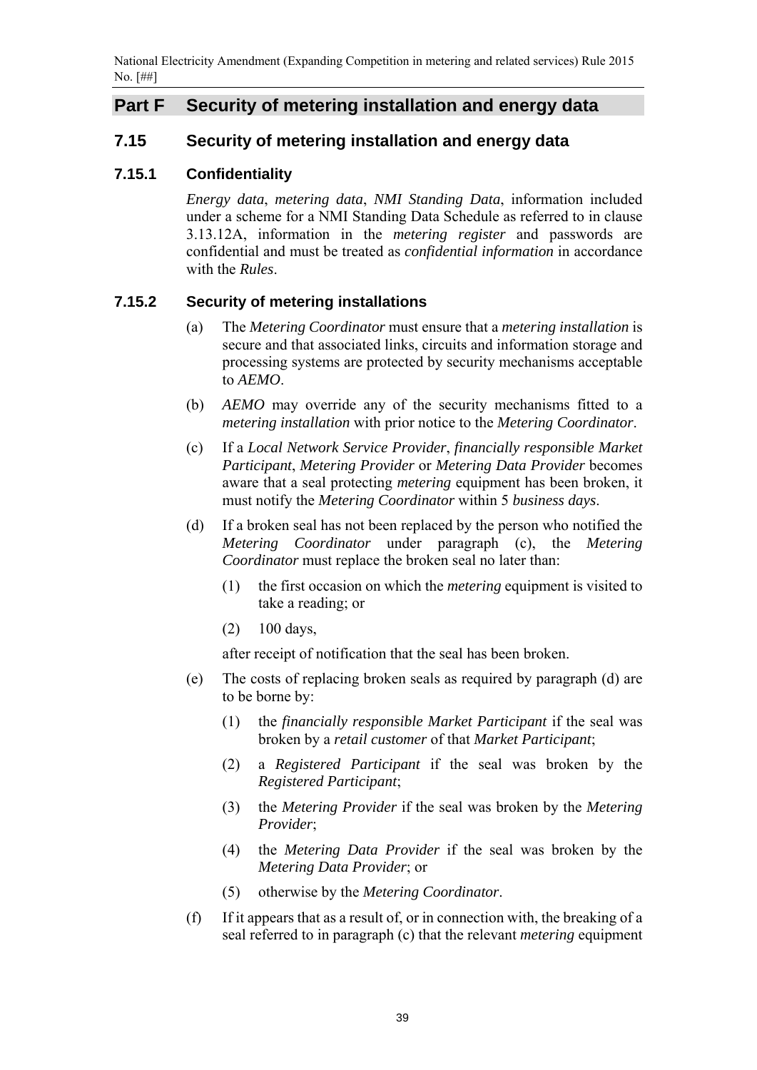## Part F Security of metering installation and energy data

### 7.15 Security of metering installation and energy data

#### 7.15.1 Confidentiality

*Energy data*, *metering data*, *NMI Standing Data*, information included under a scheme for a NMI Standing Data Schedule as referred to in clause 3.13.12A, information in the *metering register* and passwords are confidential and must be treated as *confidential information* in accordance with the *Rules*.

#### 7.15.2 Security of metering installations

(a) The *Metering Coordinator* must ensure that a *metering installation* is secure and that associated links, circuits and information storage and processing systems are protected by security mechanisms acceptable to *AEMO*.

(b) *AEMO* may override any of the security mechanisms fitted to a *metering installation* with prior notice to the *Metering Coordinator*.

(c) If a *Local Network Service Provider*, *financially responsible Market Participant*, *Metering Provider* or *Metering Data Provider* becomes aware that a seal protecting *metering* equipment has been broken, it must notify the *Metering Coordinator* within 5 *business days*.

(d) If a broken seal has not been replaced by the person who notified the *Metering Coordinator* under paragraph (c), the *Metering Coordinator* must replace the broken seal no later than:

(1) the first occasion on which the *metering* equipment is visited to take a reading; or

(2) 100 days,

after receipt of notification that the seal has been broken.

(e) The costs of replacing broken seals as required by paragraph (d) are to be borne by:

(1) the *financially responsible Market Participant* if the seal was broken by a *retail customer* of that *Market Participant*;

(2) a *Registered Participant* if the seal was broken by the *Registered Participant*;

(3) the *Metering Provider* if the seal was broken by the *Metering Provider*;

(4) the *Metering Data Provider* if the seal was broken by the *Metering Data Provider*; or

(5) otherwise by the *Metering Coordinator*.

(f) If it appears that as a result of, or in connection with, the breaking of a seal referred to in paragraph (c) that the relevant *metering* equipment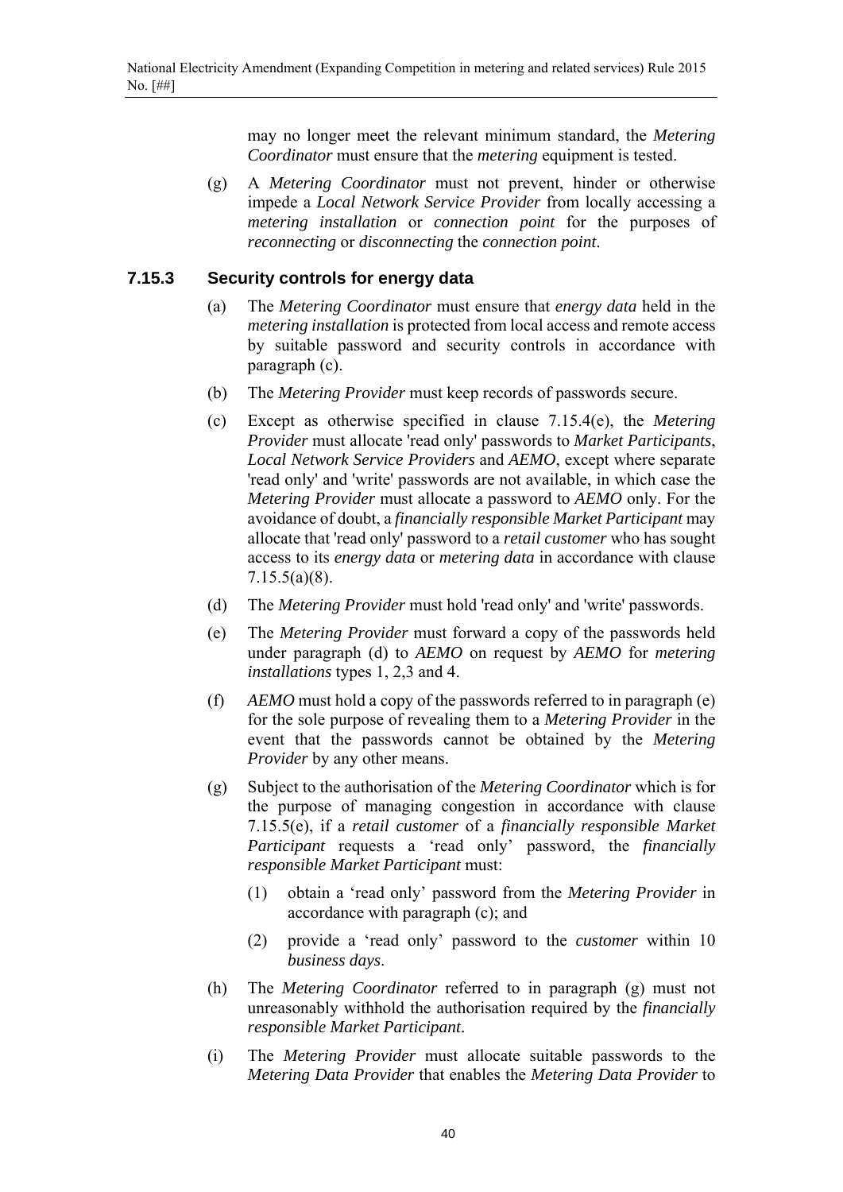may no longer meet the relevant minimum standard, the *Metering Coordinator* must ensure that the *metering* equipment is tested.

(g) A *Metering Coordinator* must not prevent, hinder or otherwise impede a *Local Network Service Provider* from locally accessing a *metering installation* or *connection point* for the purposes of *reconnecting* or *disconnecting* the *connection point*.

### 7.15.3 Security controls for energy data

(a) The *Metering Coordinator* must ensure that *energy data* held in the *metering installation* is protected from local access and remote access by suitable password and security controls in accordance with paragraph (c).

(b) The *Metering Provider* must keep records of passwords secure.

(c) Except as otherwise specified in clause 7.15.4(e), the *Metering Provider* must allocate 'read only' passwords to *Market Participants*, *Local Network Service Providers* and *AEMO*, except where separate 'read only' and 'write' passwords are not available, in which case the *Metering Provider* must allocate a password to *AEMO* only. For the avoidance of doubt, a *financially responsible Market Participant* may allocate that 'read only' password to a *retail customer* who has sought access to its *energy data* or *metering data* in accordance with clause 7.15.5(a)(8).

(d) The *Metering Provider* must hold 'read only' and 'write' passwords.

(e) The *Metering Provider* must forward a copy of the passwords held under paragraph (d) to *AEMO* on request by *AEMO* for *metering installations* types 1, 2,3 and 4.

(f) *AEMO* must hold a copy of the passwords referred to in paragraph (e) for the sole purpose of revealing them to a *Metering Provider* in the event that the passwords cannot be obtained by the *Metering Provider* by any other means.

(g) Subject to the authorisation of the *Metering Coordinator* which is for the purpose of managing congestion in accordance with clause 7.15.5(e), if a *retail customer* of a *financially responsible Market Participant* requests a 'read only' password, the *financially responsible Market Participant* must:

   (1) obtain a 'read only' password from the *Metering Provider* in accordance with paragraph (c); and

   (2) provide a 'read only' password to the *customer* within 10 *business days*.

(h) The *Metering Coordinator* referred to in paragraph (g) must not unreasonably withhold the authorisation required by the *financially responsible Market Participant*.

(i) The *Metering Provider* must allocate suitable passwords to the *Metering Data Provider* that enables the *Metering Data Provider* to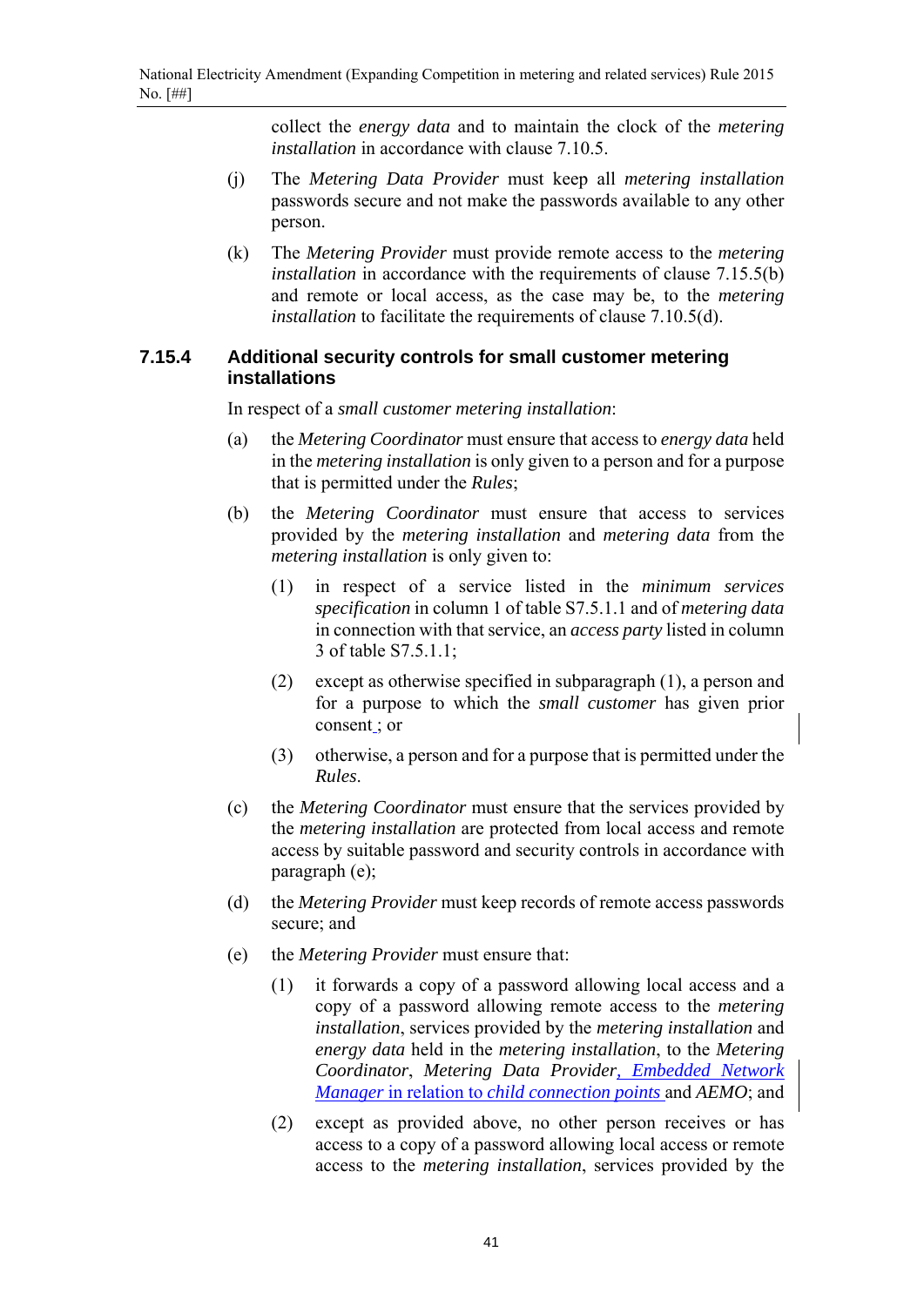collect the *energy data* and to maintain the clock of the *metering installation* in accordance with clause 7.10.5.

(j) The *Metering Data Provider* must keep all *metering installation* passwords secure and not make the passwords available to any other person.

(k) The *Metering Provider* must provide remote access to the *metering installation* in accordance with the requirements of clause 7.15.5(b) and remote or local access, as the case may be, to the *metering installation* to facilitate the requirements of clause 7.10.5(d).

### 7.15.4 Additional security controls for small customer metering installations

In respect of a *small customer metering installation*:

(a) the *Metering Coordinator* must ensure that access to *energy data* held in the *metering installation* is only given to a person and for a purpose that is permitted under the *Rules*;

(b) the *Metering Coordinator* must ensure that access to services provided by the *metering installation* and *metering data* from the *metering installation* is only given to:

(1) in respect of a service listed in the *minimum services specification* in column 1 of table S7.5.1.1 and of *metering data* in connection with that service, an *access party* listed in column 3 of table S7.5.1.1;

(2) except as otherwise specified in subparagraph (1), a person and for a purpose to which the *small customer* has given prior consent ; or

(3) otherwise, a person and for a purpose that is permitted under the *Rules*.

(c) the *Metering Coordinator* must ensure that the services provided by the *metering installation* are protected from local access and remote access by suitable password and security controls in accordance with paragraph (e);

(d) the *Metering Provider* must keep records of remote access passwords secure; and

(e) the *Metering Provider* must ensure that:

(1) it forwards a copy of a password allowing local access and a copy of a password allowing remote access to the *metering installation*, services provided by the *metering installation* and *energy data* held in the *metering installation*, to the *Metering Coordinator*, *Metering Data Provider*, *Embedded Network Manager* in relation to *child connection points* and *AEMO*; and

(2) except as provided above, no other person receives or has access to a copy of a password allowing local access or remote access to the *metering installation*, services provided by the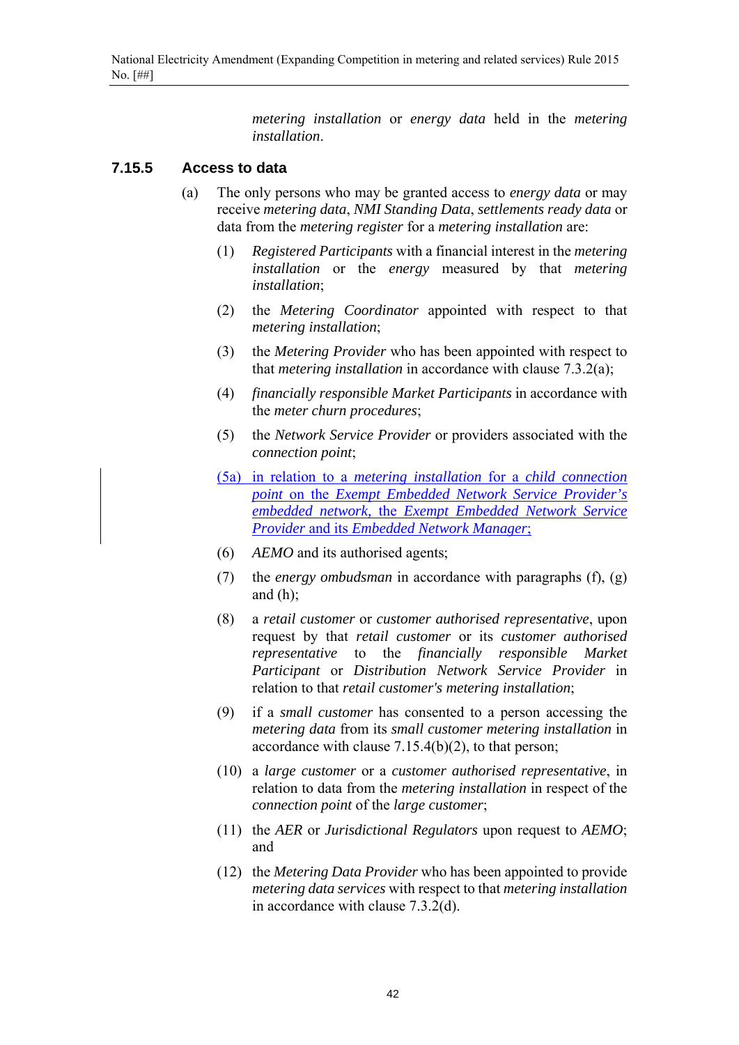*metering installation* or *energy data* held in the *metering installation*.

### 7.15.5 Access to data

(a) The only persons who may be granted access to *energy data* or may receive *metering data*, *NMI Standing Data*, *settlements ready data* or data from the *metering register* for a *metering installation* are:

(1) *Registered Participants* with a financial interest in the *metering installation* or the *energy* measured by that *metering installation*;

(2) the *Metering Coordinator* appointed with respect to that *metering installation*;

(3) the *Metering Provider* who has been appointed with respect to that *metering installation* in accordance with clause 7.3.2(a);

(4) *financially responsible Market Participants* in accordance with the *meter churn procedures*;

(5) the *Network Service Provider* or providers associated with the *connection point*;

(5a) in relation to a *metering installation* for a *child connection point* on the *Exempt Embedded Network Service Provider's embedded network*, the *Exempt Embedded Network Service Provider* and its *Embedded Network Manager*;

(6) *AEMO* and its authorised agents;

(7) the *energy ombudsman* in accordance with paragraphs (f), (g) and (h);

(8) a *retail customer* or *customer authorised representative*, upon request by that *retail customer* or its *customer authorised representative* to the *financially responsible Market Participant* or *Distribution Network Service Provider* in relation to that *retail customer's metering installation*;

(9) if a *small customer* has consented to a person accessing the *metering data* from its *small customer metering installation* in accordance with clause 7.15.4(b)(2), to that person;

(10) a *large customer* or a *customer authorised representative*, in relation to data from the *metering installation* in respect of the *connection point* of the *large customer*;

(11) the *AER* or *Jurisdictional Regulators* upon request to *AEMO*; and

(12) the *Metering Data Provider* who has been appointed to provide *metering data services* with respect to that *metering installation* in accordance with clause 7.3.2(d).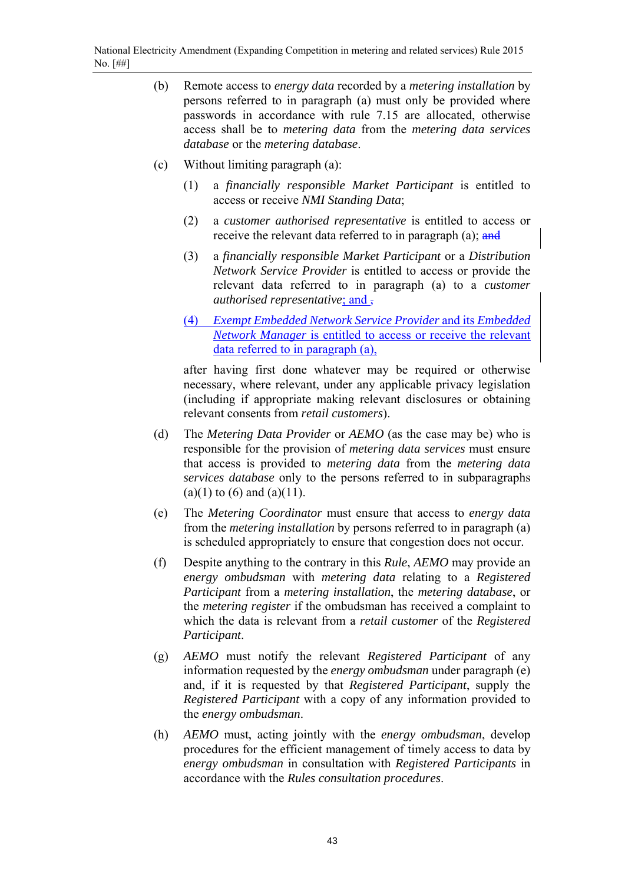(b) Remote access to *energy data* recorded by a *metering installation* by persons referred to in paragraph (a) must only be provided where passwords in accordance with rule 7.15 are allocated, otherwise access shall be to *metering data* from the *metering data services database* or the *metering database*.

(c) Without limiting paragraph (a):

(1) a *financially responsible Market Participant* is entitled to access or receive *NMI Standing Data*;

(2) a *customer authorised representative* is entitled to access or receive the relevant data referred to in paragraph (a); ~~and~~

(3) a *financially responsible Market Participant* or a *Distribution Network Service Provider* is entitled to access or provide the relevant data referred to in paragraph (a) to a *customer authorised representative*; and ~~,~~

(4) *Exempt Embedded Network Service Provider* and its *Embedded Network Manager* is entitled to access or receive the relevant data referred to in paragraph (a),

after having first done whatever may be required or otherwise necessary, where relevant, under any applicable privacy legislation (including if appropriate making relevant disclosures or obtaining relevant consents from *retail customers*).

(d) The *Metering Data Provider* or *AEMO* (as the case may be) who is responsible for the provision of *metering data services* must ensure that access is provided to *metering data* from the *metering data services database* only to the persons referred to in subparagraphs (a)(1) to (6) and (a)(11).

(e) The *Metering Coordinator* must ensure that access to *energy data* from the *metering installation* by persons referred to in paragraph (a) is scheduled appropriately to ensure that congestion does not occur.

(f) Despite anything to the contrary in this *Rule*, *AEMO* may provide an *energy ombudsman* with *metering data* relating to a *Registered Participant* from a *metering installation*, the *metering database*, or the *metering register* if the ombudsman has received a complaint to which the data is relevant from a *retail customer* of the *Registered Participant*.

(g) *AEMO* must notify the relevant *Registered Participant* of any information requested by the *energy ombudsman* under paragraph (e) and, if it is requested by that *Registered Participant*, supply the *Registered Participant* with a copy of any information provided to the *energy ombudsman*.

(h) *AEMO* must, acting jointly with the *energy ombudsman*, develop procedures for the efficient management of timely access to data by *energy ombudsman* in consultation with *Registered Participants* in accordance with the *Rules consultation procedures*.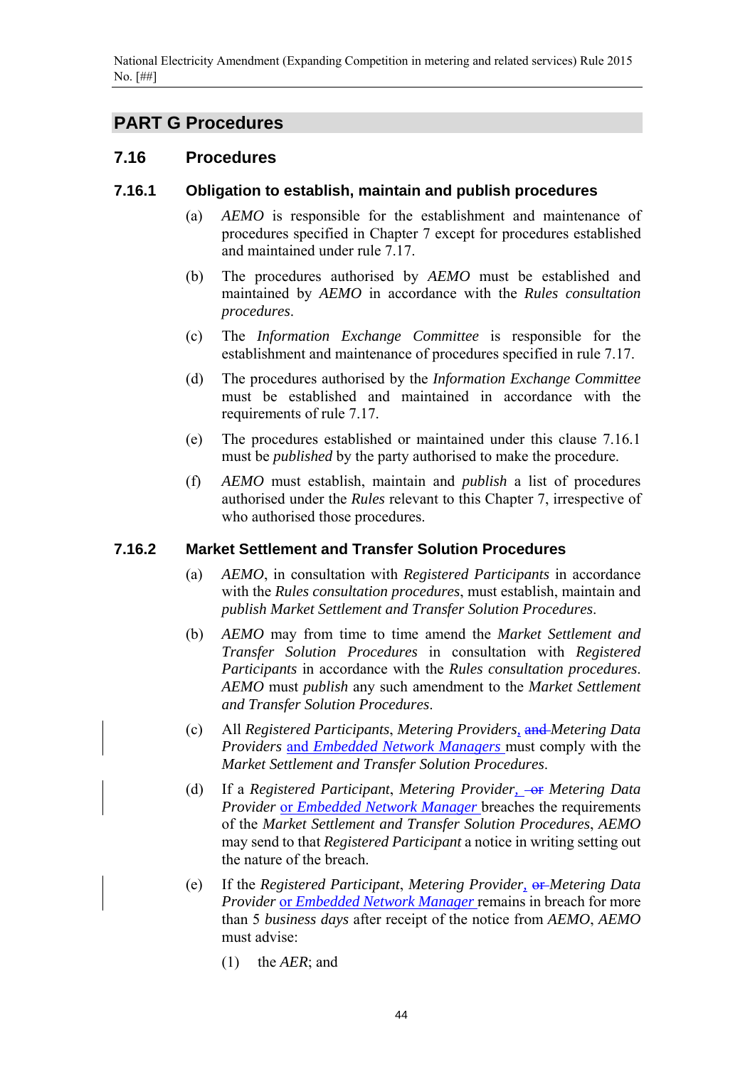## PART G Procedures

### 7.16 Procedures

#### 7.16.1 Obligation to establish, maintain and publish procedures

(a) *AEMO* is responsible for the establishment and maintenance of procedures specified in Chapter 7 except for procedures established and maintained under rule 7.17.

(b) The procedures authorised by *AEMO* must be established and maintained by *AEMO* in accordance with the *Rules consultation procedures*.

(c) The *Information Exchange Committee* is responsible for the establishment and maintenance of procedures specified in rule 7.17.

(d) The procedures authorised by the *Information Exchange Committee* must be established and maintained in accordance with the requirements of rule 7.17.

(e) The procedures established or maintained under this clause 7.16.1 must be *published* by the party authorised to make the procedure.

(f) *AEMO* must establish, maintain and *publish* a list of procedures authorised under the *Rules* relevant to this Chapter 7, irrespective of who authorised those procedures.

#### 7.16.2 Market Settlement and Transfer Solution Procedures

(a) *AEMO*, in consultation with *Registered Participants* in accordance with the *Rules consultation procedures*, must establish, maintain and *publish Market Settlement and Transfer Solution Procedures*.

(b) *AEMO* may from time to time amend the *Market Settlement and Transfer Solution Procedures* in consultation with *Registered Participants* in accordance with the *Rules consultation procedures*. *AEMO* must *publish* any such amendment to the *Market Settlement and Transfer Solution Procedures*.

(c) All *Registered Participants*, *Metering Providers*, ~~and~~ *Metering Data Providers* and *Embedded Network Managers* must comply with the *Market Settlement and Transfer Solution Procedures*.

(d) If a *Registered Participant*, *Metering Provider*, ~~or~~ *Metering Data Provider* or *Embedded Network Manager* breaches the requirements of the *Market Settlement and Transfer Solution Procedures*, *AEMO* may send to that *Registered Participant* a notice in writing setting out the nature of the breach.

(e) If the *Registered Participant*, *Metering Provider*, ~~or~~ *Metering Data Provider* or *Embedded Network Manager* remains in breach for more than 5 *business days* after receipt of the notice from *AEMO*, *AEMO* must advise:

(1) the *AER*; and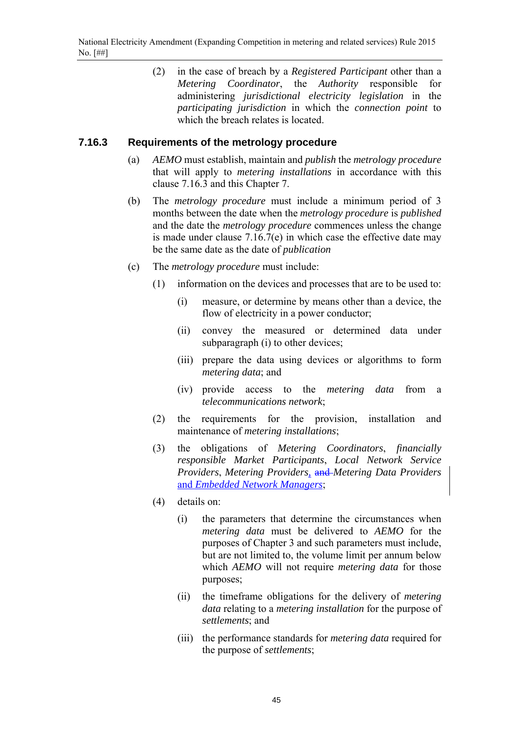(2) in the case of breach by a *Registered Participant* other than a *Metering Coordinator*, the *Authority* responsible for administering *jurisdictional electricity legislation* in the *participating jurisdiction* in which the *connection point* to which the breach relates is located.

### 7.16.3 Requirements of the metrology procedure

(a) *AEMO* must establish, maintain and *publish* the *metrology procedure* that will apply to *metering installations* in accordance with this clause 7.16.3 and this Chapter 7.

(b) The *metrology procedure* must include a minimum period of 3 months between the date when the *metrology procedure* is *published* and the date the *metrology procedure* commences unless the change is made under clause 7.16.7(e) in which case the effective date may be the same date as the date of *publication*

(c) The *metrology procedure* must include:

(1) information on the devices and processes that are to be used to:

(i) measure, or determine by means other than a device, the flow of electricity in a power conductor;

(ii) convey the measured or determined data under subparagraph (i) to other devices;

(iii) prepare the data using devices or algorithms to form *metering data*; and

(iv) provide access to the *metering data* from a *telecommunications network*;

(2) the requirements for the provision, installation and maintenance of *metering installations*;

(3) the obligations of *Metering Coordinators*, *financially responsible Market Participants*, *Local Network Service Providers*, *Metering Providers*, ~~and~~ *Metering Data Providers* and *Embedded Network Managers*;

(4) details on:

(i) the parameters that determine the circumstances when *metering data* must be delivered to *AEMO* for the purposes of Chapter 3 and such parameters must include, but are not limited to, the volume limit per annum below which *AEMO* will not require *metering data* for those purposes;

(ii) the timeframe obligations for the delivery of *metering data* relating to a *metering installation* for the purpose of *settlements*; and

(iii) the performance standards for *metering data* required for the purpose of *settlements*;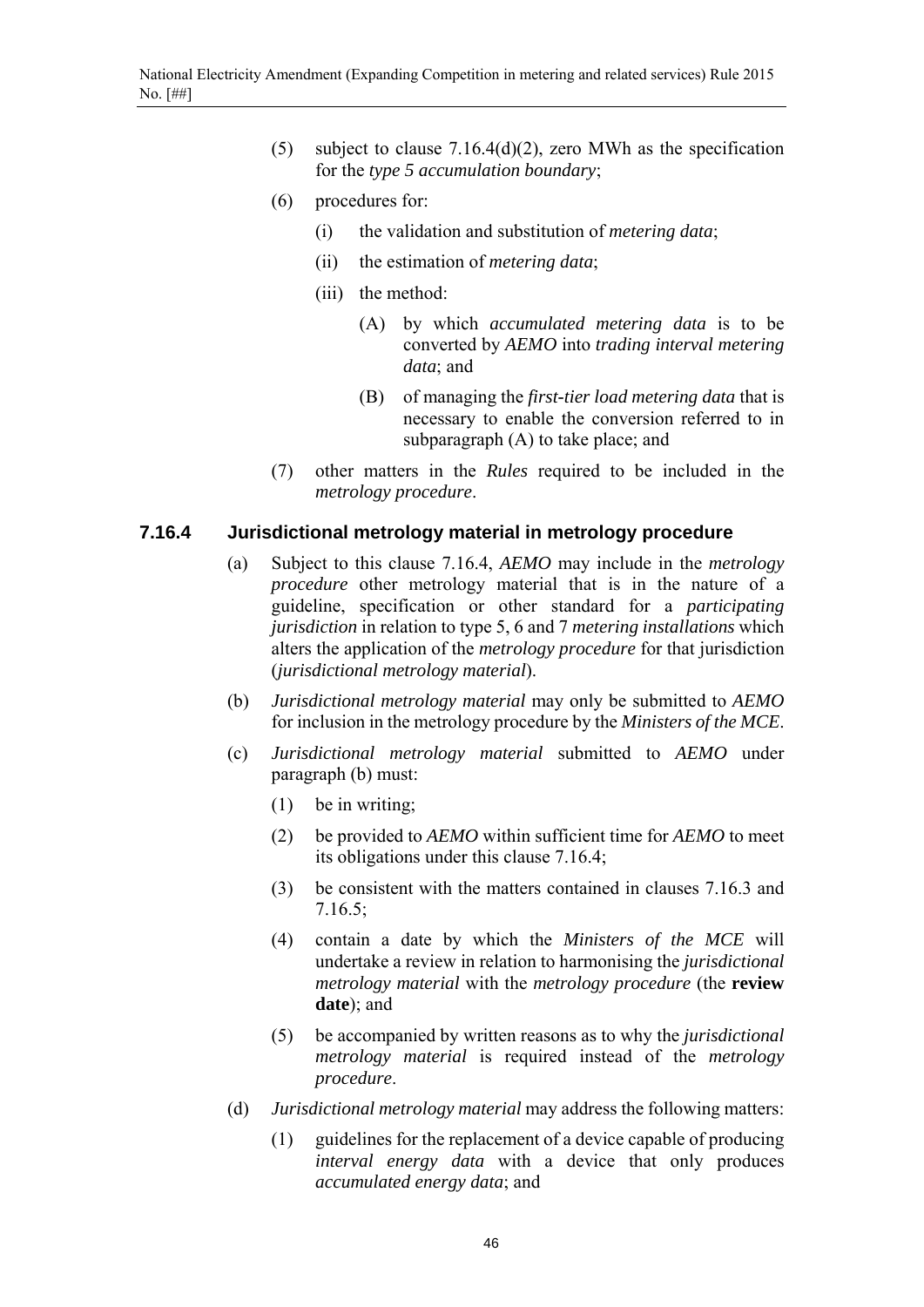(5) subject to clause 7.16.4(d)(2), zero MWh as the specification for the *type 5 accumulation boundary*;

(6) procedures for:

  (i) the validation and substitution of *metering data*;

  (ii) the estimation of *metering data*;

  (iii) the method:

    (A) by which *accumulated metering data* is to be converted by *AEMO* into *trading interval metering data*; and

    (B) of managing the *first-tier load metering data* that is necessary to enable the conversion referred to in subparagraph (A) to take place; and

(7) other matters in the *Rules* required to be included in the *metrology procedure*.

### 7.16.4 Jurisdictional metrology material in metrology procedure

(a) Subject to this clause 7.16.4, *AEMO* may include in the *metrology procedure* other metrology material that is in the nature of a guideline, specification or other standard for a *participating jurisdiction* in relation to type 5, 6 and 7 *metering installations* which alters the application of the *metrology procedure* for that jurisdiction (*jurisdictional metrology material*).

(b) *Jurisdictional metrology material* may only be submitted to *AEMO* for inclusion in the metrology procedure by the *Ministers of the MCE*.

(c) *Jurisdictional metrology material* submitted to *AEMO* under paragraph (b) must:

  (1) be in writing;

  (2) be provided to *AEMO* within sufficient time for *AEMO* to meet its obligations under this clause 7.16.4;

  (3) be consistent with the matters contained in clauses 7.16.3 and 7.16.5;

  (4) contain a date by which the *Ministers of the MCE* will undertake a review in relation to harmonising the *jurisdictional metrology material* with the *metrology procedure* (the **review date**); and

  (5) be accompanied by written reasons as to why the *jurisdictional metrology material* is required instead of the *metrology procedure*.

(d) *Jurisdictional metrology material* may address the following matters:

  (1) guidelines for the replacement of a device capable of producing *interval energy data* with a device that only produces *accumulated energy data*; and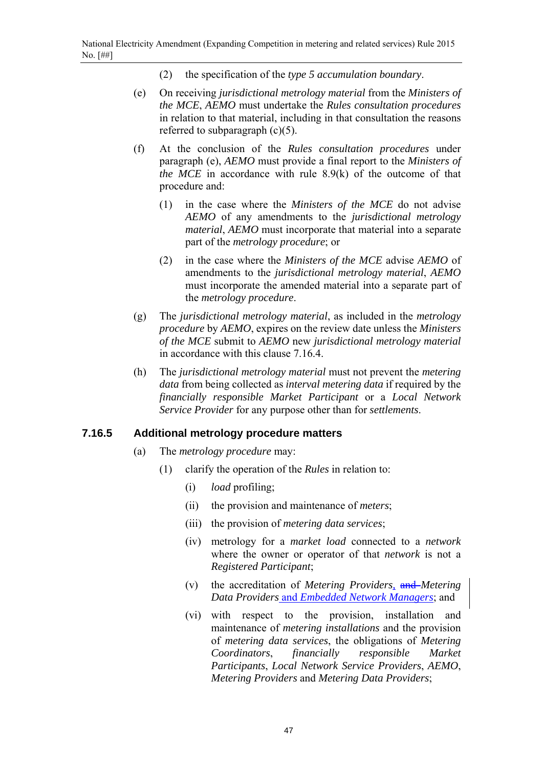(2) the specification of the *type 5 accumulation boundary*.

(e) On receiving *jurisdictional metrology material* from the *Ministers of the MCE*, *AEMO* must undertake the *Rules consultation procedures* in relation to that material, including in that consultation the reasons referred to subparagraph (c)(5).

(f) At the conclusion of the *Rules consultation procedures* under paragraph (e), *AEMO* must provide a final report to the *Ministers of the MCE* in accordance with rule 8.9(k) of the outcome of that procedure and:

(1) in the case where the *Ministers of the MCE* do not advise *AEMO* of any amendments to the *jurisdictional metrology material*, *AEMO* must incorporate that material into a separate part of the *metrology procedure*; or

(2) in the case where the *Ministers of the MCE* advise *AEMO* of amendments to the *jurisdictional metrology material*, *AEMO* must incorporate the amended material into a separate part of the *metrology procedure*.

(g) The *jurisdictional metrology material*, as included in the *metrology procedure* by *AEMO*, expires on the review date unless the *Ministers of the MCE* submit to *AEMO* new *jurisdictional metrology material* in accordance with this clause 7.16.4.

(h) The *jurisdictional metrology material* must not prevent the *metering data* from being collected as *interval metering data* if required by the *financially responsible Market Participant* or a *Local Network Service Provider* for any purpose other than for *settlements*.

### 7.16.5 Additional metrology procedure matters

(a) The *metrology procedure* may:

(1) clarify the operation of the *Rules* in relation to:

(i) *load* profiling;

(ii) the provision and maintenance of *meters*;

(iii) the provision of *metering data services*;

(iv) metrology for a *market load* connected to a *network* where the owner or operator of that *network* is not a *Registered Participant*;

(v) the accreditation of *Metering Providers*, ~~and~~ *Metering Data Providers* and *Embedded Network Managers*; and

(vi) with respect to the provision, installation and maintenance of *metering installations* and the provision of *metering data services*, the obligations of *Metering Coordinators*, *financially responsible Market Participants*, *Local Network Service Providers*, *AEMO*, *Metering Providers* and *Metering Data Providers*;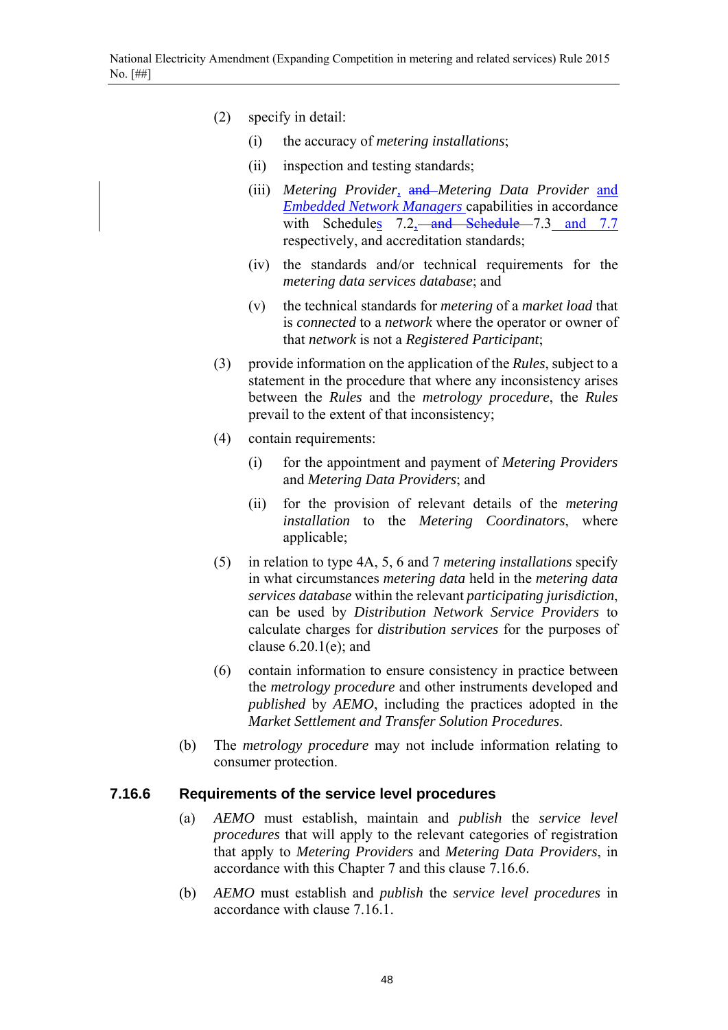(2) specify in detail:

(i) the accuracy of *metering installations*;

(ii) inspection and testing standards;

(iii) *Metering Provider*, ~~and~~ *Metering Data Provider* and *Embedded Network Managers* capabilities in accordance with Schedules 7.2, ~~and Schedule~~ 7.3 and 7.7 respectively, and accreditation standards;

(iv) the standards and/or technical requirements for the *metering data services database*; and

(v) the technical standards for *metering* of a *market load* that is *connected* to a *network* where the operator or owner of that *network* is not a *Registered Participant*;

(3) provide information on the application of the *Rules*, subject to a statement in the procedure that where any inconsistency arises between the *Rules* and the *metrology procedure*, the *Rules* prevail to the extent of that inconsistency;

(4) contain requirements:

(i) for the appointment and payment of *Metering Providers* and *Metering Data Providers*; and

(ii) for the provision of relevant details of the *metering installation* to the *Metering Coordinators*, where applicable;

(5) in relation to type 4A, 5, 6 and 7 *metering installations* specify in what circumstances *metering data* held in the *metering data services database* within the relevant *participating jurisdiction*, can be used by *Distribution Network Service Providers* to calculate charges for *distribution services* for the purposes of clause 6.20.1(e); and

(6) contain information to ensure consistency in practice between the *metrology procedure* and other instruments developed and *published* by *AEMO*, including the practices adopted in the *Market Settlement and Transfer Solution Procedures*.

(b) The *metrology procedure* may not include information relating to consumer protection.

### 7.16.6 Requirements of the service level procedures

(a) *AEMO* must establish, maintain and *publish* the *service level procedures* that will apply to the relevant categories of registration that apply to *Metering Providers* and *Metering Data Providers*, in accordance with this Chapter 7 and this clause 7.16.6.

(b) *AEMO* must establish and *publish* the *service level procedures* in accordance with clause 7.16.1.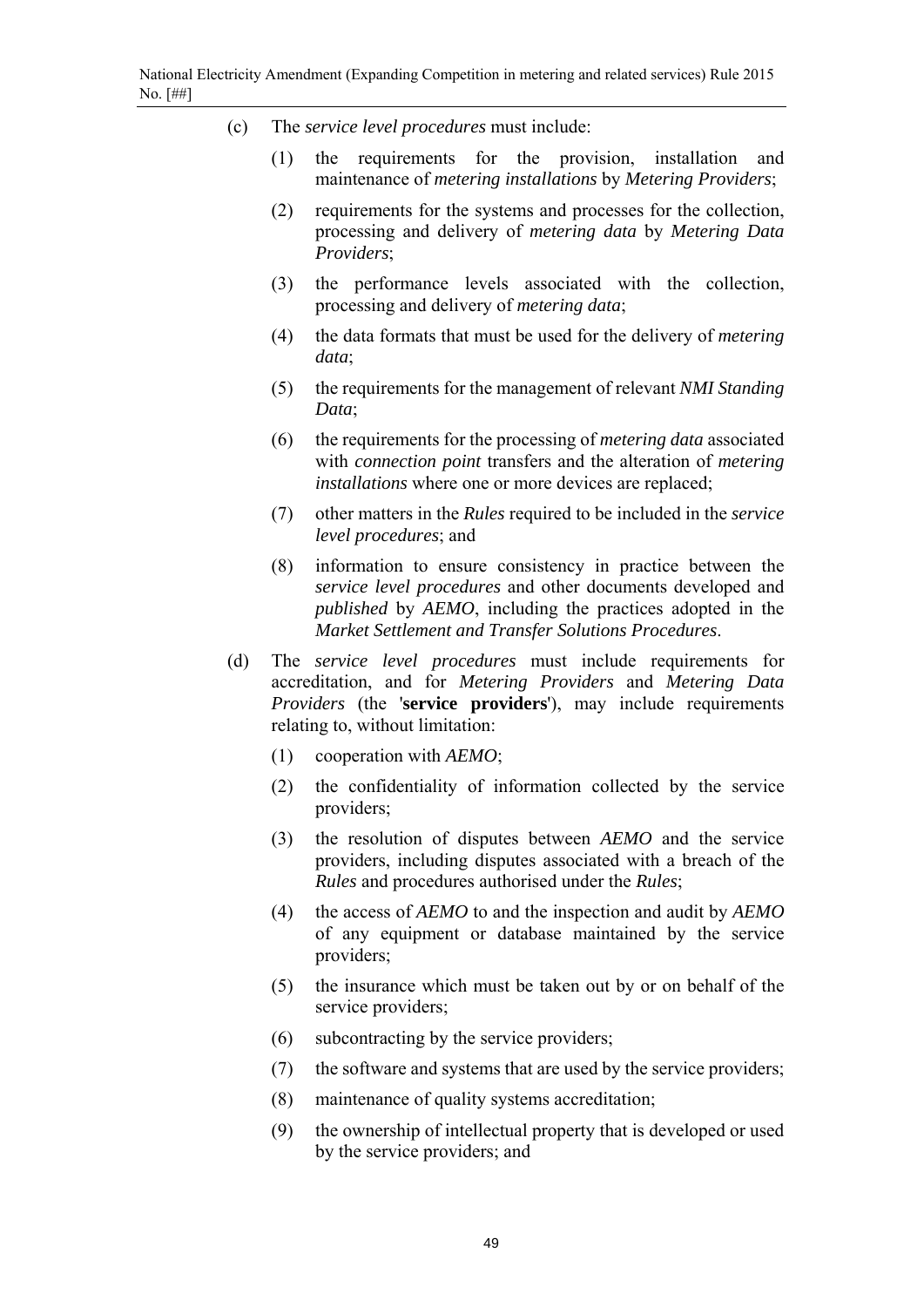(c) The *service level procedures* must include:

(1) the requirements for the provision, installation and maintenance of *metering installations* by *Metering Providers*;

(2) requirements for the systems and processes for the collection, processing and delivery of *metering data* by *Metering Data Providers*;

(3) the performance levels associated with the collection, processing and delivery of *metering data*;

(4) the data formats that must be used for the delivery of *metering data*;

(5) the requirements for the management of relevant *NMI Standing Data*;

(6) the requirements for the processing of *metering data* associated with *connection point* transfers and the alteration of *metering installations* where one or more devices are replaced;

(7) other matters in the *Rules* required to be included in the *service level procedures*; and

(8) information to ensure consistency in practice between the *service level procedures* and other documents developed and *published* by *AEMO*, including the practices adopted in the *Market Settlement and Transfer Solutions Procedures*.

(d) The *service level procedures* must include requirements for accreditation, and for *Metering Providers* and *Metering Data Providers* (the '**service providers**'), may include requirements relating to, without limitation:

(1) cooperation with *AEMO*;

(2) the confidentiality of information collected by the service providers;

(3) the resolution of disputes between *AEMO* and the service providers, including disputes associated with a breach of the *Rules* and procedures authorised under the *Rules*;

(4) the access of *AEMO* to and the inspection and audit by *AEMO* of any equipment or database maintained by the service providers;

(5) the insurance which must be taken out by or on behalf of the service providers;

(6) subcontracting by the service providers;

(7) the software and systems that are used by the service providers;

(8) maintenance of quality systems accreditation;

(9) the ownership of intellectual property that is developed or used by the service providers; and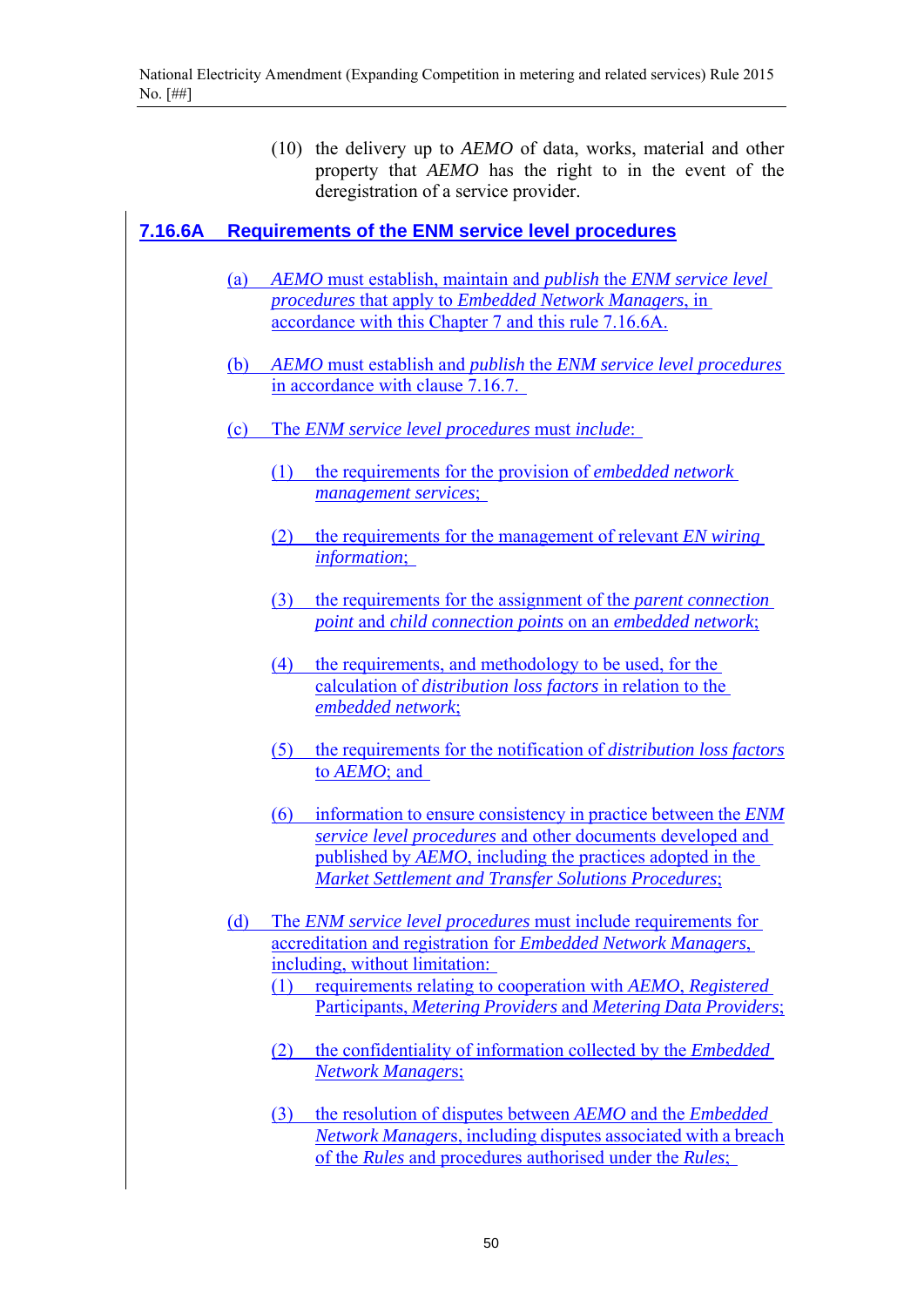(10) the delivery up to *AEMO* of data, works, material and other property that *AEMO* has the right to in the event of the deregistration of a service provider.

## 7.16.6A Requirements of the ENM service level procedures

(a) *AEMO* must establish, maintain and *publish* the *ENM service level procedures* that apply to *Embedded Network Managers*, in accordance with this Chapter 7 and this rule 7.16.6A.

(b) *AEMO* must establish and *publish* the *ENM service level procedures* in accordance with clause 7.16.7.

(c) The *ENM service level procedures* must *include*:

(1) the requirements for the provision of *embedded network management services*;

(2) the requirements for the management of relevant *EN wiring information*;

(3) the requirements for the assignment of the *parent connection point* and *child connection points* on an *embedded network*;

(4) the requirements, and methodology to be used, for the calculation of *distribution loss factors* in relation to the *embedded network*;

(5) the requirements for the notification of *distribution loss factors* to *AEMO*; and

(6) information to ensure consistency in practice between the *ENM service level procedures* and other documents developed and published by *AEMO*, including the practices adopted in the *Market Settlement and Transfer Solutions Procedures*;

(d) The *ENM service level procedures* must include requirements for accreditation and registration for *Embedded Network Managers*, including, without limitation:

(1) requirements relating to cooperation with *AEMO*, *Registered* Participants, *Metering Providers* and *Metering Data Providers*;

(2) the confidentiality of information collected by the *Embedded Network Managers*;

(3) the resolution of disputes between *AEMO* and the *Embedded Network Managers*, including disputes associated with a breach of the *Rules* and procedures authorised under the *Rules*;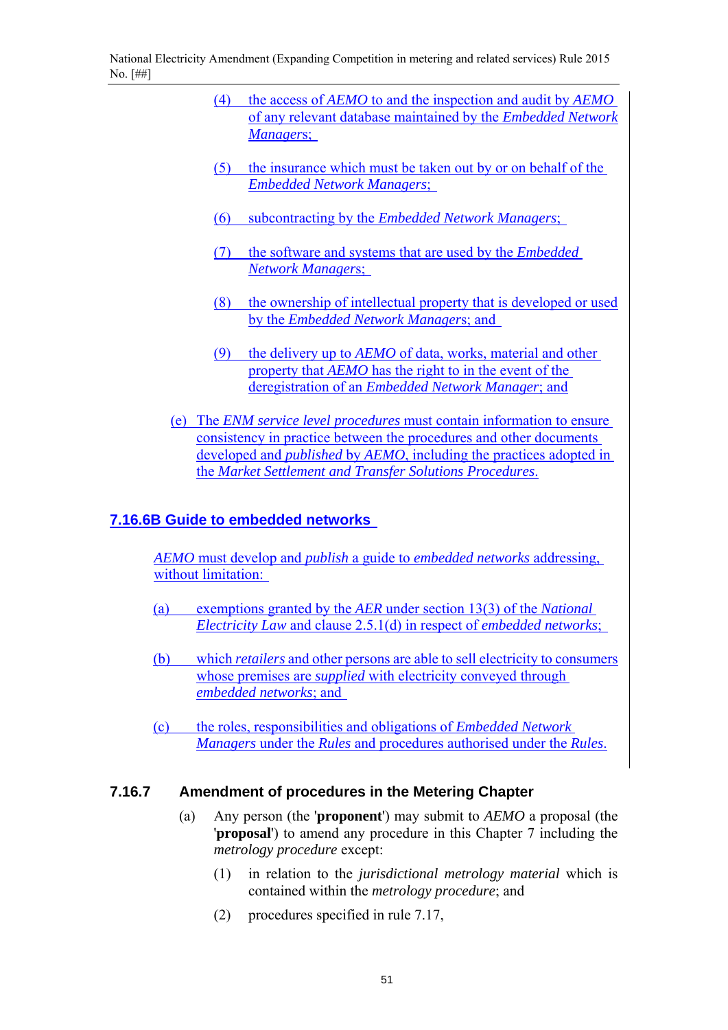(4) the access of *AEMO* to and the inspection and audit by *AEMO* of any relevant database maintained by the *Embedded Network Managers*;

(5) the insurance which must be taken out by or on behalf of the *Embedded Network Managers*;

(6) subcontracting by the *Embedded Network Managers*;

(7) the software and systems that are used by the *Embedded Network Managers*;

(8) the ownership of intellectual property that is developed or used by the *Embedded Network Managers*; and

(9) the delivery up to *AEMO* of data, works, material and other property that *AEMO* has the right to in the event of the deregistration of an *Embedded Network Manager*; and

(e) The *ENM service level procedures* must contain information to ensure consistency in practice between the procedures and other documents developed and *published* by *AEMO*, including the practices adopted in the *Market Settlement and Transfer Solutions Procedures*.

### 7.16.6B Guide to embedded networks

*AEMO* must develop and *publish* a guide to *embedded networks* addressing, without limitation:

(a) exemptions granted by the *AER* under section 13(3) of the *National Electricity Law* and clause 2.5.1(d) in respect of *embedded networks*;

(b) which *retailers* and other persons are able to sell electricity to consumers whose premises are *supplied* with electricity conveyed through *embedded networks*; and

(c) the roles, responsibilities and obligations of *Embedded Network Managers* under the *Rules* and procedures authorised under the *Rules*.

### 7.16.7 Amendment of procedures in the Metering Chapter

(a) Any person (the '**proponent**') may submit to *AEMO* a proposal (the '**proposal**') to amend any procedure in this Chapter 7 including the *metrology procedure* except:

(1) in relation to the *jurisdictional metrology material* which is contained within the *metrology procedure*; and

(2) procedures specified in rule 7.17,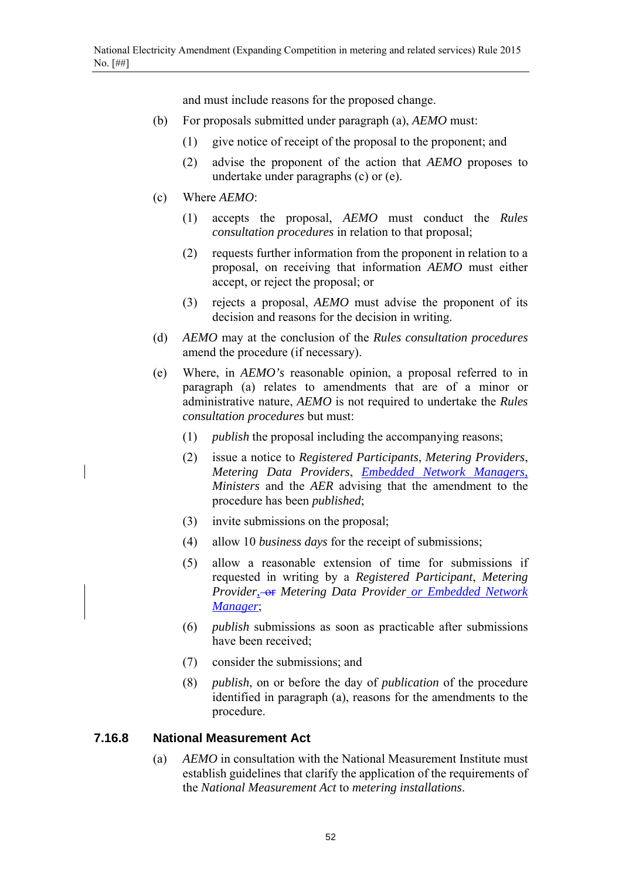and must include reasons for the proposed change.

(b) For proposals submitted under paragraph (a), *AEMO* must:

  (1) give notice of receipt of the proposal to the proponent; and

  (2) advise the proponent of the action that *AEMO* proposes to undertake under paragraphs (c) or (e).

(c) Where *AEMO*:

  (1) accepts the proposal, *AEMO* must conduct the *Rules consultation procedures* in relation to that proposal;

  (2) requests further information from the proponent in relation to a proposal, on receiving that information *AEMO* must either accept, or reject the proposal; or

  (3) rejects a proposal, *AEMO* must advise the proponent of its decision and reasons for the decision in writing.

(d) *AEMO* may at the conclusion of the *Rules consultation procedures* amend the procedure (if necessary).

(e) Where, in *AEMO's* reasonable opinion, a proposal referred to in paragraph (a) relates to amendments that are of a minor or administrative nature, *AEMO* is not required to undertake the *Rules consultation procedures* but must:

  (1) *publish* the proposal including the accompanying reasons;

  (2) issue a notice to *Registered Participants*, *Metering Providers*, *Metering Data Providers*, *Embedded Network Managers,* *Ministers* and the *AER* advising that the amendment to the procedure has been *published*;

  (3) invite submissions on the proposal;

  (4) allow 10 *business days* for the receipt of submissions;

  (5) allow a reasonable extension of time for submissions if requested in writing by a *Registered Participant*, *Metering Provider*, ~~or~~ *Metering Data Provider* or *Embedded Network Manager*;

  (6) *publish* submissions as soon as practicable after submissions have been received;

  (7) consider the submissions; and

  (8) *publish*, on or before the day of *publication* of the procedure identified in paragraph (a), reasons for the amendments to the procedure.

### 7.16.8 National Measurement Act

(a) *AEMO* in consultation with the National Measurement Institute must establish guidelines that clarify the application of the requirements of the *National Measurement Act* to *metering installations*.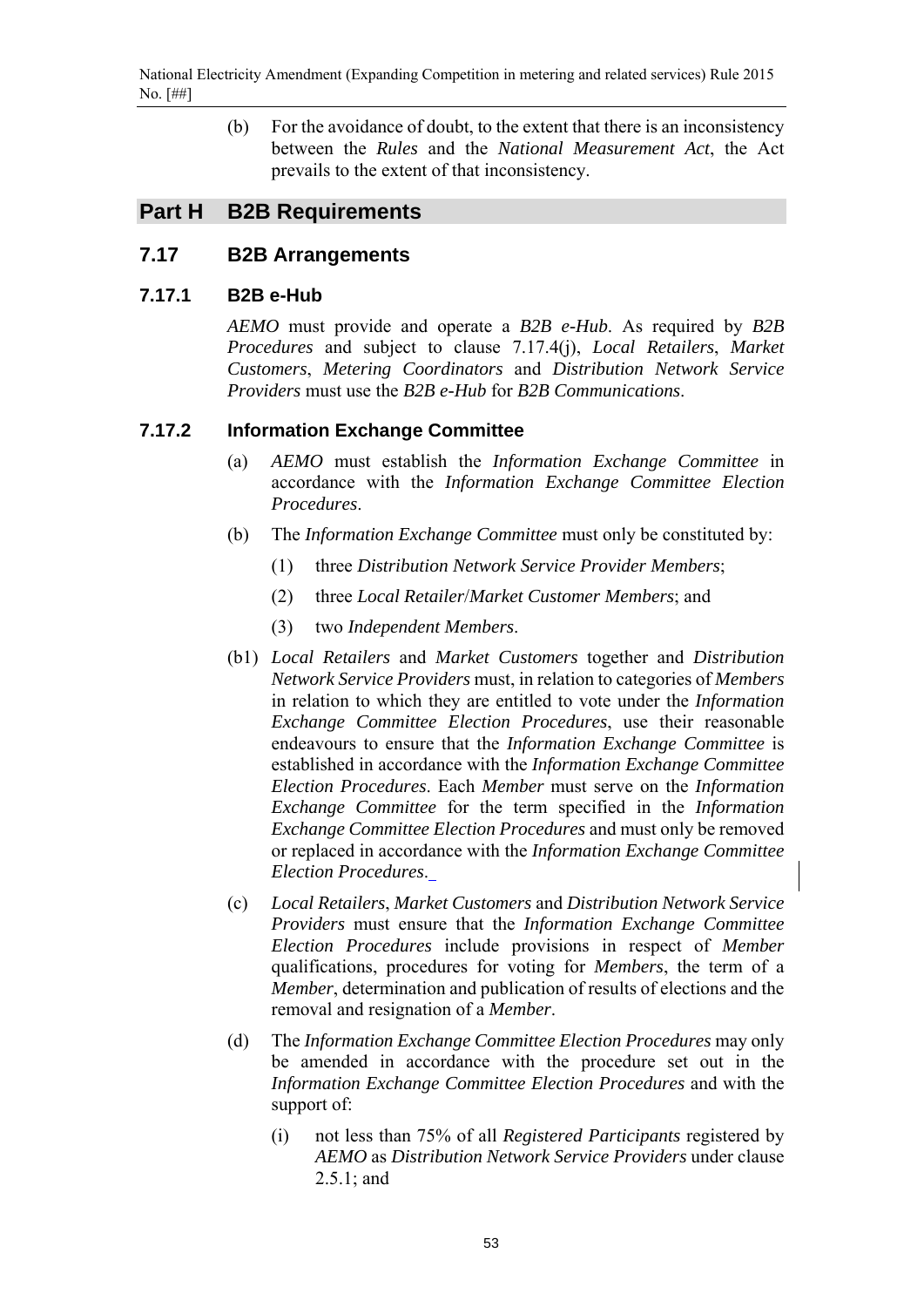(b) For the avoidance of doubt, to the extent that there is an inconsistency between the *Rules* and the *National Measurement Act*, the Act prevails to the extent of that inconsistency.

# Part H B2B Requirements

## 7.17 B2B Arrangements

### 7.17.1 B2B e-Hub

*AEMO* must provide and operate a *B2B e-Hub*. As required by *B2B Procedures* and subject to clause 7.17.4(j), *Local Retailers*, *Market Customers*, *Metering Coordinators* and *Distribution Network Service Providers* must use the *B2B e-Hub* for *B2B Communications*.

### 7.17.2 Information Exchange Committee

(a) *AEMO* must establish the *Information Exchange Committee* in accordance with the *Information Exchange Committee Election Procedures*.

(b) The *Information Exchange Committee* must only be constituted by:

(1) three *Distribution Network Service Provider Members*;

(2) three *Local Retailer*/*Market Customer Members*; and

(3) two *Independent Members*.

(b1) *Local Retailers* and *Market Customers* together and *Distribution Network Service Providers* must, in relation to categories of *Members* in relation to which they are entitled to vote under the *Information Exchange Committee Election Procedures*, use their reasonable endeavours to ensure that the *Information Exchange Committee* is established in accordance with the *Information Exchange Committee Election Procedures*. Each *Member* must serve on the *Information Exchange Committee* for the term specified in the *Information Exchange Committee Election Procedures* and must only be removed or replaced in accordance with the *Information Exchange Committee Election Procedures*.

(c) *Local Retailers*, *Market Customers* and *Distribution Network Service Providers* must ensure that the *Information Exchange Committee Election Procedures* include provisions in respect of *Member* qualifications, procedures for voting for *Members*, the term of a *Member*, determination and publication of results of elections and the removal and resignation of a *Member*.

(d) The *Information Exchange Committee Election Procedures* may only be amended in accordance with the procedure set out in the *Information Exchange Committee Election Procedures* and with the support of:

(i) not less than 75% of all *Registered Participants* registered by *AEMO* as *Distribution Network Service Providers* under clause 2.5.1; and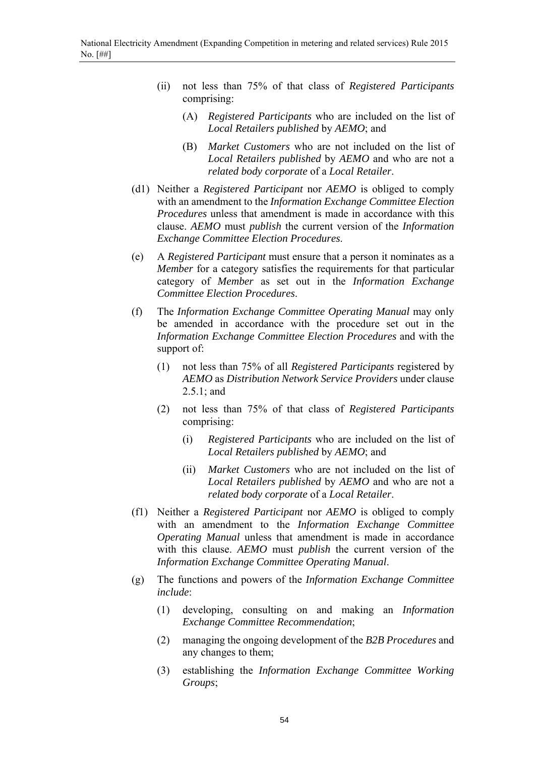(ii) not less than 75% of that class of *Registered Participants* comprising:

(A) *Registered Participants* who are included on the list of *Local Retailers published* by *AEMO*; and

(B) *Market Customers* who are not included on the list of *Local Retailers published* by *AEMO* and who are not a *related body corporate* of a *Local Retailer*.

(d1) Neither a *Registered Participant* nor *AEMO* is obliged to comply with an amendment to the *Information Exchange Committee Election Procedures* unless that amendment is made in accordance with this clause. *AEMO* must *publish* the current version of the *Information Exchange Committee Election Procedures*.

(e) A *Registered Participant* must ensure that a person it nominates as a *Member* for a category satisfies the requirements for that particular category of *Member* as set out in the *Information Exchange Committee Election Procedures*.

(f) The *Information Exchange Committee Operating Manual* may only be amended in accordance with the procedure set out in the *Information Exchange Committee Election Procedures* and with the support of:

(1) not less than 75% of all *Registered Participants* registered by *AEMO* as *Distribution Network Service Providers* under clause 2.5.1; and

(2) not less than 75% of that class of *Registered Participants* comprising:

(i) *Registered Participants* who are included on the list of *Local Retailers published* by *AEMO*; and

(ii) *Market Customers* who are not included on the list of *Local Retailers published* by *AEMO* and who are not a *related body corporate* of a *Local Retailer*.

(f1) Neither a *Registered Participant* nor *AEMO* is obliged to comply with an amendment to the *Information Exchange Committee Operating Manual* unless that amendment is made in accordance with this clause. *AEMO* must *publish* the current version of the *Information Exchange Committee Operating Manual*.

(g) The functions and powers of the *Information Exchange Committee include*:

(1) developing, consulting on and making an *Information Exchange Committee Recommendation*;

(2) managing the ongoing development of the *B2B Procedures* and any changes to them;

(3) establishing the *Information Exchange Committee Working Groups*;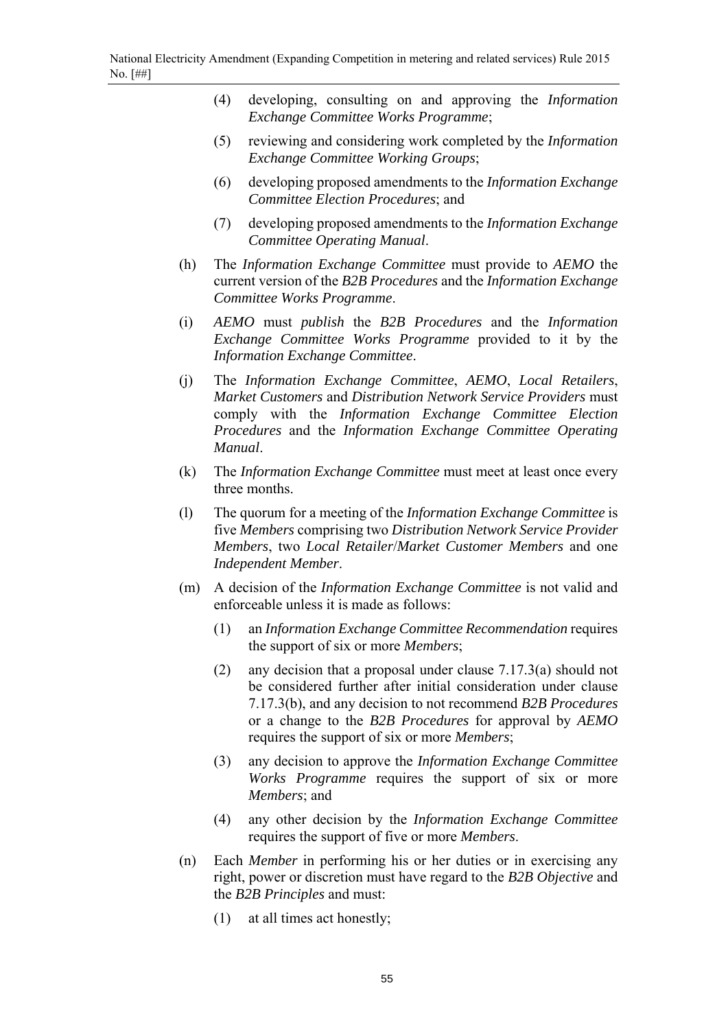(4) developing, consulting on and approving the *Information Exchange Committee Works Programme*;

(5) reviewing and considering work completed by the *Information Exchange Committee Working Groups*;

(6) developing proposed amendments to the *Information Exchange Committee Election Procedures*; and

(7) developing proposed amendments to the *Information Exchange Committee Operating Manual*.

(h) The *Information Exchange Committee* must provide to *AEMO* the current version of the *B2B Procedures* and the *Information Exchange Committee Works Programme*.

(i) *AEMO* must *publish* the *B2B Procedures* and the *Information Exchange Committee Works Programme* provided to it by the *Information Exchange Committee*.

(j) The *Information Exchange Committee*, *AEMO*, *Local Retailers*, *Market Customers* and *Distribution Network Service Providers* must comply with the *Information Exchange Committee Election Procedures* and the *Information Exchange Committee Operating Manual*.

(k) The *Information Exchange Committee* must meet at least once every three months.

(l) The quorum for a meeting of the *Information Exchange Committee* is five *Members* comprising two *Distribution Network Service Provider Members*, two *Local Retailer*/*Market Customer Members* and one *Independent Member*.

(m) A decision of the *Information Exchange Committee* is not valid and enforceable unless it is made as follows:

(1) an *Information Exchange Committee Recommendation* requires the support of six or more *Members*;

(2) any decision that a proposal under clause 7.17.3(a) should not be considered further after initial consideration under clause 7.17.3(b), and any decision to not recommend *B2B Procedures* or a change to the *B2B Procedures* for approval by *AEMO* requires the support of six or more *Members*;

(3) any decision to approve the *Information Exchange Committee Works Programme* requires the support of six or more *Members*; and

(4) any other decision by the *Information Exchange Committee* requires the support of five or more *Members*.

(n) Each *Member* in performing his or her duties or in exercising any right, power or discretion must have regard to the *B2B Objective* and the *B2B Principles* and must:

(1) at all times act honestly;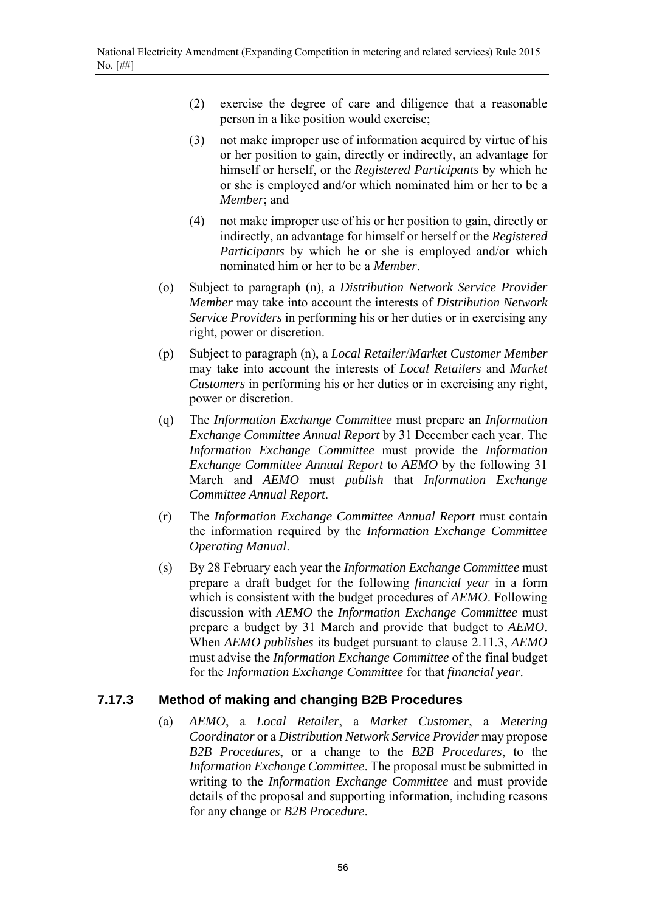(2) exercise the degree of care and diligence that a reasonable person in a like position would exercise;

(3) not make improper use of information acquired by virtue of his or her position to gain, directly or indirectly, an advantage for himself or herself, or the *Registered Participants* by which he or she is employed and/or which nominated him or her to be a *Member*; and

(4) not make improper use of his or her position to gain, directly or indirectly, an advantage for himself or herself or the *Registered Participants* by which he or she is employed and/or which nominated him or her to be a *Member*.

(o) Subject to paragraph (n), a *Distribution Network Service Provider Member* may take into account the interests of *Distribution Network Service Providers* in performing his or her duties or in exercising any right, power or discretion.

(p) Subject to paragraph (n), a *Local Retailer*/*Market Customer Member* may take into account the interests of *Local Retailers* and *Market Customers* in performing his or her duties or in exercising any right, power or discretion.

(q) The *Information Exchange Committee* must prepare an *Information Exchange Committee Annual Report* by 31 December each year. The *Information Exchange Committee* must provide the *Information Exchange Committee Annual Report* to *AEMO* by the following 31 March and *AEMO* must *publish* that *Information Exchange Committee Annual Report*.

(r) The *Information Exchange Committee Annual Report* must contain the information required by the *Information Exchange Committee Operating Manual*.

(s) By 28 February each year the *Information Exchange Committee* must prepare a draft budget for the following *financial year* in a form which is consistent with the budget procedures of *AEMO*. Following discussion with *AEMO* the *Information Exchange Committee* must prepare a budget by 31 March and provide that budget to *AEMO*. When *AEMO publishes* its budget pursuant to clause 2.11.3, *AEMO* must advise the *Information Exchange Committee* of the final budget for the *Information Exchange Committee* for that *financial year*.

### 7.17.3 Method of making and changing B2B Procedures

(a) *AEMO*, a *Local Retailer*, a *Market Customer*, a *Metering Coordinator* or a *Distribution Network Service Provider* may propose *B2B Procedures*, or a change to the *B2B Procedures*, to the *Information Exchange Committee*. The proposal must be submitted in writing to the *Information Exchange Committee* and must provide details of the proposal and supporting information, including reasons for any change or *B2B Procedure*.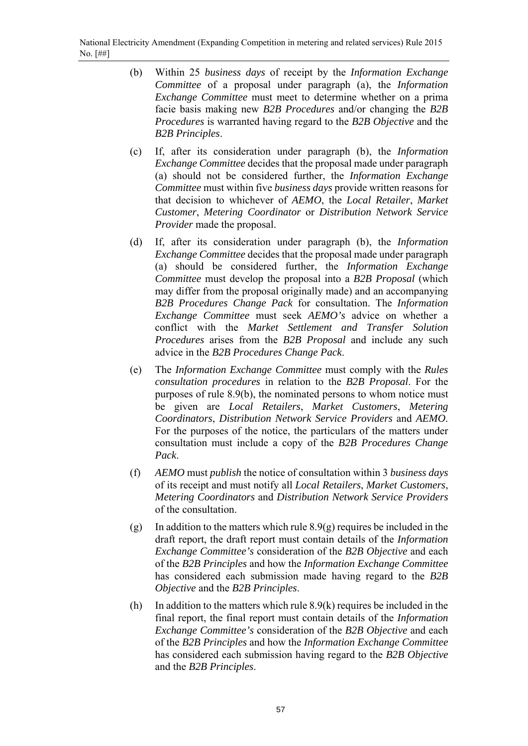(b) Within 25 *business days* of receipt by the *Information Exchange Committee* of a proposal under paragraph (a), the *Information Exchange Committee* must meet to determine whether on a prima facie basis making new *B2B Procedures* and/or changing the *B2B Procedures* is warranted having regard to the *B2B Objective* and the *B2B Principles*.

(c) If, after its consideration under paragraph (b), the *Information Exchange Committee* decides that the proposal made under paragraph (a) should not be considered further, the *Information Exchange Committee* must within five *business days* provide written reasons for that decision to whichever of *AEMO*, the *Local Retailer*, *Market Customer*, *Metering Coordinator* or *Distribution Network Service Provider* made the proposal.

(d) If, after its consideration under paragraph (b), the *Information Exchange Committee* decides that the proposal made under paragraph (a) should be considered further, the *Information Exchange Committee* must develop the proposal into a *B2B Proposal* (which may differ from the proposal originally made) and an accompanying *B2B Procedures Change Pack* for consultation. The *Information Exchange Committee* must seek *AEMO's* advice on whether a conflict with the *Market Settlement and Transfer Solution Procedures* arises from the *B2B Proposal* and include any such advice in the *B2B Procedures Change Pack*.

(e) The *Information Exchange Committee* must comply with the *Rules consultation procedures* in relation to the *B2B Proposal*. For the purposes of rule 8.9(b), the nominated persons to whom notice must be given are *Local Retailers*, *Market Customers*, *Metering Coordinators*, *Distribution Network Service Providers* and *AEMO*. For the purposes of the notice, the particulars of the matters under consultation must include a copy of the *B2B Procedures Change Pack*.

(f) *AEMO* must *publish* the notice of consultation within 3 *business days* of its receipt and must notify all *Local Retailers*, *Market Customers*, *Metering Coordinators* and *Distribution Network Service Providers* of the consultation.

(g) In addition to the matters which rule 8.9(g) requires be included in the draft report, the draft report must contain details of the *Information Exchange Committee's* consideration of the *B2B Objective* and each of the *B2B Principles* and how the *Information Exchange Committee* has considered each submission made having regard to the *B2B Objective* and the *B2B Principles*.

(h) In addition to the matters which rule 8.9(k) requires be included in the final report, the final report must contain details of the *Information Exchange Committee's* consideration of the *B2B Objective* and each of the *B2B Principles* and how the *Information Exchange Committee* has considered each submission having regard to the *B2B Objective* and the *B2B Principles*.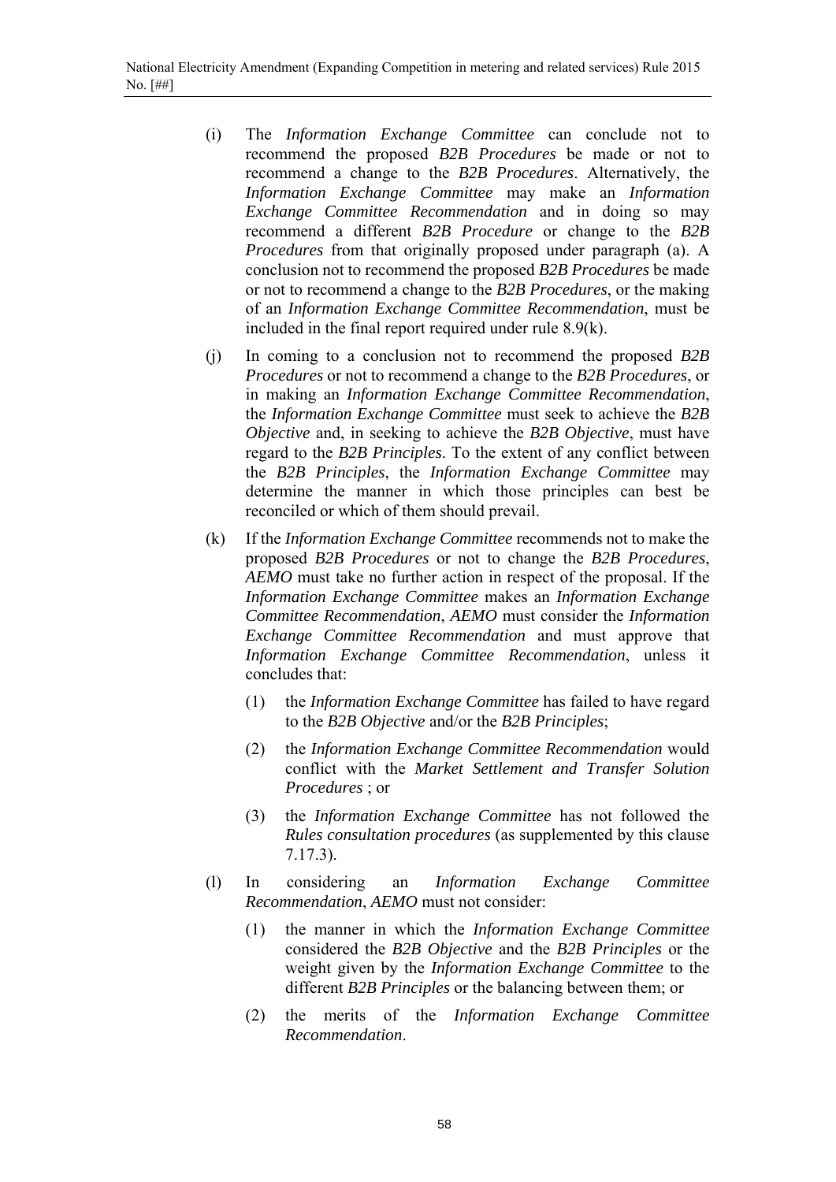(i) The *Information Exchange Committee* can conclude not to recommend the proposed *B2B Procedures* be made or not to recommend a change to the *B2B Procedures*. Alternatively, the *Information Exchange Committee* may make an *Information Exchange Committee Recommendation* and in doing so may recommend a different *B2B Procedure* or change to the *B2B Procedures* from that originally proposed under paragraph (a). A conclusion not to recommend the proposed *B2B Procedures* be made or not to recommend a change to the *B2B Procedures*, or the making of an *Information Exchange Committee Recommendation*, must be included in the final report required under rule 8.9(k).

(j) In coming to a conclusion not to recommend the proposed *B2B Procedures* or not to recommend a change to the *B2B Procedures*, or in making an *Information Exchange Committee Recommendation*, the *Information Exchange Committee* must seek to achieve the *B2B Objective* and, in seeking to achieve the *B2B Objective*, must have regard to the *B2B Principles*. To the extent of any conflict between the *B2B Principles*, the *Information Exchange Committee* may determine the manner in which those principles can best be reconciled or which of them should prevail.

(k) If the *Information Exchange Committee* recommends not to make the proposed *B2B Procedures* or not to change the *B2B Procedures*, *AEMO* must take no further action in respect of the proposal. If the *Information Exchange Committee* makes an *Information Exchange Committee Recommendation*, *AEMO* must consider the *Information Exchange Committee Recommendation* and must approve that *Information Exchange Committee Recommendation*, unless it concludes that:

   (1) the *Information Exchange Committee* has failed to have regard to the *B2B Objective* and/or the *B2B Principles*;

   (2) the *Information Exchange Committee Recommendation* would conflict with the *Market Settlement and Transfer Solution Procedures* ; or

   (3) the *Information Exchange Committee* has not followed the *Rules consultation procedures* (as supplemented by this clause 7.17.3).

(l) In considering an *Information Exchange Committee Recommendation*, *AEMO* must not consider:

   (1) the manner in which the *Information Exchange Committee* considered the *B2B Objective* and the *B2B Principles* or the weight given by the *Information Exchange Committee* to the different *B2B Principles* or the balancing between them; or

   (2) the merits of the *Information Exchange Committee Recommendation*.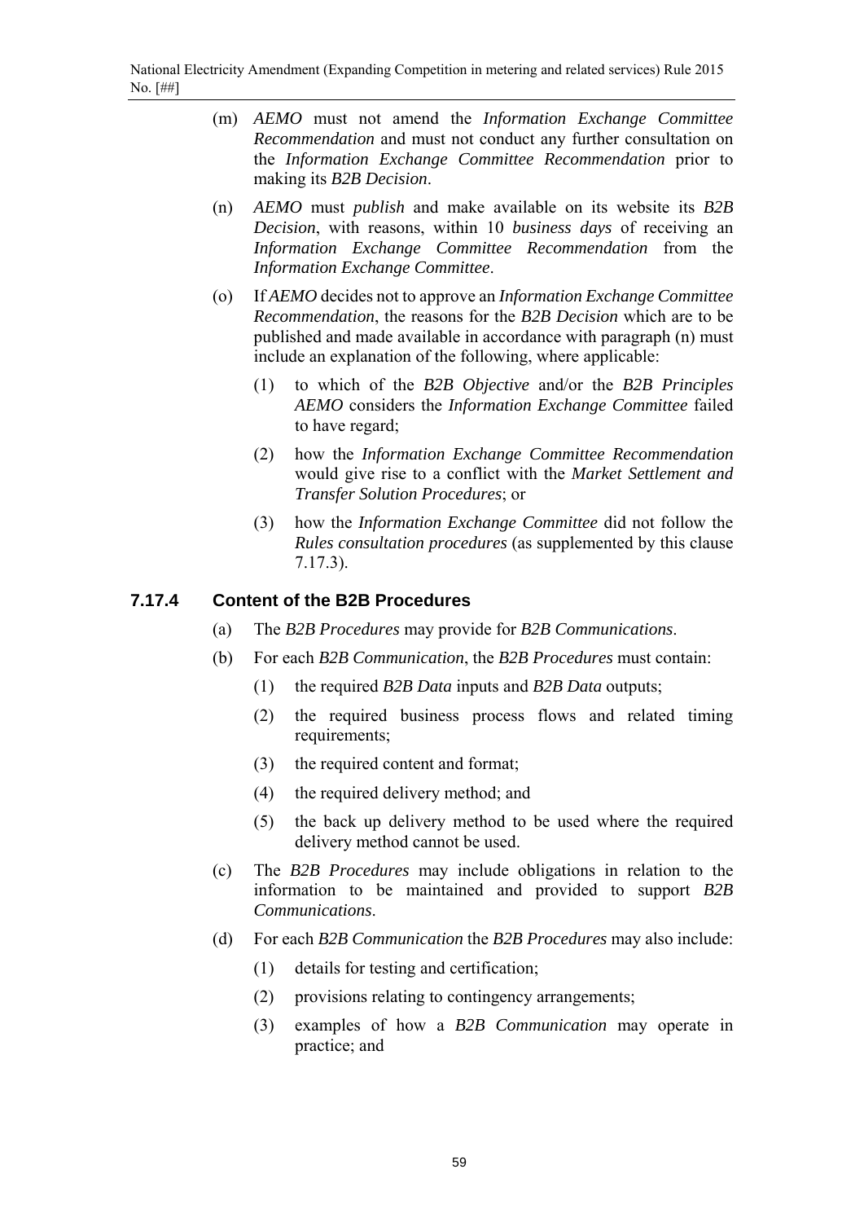(m) *AEMO* must not amend the *Information Exchange Committee Recommendation* and must not conduct any further consultation on the *Information Exchange Committee Recommendation* prior to making its *B2B Decision*.

(n) *AEMO* must *publish* and make available on its website its *B2B Decision*, with reasons, within 10 *business days* of receiving an *Information Exchange Committee Recommendation* from the *Information Exchange Committee*.

(o) If *AEMO* decides not to approve an *Information Exchange Committee Recommendation*, the reasons for the *B2B Decision* which are to be published and made available in accordance with paragraph (n) must include an explanation of the following, where applicable:

(1) to which of the *B2B Objective* and/or the *B2B Principles* *AEMO* considers the *Information Exchange Committee* failed to have regard;

(2) how the *Information Exchange Committee Recommendation* would give rise to a conflict with the *Market Settlement and Transfer Solution Procedures*; or

(3) how the *Information Exchange Committee* did not follow the *Rules consultation procedures* (as supplemented by this clause 7.17.3).

### 7.17.4 Content of the B2B Procedures

(a) The *B2B Procedures* may provide for *B2B Communications*.

(b) For each *B2B Communication*, the *B2B Procedures* must contain:

(1) the required *B2B Data* inputs and *B2B Data* outputs;

(2) the required business process flows and related timing requirements;

(3) the required content and format;

(4) the required delivery method; and

(5) the back up delivery method to be used where the required delivery method cannot be used.

(c) The *B2B Procedures* may include obligations in relation to the information to be maintained and provided to support *B2B Communications*.

(d) For each *B2B Communication* the *B2B Procedures* may also include:

(1) details for testing and certification;

(2) provisions relating to contingency arrangements;

(3) examples of how a *B2B Communication* may operate in practice; and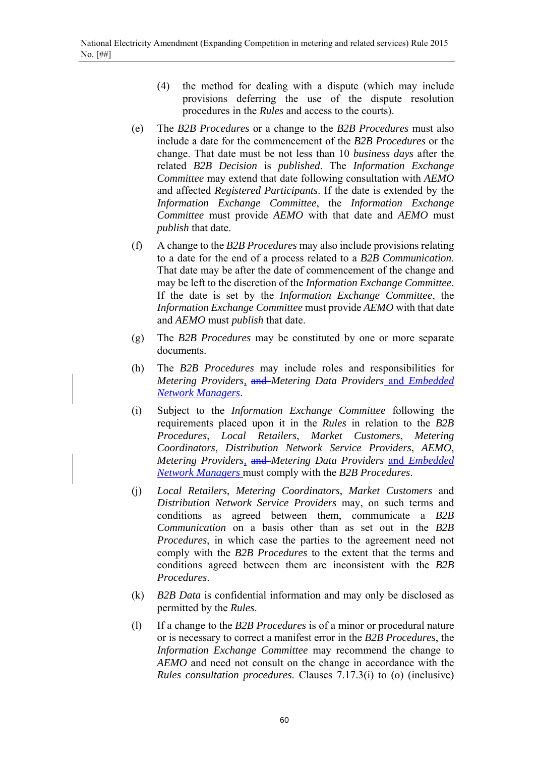(4) the method for dealing with a dispute (which may include provisions deferring the use of the dispute resolution procedures in the *Rules* and access to the courts).

(e) The *B2B Procedures* or a change to the *B2B Procedures* must also include a date for the commencement of the *B2B Procedures* or the change. That date must be not less than 10 *business days* after the related *B2B Decision* is *published*. The *Information Exchange Committee* may extend that date following consultation with *AEMO* and affected *Registered Participants*. If the date is extended by the *Information Exchange Committee*, the *Information Exchange Committee* must provide *AEMO* with that date and *AEMO* must *publish* that date.

(f) A change to the *B2B Procedures* may also include provisions relating to a date for the end of a process related to a *B2B Communication*. That date may be after the date of commencement of the change and may be left to the discretion of the *Information Exchange Committee*. If the date is set by the *Information Exchange Committee*, the *Information Exchange Committee* must provide *AEMO* with that date and *AEMO* must *publish* that date.

(g) The *B2B Procedures* may be constituted by one or more separate documents.

(h) The *B2B Procedures* may include roles and responsibilities for *Metering Providers*, ~~and~~ *Metering Data Providers* and *Embedded Network Managers*.

(i) Subject to the *Information Exchange Committee* following the requirements placed upon it in the *Rules* in relation to the *B2B Procedures*, *Local Retailers*, *Market Customers*, *Metering Coordinators*, *Distribution Network Service Providers*, *AEMO*, *Metering Providers*, ~~and~~ *Metering Data Providers* and *Embedded Network Managers* must comply with the *B2B Procedures*.

(j) *Local Retailers*, *Metering Coordinators*, *Market Customers* and *Distribution Network Service Providers* may, on such terms and conditions as agreed between them, communicate a *B2B Communication* on a basis other than as set out in the *B2B Procedures*, in which case the parties to the agreement need not comply with the *B2B Procedures* to the extent that the terms and conditions agreed between them are inconsistent with the *B2B Procedures*.

(k) *B2B Data* is confidential information and may only be disclosed as permitted by the *Rules*.

(l) If a change to the *B2B Procedures* is of a minor or procedural nature or is necessary to correct a manifest error in the *B2B Procedures*, the *Information Exchange Committee* may recommend the change to *AEMO* and need not consult on the change in accordance with the *Rules consultation procedures*. Clauses 7.17.3(i) to (o) (inclusive)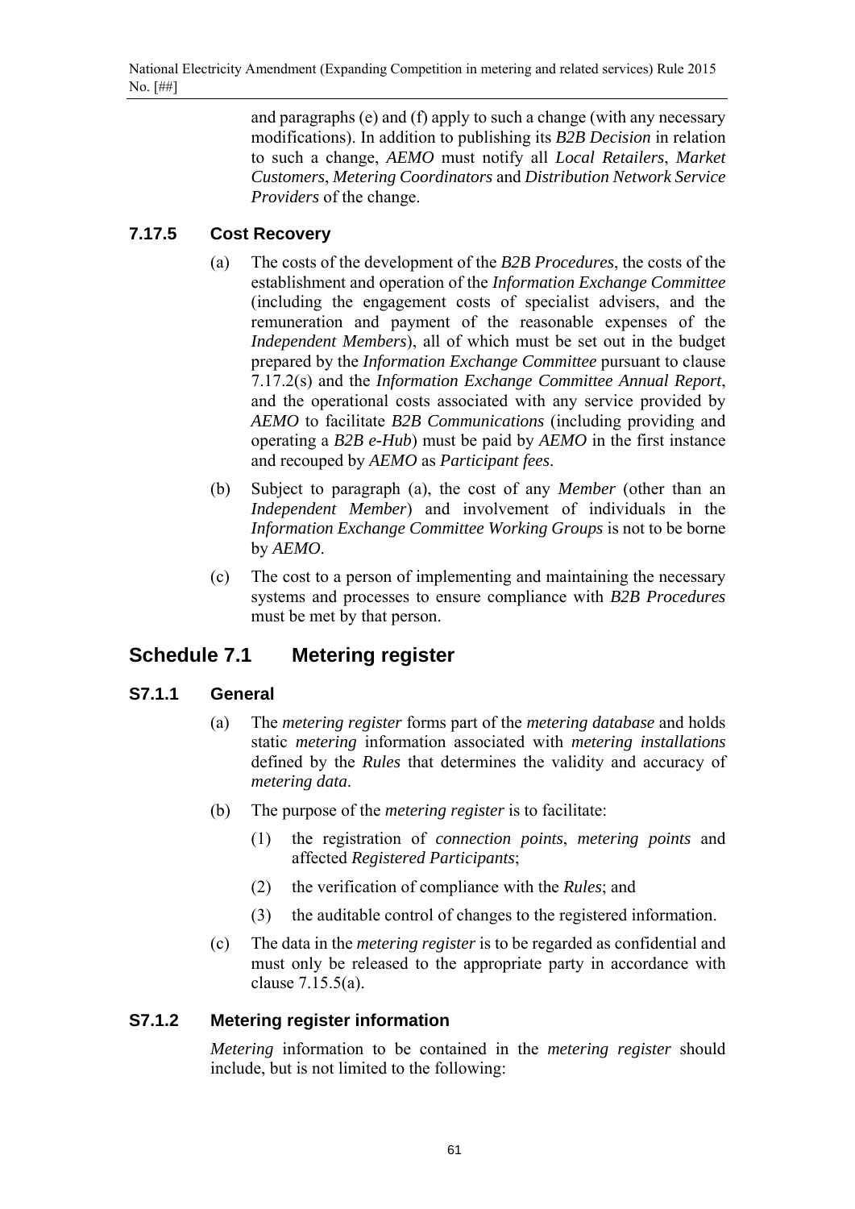and paragraphs (e) and (f) apply to such a change (with any necessary modifications). In addition to publishing its *B2B Decision* in relation to such a change, *AEMO* must notify all *Local Retailers*, *Market Customers*, *Metering Coordinators* and *Distribution Network Service Providers* of the change.

### 7.17.5 Cost Recovery

(a) The costs of the development of the *B2B Procedures*, the costs of the establishment and operation of the *Information Exchange Committee* (including the engagement costs of specialist advisers, and the remuneration and payment of the reasonable expenses of the *Independent Members*), all of which must be set out in the budget prepared by the *Information Exchange Committee* pursuant to clause 7.17.2(s) and the *Information Exchange Committee Annual Report*, and the operational costs associated with any service provided by *AEMO* to facilitate *B2B Communications* (including providing and operating a *B2B e-Hub*) must be paid by *AEMO* in the first instance and recouped by *AEMO* as *Participant fees*.

(b) Subject to paragraph (a), the cost of any *Member* (other than an *Independent Member*) and involvement of individuals in the *Information Exchange Committee Working Groups* is not to be borne by *AEMO*.

(c) The cost to a person of implementing and maintaining the necessary systems and processes to ensure compliance with *B2B Procedures* must be met by that person.

## Schedule 7.1 Metering register

### S7.1.1 General

(a) The *metering register* forms part of the *metering database* and holds static *metering* information associated with *metering installations* defined by the *Rules* that determines the validity and accuracy of *metering data*.

(b) The purpose of the *metering register* is to facilitate:

(1) the registration of *connection points*, *metering points* and affected *Registered Participants*;

(2) the verification of compliance with the *Rules*; and

(3) the auditable control of changes to the registered information.

(c) The data in the *metering register* is to be regarded as confidential and must only be released to the appropriate party in accordance with clause 7.15.5(a).

### S7.1.2 Metering register information

*Metering* information to be contained in the *metering register* should include, but is not limited to the following: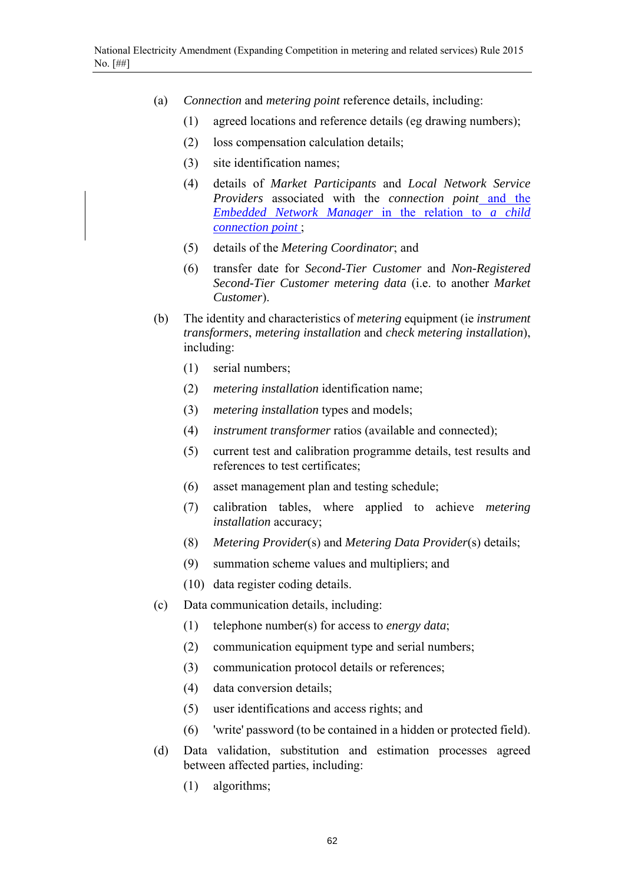(a) *Connection* and *metering point* reference details, including:

(1) agreed locations and reference details (eg drawing numbers);

(2) loss compensation calculation details;

(3) site identification names;

(4) details of *Market Participants* and *Local Network Service Providers* associated with the *connection point* and the *Embedded Network Manager* in the relation to a child *connection point* ;

(5) details of the *Metering Coordinator*; and

(6) transfer date for *Second-Tier Customer* and *Non-Registered Second-Tier Customer metering data* (i.e. to another *Market Customer*).

(b) The identity and characteristics of *metering* equipment (ie *instrument transformers*, *metering installation* and *check metering installation*), including:

(1) serial numbers;

(2) *metering installation* identification name;

(3) *metering installation* types and models;

(4) *instrument transformer* ratios (available and connected);

(5) current test and calibration programme details, test results and references to test certificates;

(6) asset management plan and testing schedule;

(7) calibration tables, where applied to achieve *metering installation* accuracy;

(8) *Metering Provider*(s) and *Metering Data Provider*(s) details;

(9) summation scheme values and multipliers; and

(10) data register coding details.

(c) Data communication details, including:

(1) telephone number(s) for access to *energy data*;

(2) communication equipment type and serial numbers;

(3) communication protocol details or references;

(4) data conversion details;

(5) user identifications and access rights; and

(6) 'write' password (to be contained in a hidden or protected field).

(d) Data validation, substitution and estimation processes agreed between affected parties, including:

(1) algorithms;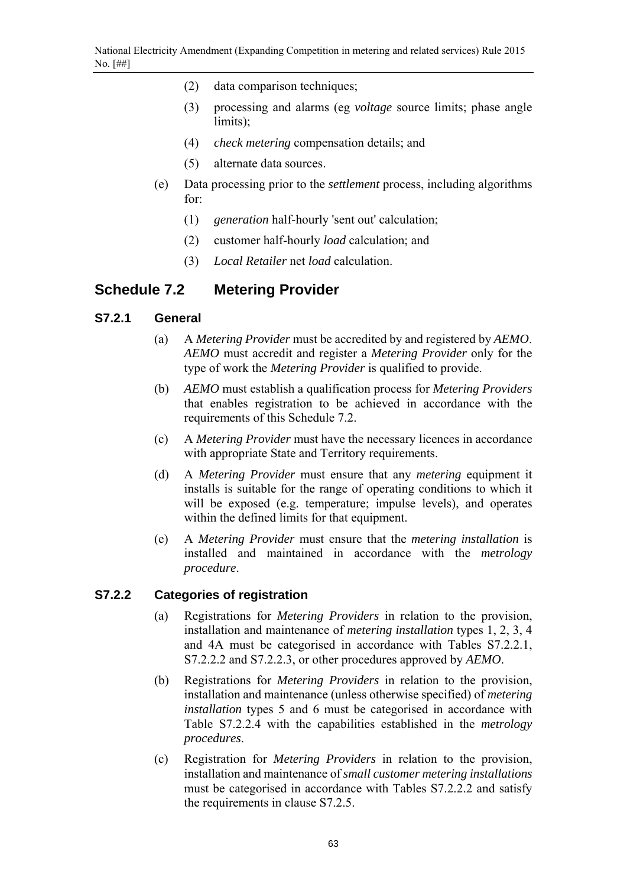(2) data comparison techniques;

(3) processing and alarms (eg *voltage* source limits; phase angle limits);

(4) *check metering* compensation details; and

(5) alternate data sources.

(e) Data processing prior to the *settlement* process, including algorithms for:

(1) *generation* half-hourly 'sent out' calculation;

(2) customer half-hourly *load* calculation; and

(3) *Local Retailer* net *load* calculation.

## Schedule 7.2 Metering Provider

### S7.2.1 General

(a) A *Metering Provider* must be accredited by and registered by *AEMO*. *AEMO* must accredit and register a *Metering Provider* only for the type of work the *Metering Provider* is qualified to provide.

(b) *AEMO* must establish a qualification process for *Metering Providers* that enables registration to be achieved in accordance with the requirements of this Schedule 7.2.

(c) A *Metering Provider* must have the necessary licences in accordance with appropriate State and Territory requirements.

(d) A *Metering Provider* must ensure that any *metering* equipment it installs is suitable for the range of operating conditions to which it will be exposed (e.g. temperature; impulse levels), and operates within the defined limits for that equipment.

(e) A *Metering Provider* must ensure that the *metering installation* is installed and maintained in accordance with the *metrology procedure*.

### S7.2.2 Categories of registration

(a) Registrations for *Metering Providers* in relation to the provision, installation and maintenance of *metering installation* types 1, 2, 3, 4 and 4A must be categorised in accordance with Tables S7.2.2.1, S7.2.2.2 and S7.2.2.3, or other procedures approved by *AEMO*.

(b) Registrations for *Metering Providers* in relation to the provision, installation and maintenance (unless otherwise specified) of *metering installation* types 5 and 6 must be categorised in accordance with Table S7.2.2.4 with the capabilities established in the *metrology procedures*.

(c) Registration for *Metering Providers* in relation to the provision, installation and maintenance of *small customer metering installations* must be categorised in accordance with Tables S7.2.2.2 and satisfy the requirements in clause S7.2.5.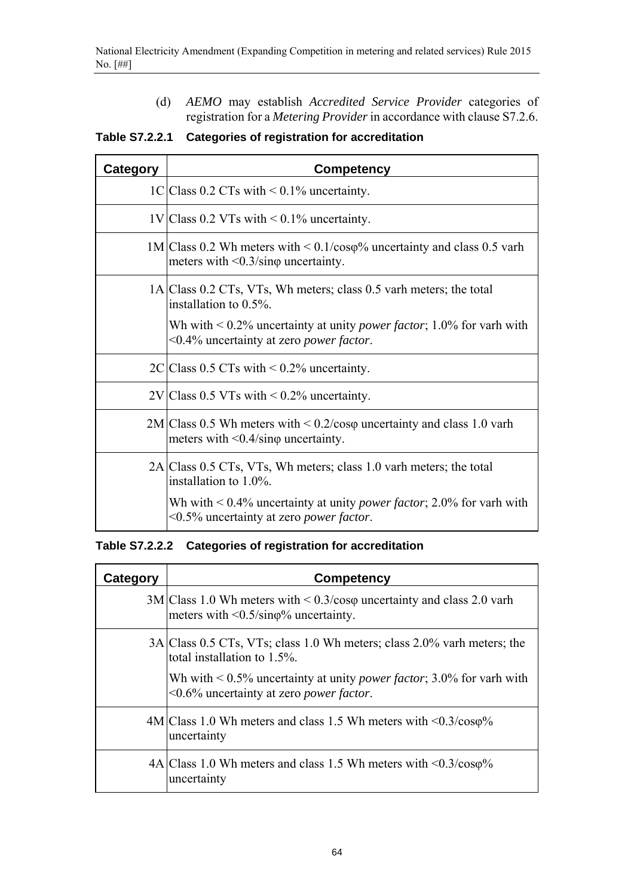(d) *AEMO* may establish *Accredited Service Provider* categories of registration for a *Metering Provider* in accordance with clause S7.2.6.

**Table S7.2.2.1 Categories of registration for accreditation**

| Category | Competency |
|---|---|
| 1C | Class 0.2 CTs with < 0.1% uncertainty. |
| 1V | Class 0.2 VTs with < 0.1% uncertainty. |
| 1M | Class 0.2 Wh meters with < 0.1/cosφ% uncertainty and class 0.5 varh meters with <0.3/sinφ uncertainty. |
| 1A | Class 0.2 CTs, VTs, Wh meters; class 0.5 varh meters; the total installation to 0.5%.<br><br>Wh with < 0.2% uncertainty at unity *power factor*; 1.0% for varh with <0.4% uncertainty at zero *power factor*. |
| 2C | Class 0.5 CTs with < 0.2% uncertainty. |
| 2V | Class 0.5 VTs with < 0.2% uncertainty. |
| 2M | Class 0.5 Wh meters with < 0.2/cosφ uncertainty and class 1.0 varh meters with <0.4/sinφ uncertainty. |
| 2A | Class 0.5 CTs, VTs, Wh meters; class 1.0 varh meters; the total installation to 1.0%.<br><br>Wh with < 0.4% uncertainty at unity *power factor*; 2.0% for varh with <0.5% uncertainty at zero *power factor*. |

**Table S7.2.2.2 Categories of registration for accreditation**

| Category | Competency |
|---|---|
| 3M | Class 1.0 Wh meters with < 0.3/cosφ uncertainty and class 2.0 varh meters with <0.5/sinφ% uncertainty. |
| 3A | Class 0.5 CTs, VTs; class 1.0 Wh meters; class 2.0% varh meters; the total installation to 1.5%.<br><br>Wh with < 0.5% uncertainty at unity *power factor*; 3.0% for varh with <0.6% uncertainty at zero *power factor*. |
| 4M | Class 1.0 Wh meters and class 1.5 Wh meters with <0.3/cosφ% uncertainty |
| 4A | Class 1.0 Wh meters and class 1.5 Wh meters with <0.3/cosφ% uncertainty |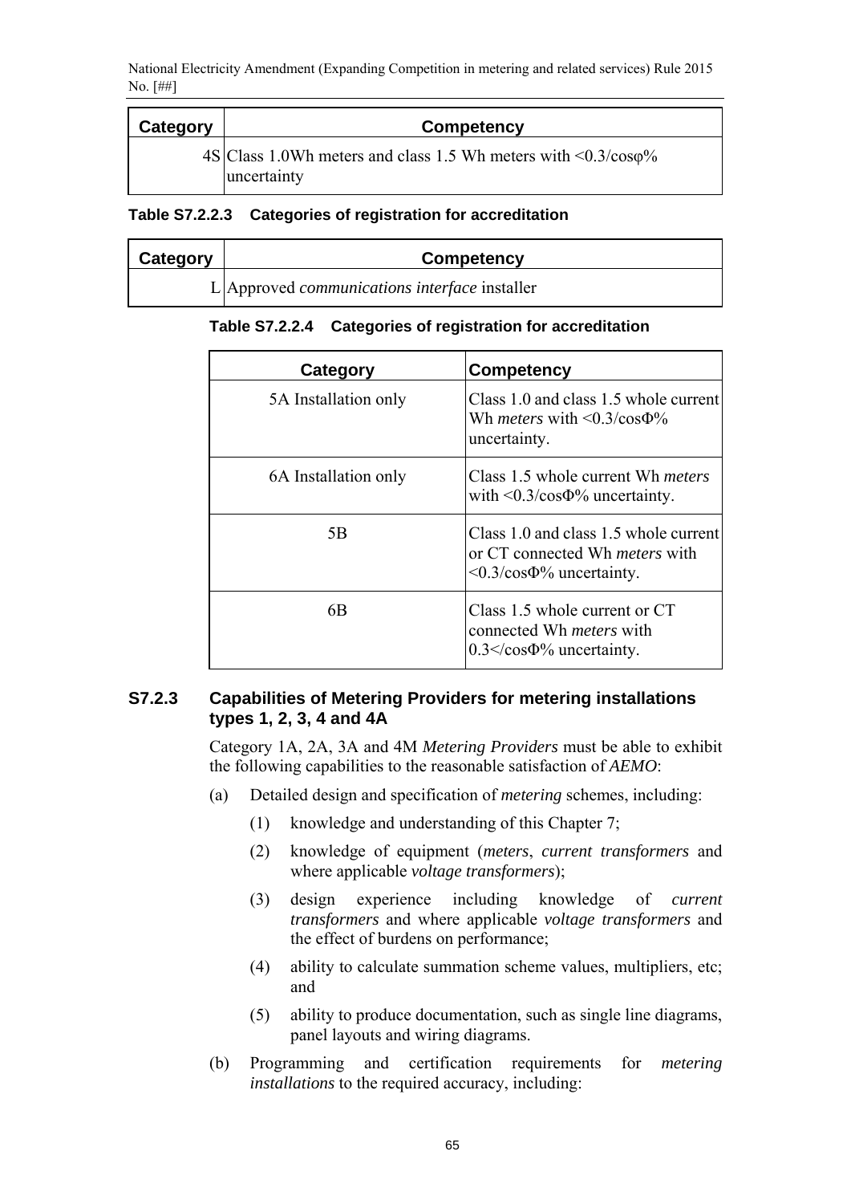| Category | Competency |
|---|---|
| 4S | Class 1.0Wh meters and class 1.5 Wh meters with <0.3/cosφ% uncertainty |

**Table S7.2.2.3 Categories of registration for accreditation**

| Category | Competency |
|---|---|
| L | Approved *communications interface* installer |

**Table S7.2.2.4 Categories of registration for accreditation**

| Category | Competency |
|---|---|
| 5A Installation only | Class 1.0 and class 1.5 whole current Wh *meters* with <0.3/cosΦ% uncertainty. |
| 6A Installation only | Class 1.5 whole current Wh *meters* with <0.3/cosΦ% uncertainty. |
| 5B | Class 1.0 and class 1.5 whole current or CT connected Wh *meters* with <0.3/cosΦ% uncertainty. |
| 6B | Class 1.5 whole current or CT connected Wh *meters* with 0.3</cosΦ% uncertainty. |

### S7.2.3 Capabilities of Metering Providers for metering installations types 1, 2, 3, 4 and 4A

Category 1A, 2A, 3A and 4M *Metering Providers* must be able to exhibit the following capabilities to the reasonable satisfaction of *AEMO*:

(a) Detailed design and specification of *metering* schemes, including:

(1) knowledge and understanding of this Chapter 7;

(2) knowledge of equipment (*meters*, *current transformers* and where applicable *voltage transformers*);

(3) design experience including knowledge of *current transformers* and where applicable *voltage transformers* and the effect of burdens on performance;

(4) ability to calculate summation scheme values, multipliers, etc; and

(5) ability to produce documentation, such as single line diagrams, panel layouts and wiring diagrams.

(b) Programming and certification requirements for *metering installations* to the required accuracy, including: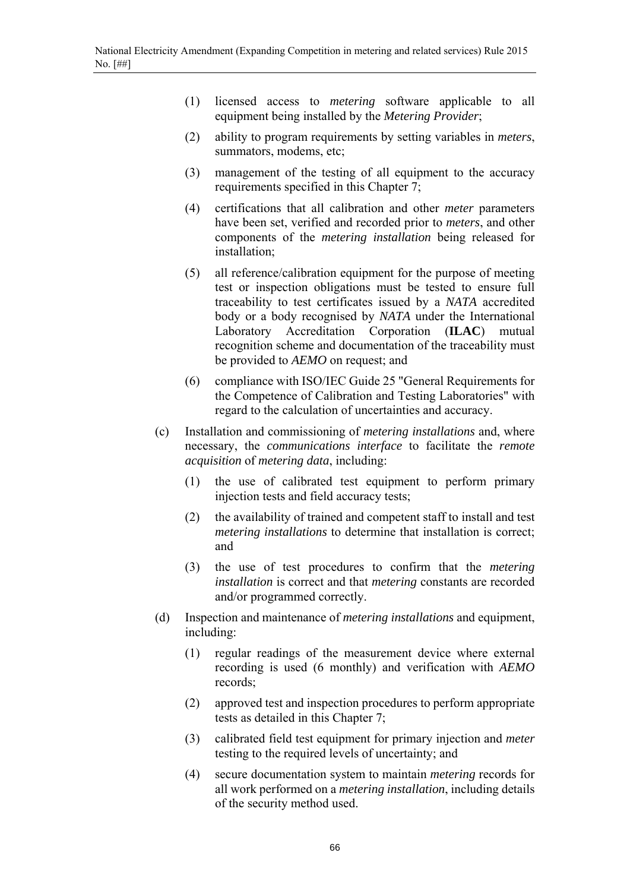(1) licensed access to *metering* software applicable to all equipment being installed by the *Metering Provider*;

(2) ability to program requirements by setting variables in *meters*, summators, modems, etc;

(3) management of the testing of all equipment to the accuracy requirements specified in this Chapter 7;

(4) certifications that all calibration and other *meter* parameters have been set, verified and recorded prior to *meters*, and other components of the *metering installation* being released for installation;

(5) all reference/calibration equipment for the purpose of meeting test or inspection obligations must be tested to ensure full traceability to test certificates issued by a *NATA* accredited body or a body recognised by *NATA* under the International Laboratory Accreditation Corporation (**ILAC**) mutual recognition scheme and documentation of the traceability must be provided to *AEMO* on request; and

(6) compliance with ISO/IEC Guide 25 "General Requirements for the Competence of Calibration and Testing Laboratories" with regard to the calculation of uncertainties and accuracy.

(c) Installation and commissioning of *metering installations* and, where necessary, the *communications interface* to facilitate the *remote acquisition* of *metering data*, including:

(1) the use of calibrated test equipment to perform primary injection tests and field accuracy tests;

(2) the availability of trained and competent staff to install and test *metering installations* to determine that installation is correct; and

(3) the use of test procedures to confirm that the *metering installation* is correct and that *metering* constants are recorded and/or programmed correctly.

(d) Inspection and maintenance of *metering installations* and equipment, including:

(1) regular readings of the measurement device where external recording is used (6 monthly) and verification with *AEMO* records;

(2) approved test and inspection procedures to perform appropriate tests as detailed in this Chapter 7;

(3) calibrated field test equipment for primary injection and *meter* testing to the required levels of uncertainty; and

(4) secure documentation system to maintain *metering* records for all work performed on a *metering installation*, including details of the security method used.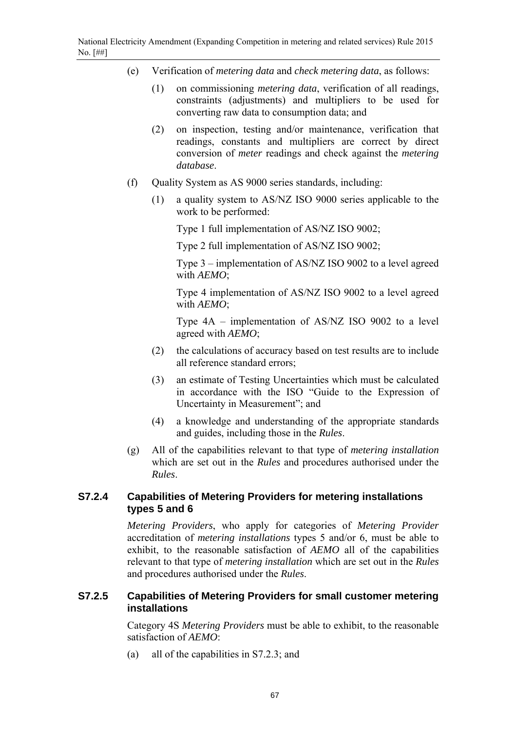(e) Verification of *metering data* and *check metering data*, as follows:

(1) on commissioning *metering data*, verification of all readings, constraints (adjustments) and multipliers to be used for converting raw data to consumption data; and

(2) on inspection, testing and/or maintenance, verification that readings, constants and multipliers are correct by direct conversion of *meter* readings and check against the *metering database*.

(f) Quality System as AS 9000 series standards, including:

(1) a quality system to AS/NZ ISO 9000 series applicable to the work to be performed:

Type 1 full implementation of AS/NZ ISO 9002;

Type 2 full implementation of AS/NZ ISO 9002;

Type 3 – implementation of AS/NZ ISO 9002 to a level agreed with *AEMO*;

Type 4 implementation of AS/NZ ISO 9002 to a level agreed with *AEMO*;

Type 4A – implementation of AS/NZ ISO 9002 to a level agreed with *AEMO*;

(2) the calculations of accuracy based on test results are to include all reference standard errors;

(3) an estimate of Testing Uncertainties which must be calculated in accordance with the ISO "Guide to the Expression of Uncertainty in Measurement"; and

(4) a knowledge and understanding of the appropriate standards and guides, including those in the *Rules*.

(g) All of the capabilities relevant to that type of *metering installation* which are set out in the *Rules* and procedures authorised under the *Rules*.

### S7.2.4 Capabilities of Metering Providers for metering installations types 5 and 6

*Metering Providers*, who apply for categories of *Metering Provider* accreditation of *metering installations* types 5 and/or 6, must be able to exhibit, to the reasonable satisfaction of *AEMO* all of the capabilities relevant to that type of *metering installation* which are set out in the *Rules* and procedures authorised under the *Rules*.

### S7.2.5 Capabilities of Metering Providers for small customer metering installations

Category 4S *Metering Providers* must be able to exhibit, to the reasonable satisfaction of *AEMO*:

(a) all of the capabilities in S7.2.3; and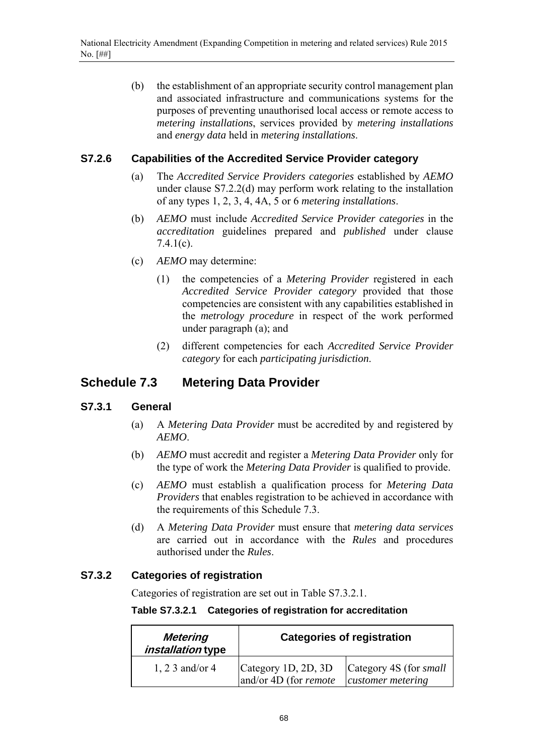(b) the establishment of an appropriate security control management plan and associated infrastructure and communications systems for the purposes of preventing unauthorised local access or remote access to *metering installations*, services provided by *metering installations* and *energy data* held in *metering installations*.

### S7.2.6 Capabilities of the Accredited Service Provider category

(a) The *Accredited Service Providers categories* established by *AEMO* under clause S7.2.2(d) may perform work relating to the installation of any types 1, 2, 3, 4, 4A, 5 or 6 *metering installations*.

(b) *AEMO* must include *Accredited Service Provider categories* in the *accreditation* guidelines prepared and *published* under clause 7.4.1(c).

(c) *AEMO* may determine:

(1) the competencies of a *Metering Provider* registered in each *Accredited Service Provider category* provided that those competencies are consistent with any capabilities established in the *metrology procedure* in respect of the work performed under paragraph (a); and

(2) different competencies for each *Accredited Service Provider category* for each *participating jurisdiction*.

## Schedule 7.3 Metering Data Provider

### S7.3.1 General

(a) A *Metering Data Provider* must be accredited by and registered by *AEMO*.

(b) *AEMO* must accredit and register a *Metering Data Provider* only for the type of work the *Metering Data Provider* is qualified to provide.

(c) *AEMO* must establish a qualification process for *Metering Data Providers* that enables registration to be achieved in accordance with the requirements of this Schedule 7.3.

(d) A *Metering Data Provider* must ensure that *metering data services* are carried out in accordance with the *Rules* and procedures authorised under the *Rules*.

### S7.3.2 Categories of registration

Categories of registration are set out in Table S7.3.2.1.

**Table S7.3.2.1 Categories of registration for accreditation**

| ***Metering installation* type** | **Categories of registration** | |
|---|---|---|
| 1, 2 3 and/or 4 | Category 1D, 2D, 3D and/or 4D (for *remote* | Category 4S (for *small customer metering* |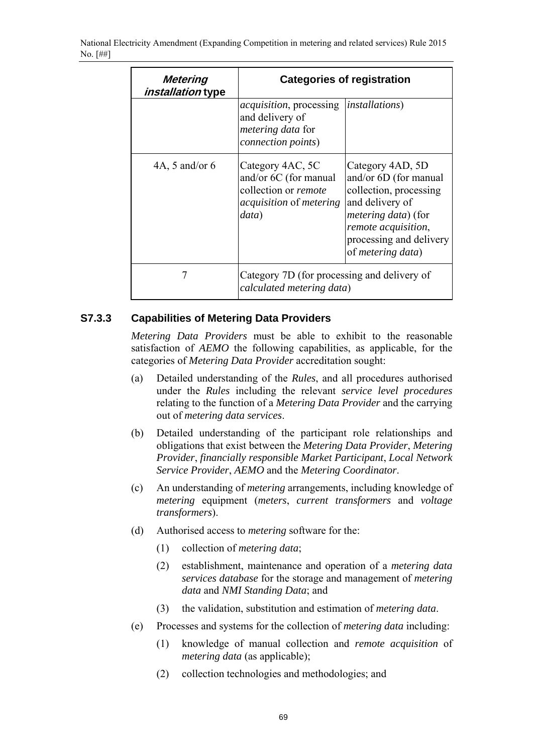| *Metering installation* type | Categories of registration | |
|---|---|---|
| | *acquisition*, processing and delivery of *metering data* for *connection points*) | *installations*) |
| 4A, 5 and/or 6 | Category 4AC, 5C and/or 6C (for manual collection or *remote acquisition* of *metering data*) | Category 4AD, 5D and/or 6D (for manual collection, processing and delivery of *metering data*) (for *remote acquisition*, processing and delivery of *metering data*) |
| 7 | Category 7D (for processing and delivery of *calculated metering data*) | |

### S7.3.3 Capabilities of Metering Data Providers

*Metering Data Providers* must be able to exhibit to the reasonable satisfaction of *AEMO* the following capabilities, as applicable, for the categories of *Metering Data Provider* accreditation sought:

(a) Detailed understanding of the *Rules*, and all procedures authorised under the *Rules* including the relevant *service level procedures* relating to the function of a *Metering Data Provider* and the carrying out of *metering data services*.

(b) Detailed understanding of the participant role relationships and obligations that exist between the *Metering Data Provider*, *Metering Provider*, *financially responsible Market Participant*, *Local Network Service Provider*, *AEMO* and the *Metering Coordinator*.

(c) An understanding of *metering* arrangements, including knowledge of *metering* equipment (*meters*, *current transformers* and *voltage transformers*).

(d) Authorised access to *metering* software for the:

(1) collection of *metering data*;

(2) establishment, maintenance and operation of a *metering data services database* for the storage and management of *metering data* and *NMI Standing Data*; and

(3) the validation, substitution and estimation of *metering data*.

(e) Processes and systems for the collection of *metering data* including:

(1) knowledge of manual collection and *remote acquisition* of *metering data* (as applicable);

(2) collection technologies and methodologies; and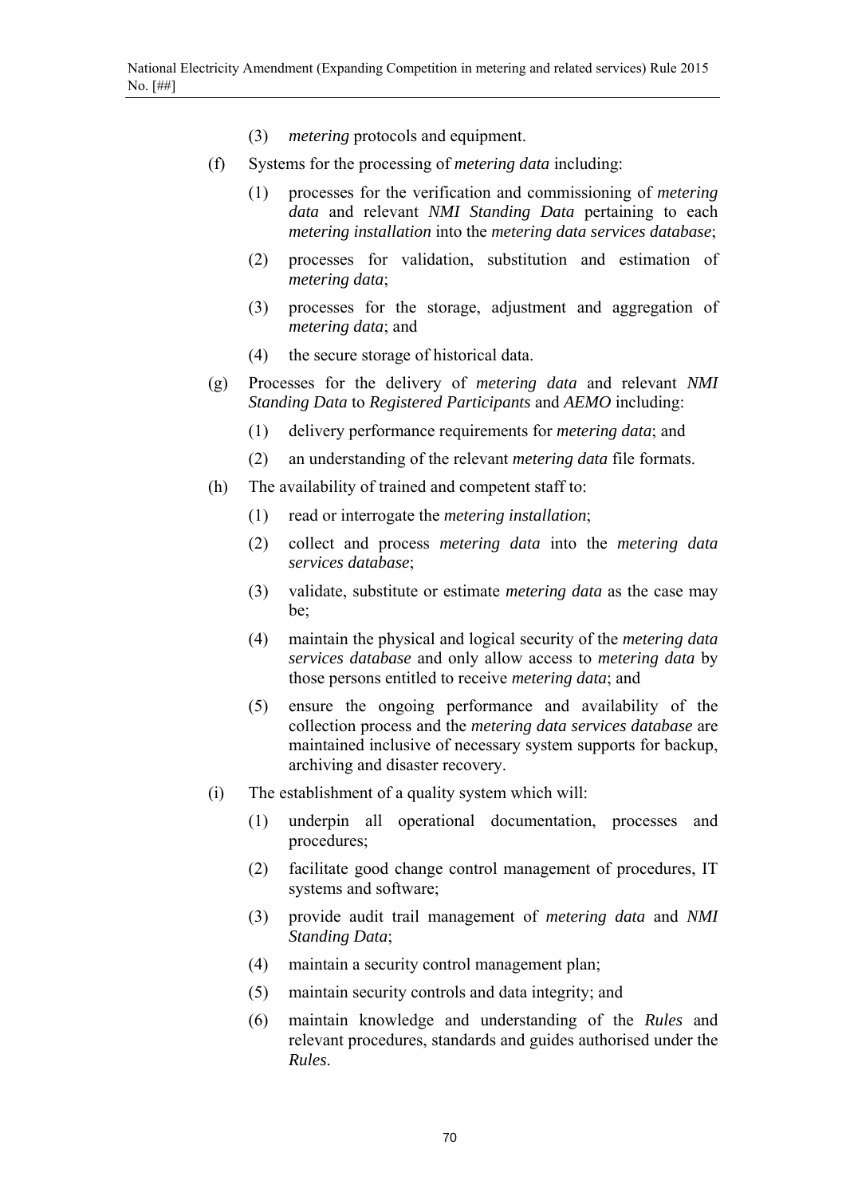(3) *metering* protocols and equipment.

(f) Systems for the processing of *metering data* including:

(1) processes for the verification and commissioning of *metering data* and relevant *NMI Standing Data* pertaining to each *metering installation* into the *metering data services database*;

(2) processes for validation, substitution and estimation of *metering data*;

(3) processes for the storage, adjustment and aggregation of *metering data*; and

(4) the secure storage of historical data.

(g) Processes for the delivery of *metering data* and relevant *NMI Standing Data* to *Registered Participants* and *AEMO* including:

(1) delivery performance requirements for *metering data*; and

(2) an understanding of the relevant *metering data* file formats.

(h) The availability of trained and competent staff to:

(1) read or interrogate the *metering installation*;

(2) collect and process *metering data* into the *metering data services database*;

(3) validate, substitute or estimate *metering data* as the case may be;

(4) maintain the physical and logical security of the *metering data services database* and only allow access to *metering data* by those persons entitled to receive *metering data*; and

(5) ensure the ongoing performance and availability of the collection process and the *metering data services database* are maintained inclusive of necessary system supports for backup, archiving and disaster recovery.

(i) The establishment of a quality system which will:

(1) underpin all operational documentation, processes and procedures;

(2) facilitate good change control management of procedures, IT systems and software;

(3) provide audit trail management of *metering data* and *NMI Standing Data*;

(4) maintain a security control management plan;

(5) maintain security controls and data integrity; and

(6) maintain knowledge and understanding of the *Rules* and relevant procedures, standards and guides authorised under the *Rules*.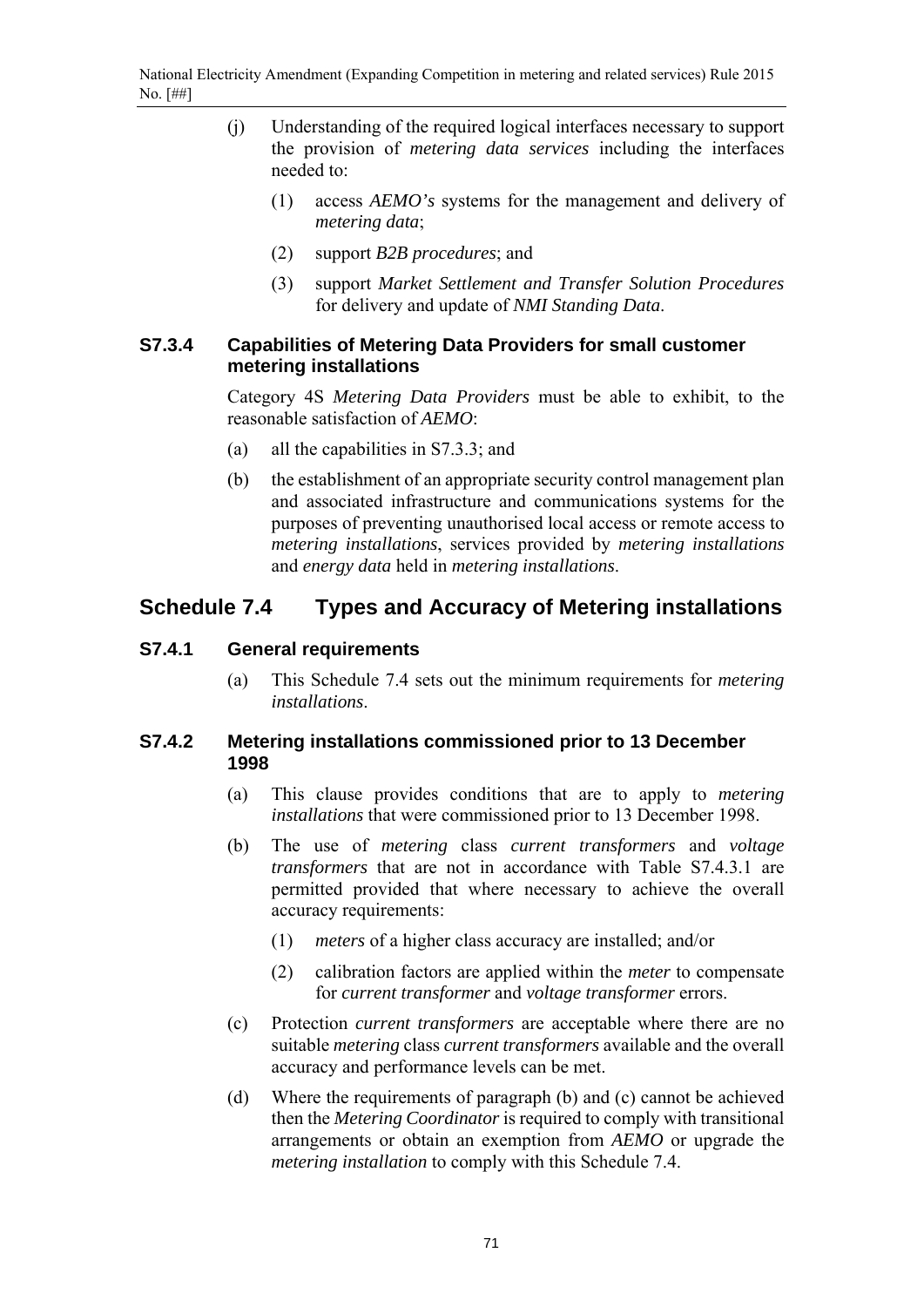(j) Understanding of the required logical interfaces necessary to support the provision of *metering data services* including the interfaces needed to:

(1) access *AEMO's* systems for the management and delivery of *metering data*;

(2) support *B2B procedures*; and

(3) support *Market Settlement and Transfer Solution Procedures* for delivery and update of *NMI Standing Data*.

### S7.3.4 Capabilities of Metering Data Providers for small customer metering installations

Category 4S *Metering Data Providers* must be able to exhibit, to the reasonable satisfaction of *AEMO*:

(a) all the capabilities in S7.3.3; and

(b) the establishment of an appropriate security control management plan and associated infrastructure and communications systems for the purposes of preventing unauthorised local access or remote access to *metering installations*, services provided by *metering installations* and *energy data* held in *metering installations*.

## Schedule 7.4 Types and Accuracy of Metering installations

### S7.4.1 General requirements

(a) This Schedule 7.4 sets out the minimum requirements for *metering installations*.

### S7.4.2 Metering installations commissioned prior to 13 December 1998

(a) This clause provides conditions that are to apply to *metering installations* that were commissioned prior to 13 December 1998.

(b) The use of *metering* class *current transformers* and *voltage transformers* that are not in accordance with Table S7.4.3.1 are permitted provided that where necessary to achieve the overall accuracy requirements:

(1) *meters* of a higher class accuracy are installed; and/or

(2) calibration factors are applied within the *meter* to compensate for *current transformer* and *voltage transformer* errors.

(c) Protection *current transformers* are acceptable where there are no suitable *metering* class *current transformers* available and the overall accuracy and performance levels can be met.

(d) Where the requirements of paragraph (b) and (c) cannot be achieved then the *Metering Coordinator* is required to comply with transitional arrangements or obtain an exemption from *AEMO* or upgrade the *metering installation* to comply with this Schedule 7.4.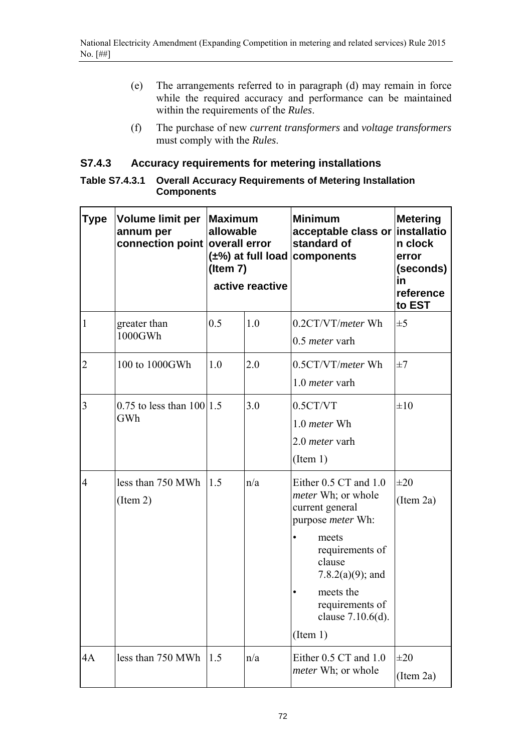(e) The arrangements referred to in paragraph (d) may remain in force while the required accuracy and performance can be maintained within the requirements of the *Rules*.

(f) The purchase of new *current transformers* and *voltage transformers* must comply with the *Rules*.

### S7.4.3 Accuracy requirements for metering installations

**Table S7.4.3.1 Overall Accuracy Requirements of Metering Installation Components**

| Type | Volume limit per annum per connection point | Maximum allowable overall error (±%) at full load (Item 7) | | Minimum acceptable class or standard of components | Metering installation clock error (seconds) in reference to EST |
|---|---|---|---|---|---|
| | | active | reactive | | |
| 1 | greater than 1000GWh | 0.5 | 1.0 | 0.2CT/VT/*meter* Wh<br>0.5 *meter* varh | ±5 |
| 2 | 100 to 1000GWh | 1.0 | 2.0 | 0.5CT/VT/*meter* Wh<br>1.0 *meter* varh | ±7 |
| 3 | 0.75 to less than 100 GWh | 1.5 | 3.0 | 0.5CT/VT<br>1.0 *meter* Wh<br>2.0 *meter* varh<br>(Item 1) | ±10 |
| 4 | less than 750 MWh<br>(Item 2) | 1.5 | n/a | Either 0.5 CT and 1.0 *meter* Wh; or whole current general purpose *meter* Wh:<br>• meets requirements of clause 7.8.2(a)(9); and<br>• meets the requirements of clause 7.10.6(d).<br>(Item 1) | ±20<br>(Item 2a) |
| 4A | less than 750 MWh | 1.5 | n/a | Either 0.5 CT and 1.0 *meter* Wh; or whole | ±20<br>(Item 2a) |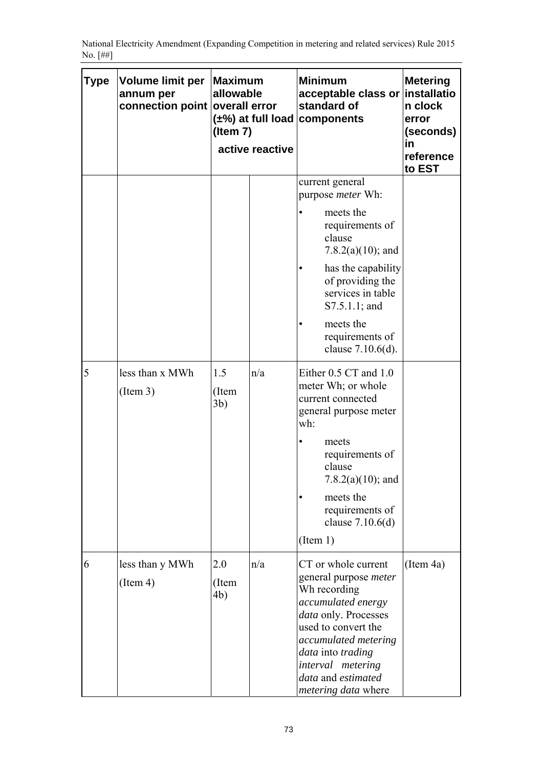| Type | Volume limit per annum per connection point | Maximum allowable overall error (±%) at full load (Item 7) | | Minimum acceptable class or standard of components | Metering installation clock error (seconds) in reference to EST |
|---|---|---|---|---|---|
| | | active | reactive | | |
| | | | | current general purpose *meter* Wh:<br>• meets the requirements of clause 7.8.2(a)(10); and<br>• has the capability of providing the services in table S7.5.1.1; and<br>• meets the requirements of clause 7.10.6(d). | |
| 5 | less than x MWh<br>(Item 3) | 1.5<br>(Item 3b) | n/a | Either 0.5 CT and 1.0 meter Wh; or whole current connected general purpose meter wh:<br>• meets requirements of clause 7.8.2(a)(10); and<br>• meets the requirements of clause 7.10.6(d)<br>(Item 1) | |
| 6 | less than y MWh<br>(Item 4) | 2.0<br>(Item 4b) | n/a | CT or whole current general purpose *meter* Wh recording *accumulated energy data* only. Processes used to convert the *accumulated metering data* into *trading interval metering data* and *estimated metering data* where | (Item 4a) |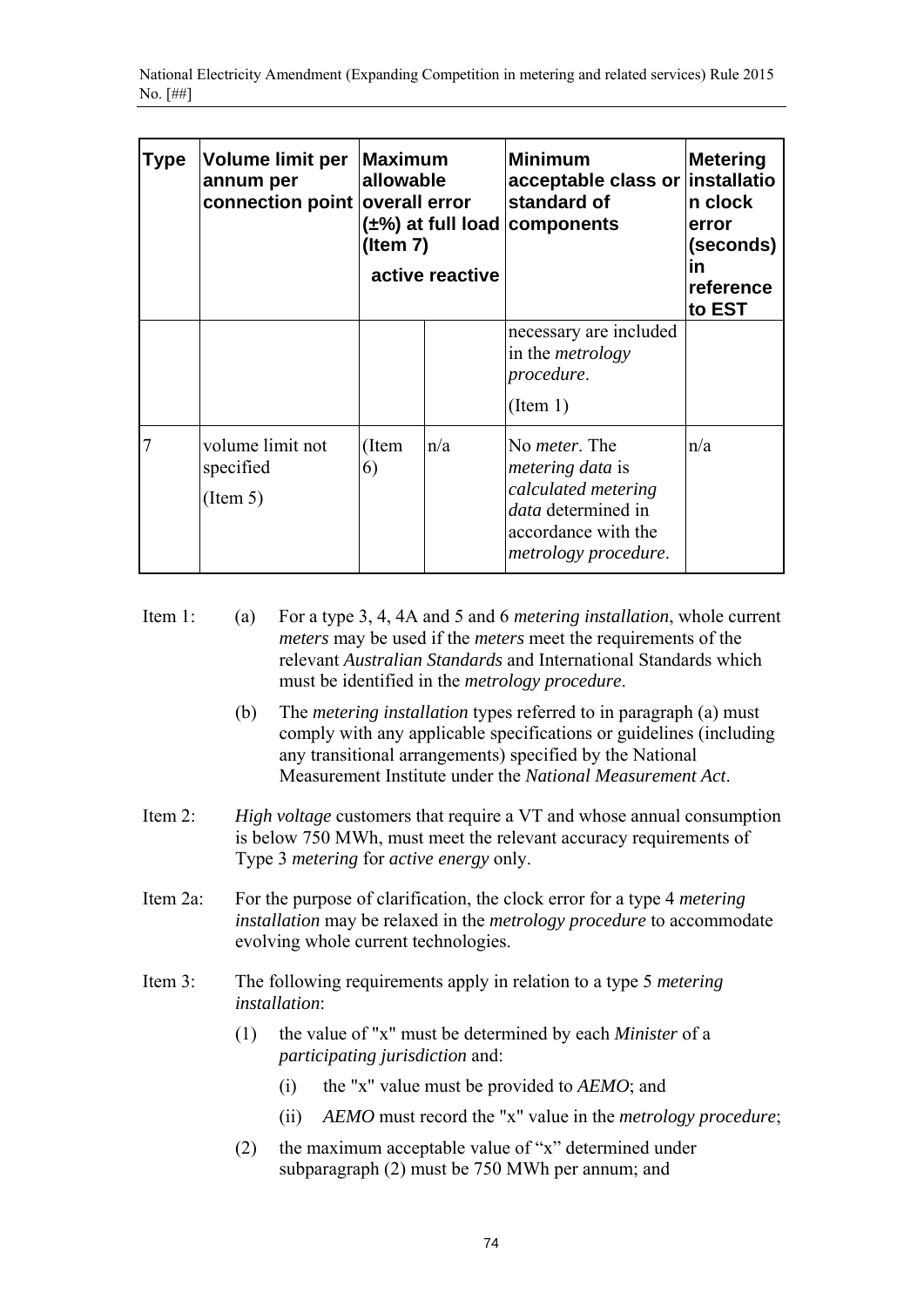| Type | Volume limit per annum per connection point | Maximum allowable overall error (±%) at full load (Item 7) | | Minimum acceptable class or standard of components | Metering installation clock error (seconds) in reference to EST |
|---|---|---|---|---|---|
| | | active | reactive | | |
| | | | | necessary are included in the *metrology procedure*. (Item 1) | |
| 7 | volume limit not specified (Item 5) | (Item 6) | n/a | No *meter*. The *metering data* is *calculated metering data* determined in accordance with the *metrology procedure*. | n/a |

Item 1: (a) For a type 3, 4, 4A and 5 and 6 *metering installation*, whole current *meters* may be used if the *meters* meet the requirements of the relevant *Australian Standards* and International Standards which must be identified in the *metrology procedure*.

(b) The *metering installation* types referred to in paragraph (a) must comply with any applicable specifications or guidelines (including any transitional arrangements) specified by the National Measurement Institute under the *National Measurement Act*.

Item 2: *High voltage* customers that require a VT and whose annual consumption is below 750 MWh, must meet the relevant accuracy requirements of Type 3 *metering* for *active energy* only.

Item 2a: For the purpose of clarification, the clock error for a type 4 *metering installation* may be relaxed in the *metrology procedure* to accommodate evolving whole current technologies.

Item 3: The following requirements apply in relation to a type 5 *metering installation*:

(1) the value of "x" must be determined by each *Minister* of a *participating jurisdiction* and:

(i) the "x" value must be provided to *AEMO*; and

(ii) *AEMO* must record the "x" value in the *metrology procedure*;

(2) the maximum acceptable value of "x" determined under subparagraph (2) must be 750 MWh per annum; and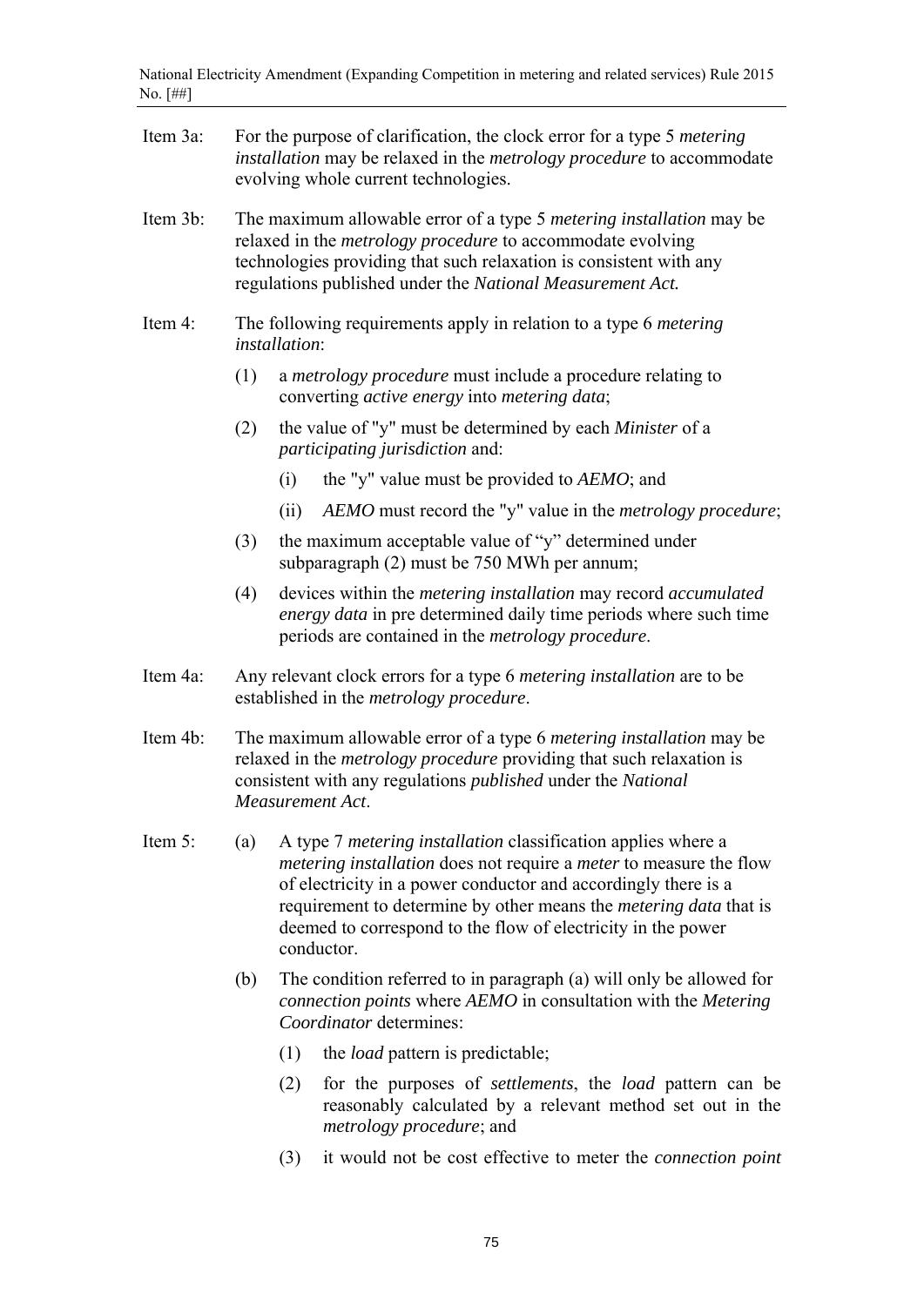Item 3a: For the purpose of clarification, the clock error for a type 5 *metering installation* may be relaxed in the *metrology procedure* to accommodate evolving whole current technologies.

Item 3b: The maximum allowable error of a type 5 *metering installation* may be relaxed in the *metrology procedure* to accommodate evolving technologies providing that such relaxation is consistent with any regulations published under the *National Measurement Act.*

Item 4: The following requirements apply in relation to a type 6 *metering installation*:

(1) a *metrology procedure* must include a procedure relating to converting *active energy* into *metering data*;

(2) the value of "y" must be determined by each *Minister* of a *participating jurisdiction* and:

  (i) the "y" value must be provided to *AEMO*; and

  (ii) *AEMO* must record the "y" value in the *metrology procedure*;

(3) the maximum acceptable value of "y" determined under subparagraph (2) must be 750 MWh per annum;

(4) devices within the *metering installation* may record *accumulated energy data* in pre determined daily time periods where such time periods are contained in the *metrology procedure*.

Item 4a: Any relevant clock errors for a type 6 *metering installation* are to be established in the *metrology procedure*.

Item 4b: The maximum allowable error of a type 6 *metering installation* may be relaxed in the *metrology procedure* providing that such relaxation is consistent with any regulations *published* under the *National Measurement Act*.

Item 5: (a) A type 7 *metering installation* classification applies where a *metering installation* does not require a *meter* to measure the flow of electricity in a power conductor and accordingly there is a requirement to determine by other means the *metering data* that is deemed to correspond to the flow of electricity in the power conductor.

(b) The condition referred to in paragraph (a) will only be allowed for *connection points* where *AEMO* in consultation with the *Metering Coordinator* determines:

  (1) the *load* pattern is predictable;

  (2) for the purposes of *settlements*, the *load* pattern can be reasonably calculated by a relevant method set out in the *metrology procedure*; and

  (3) it would not be cost effective to meter the *connection point*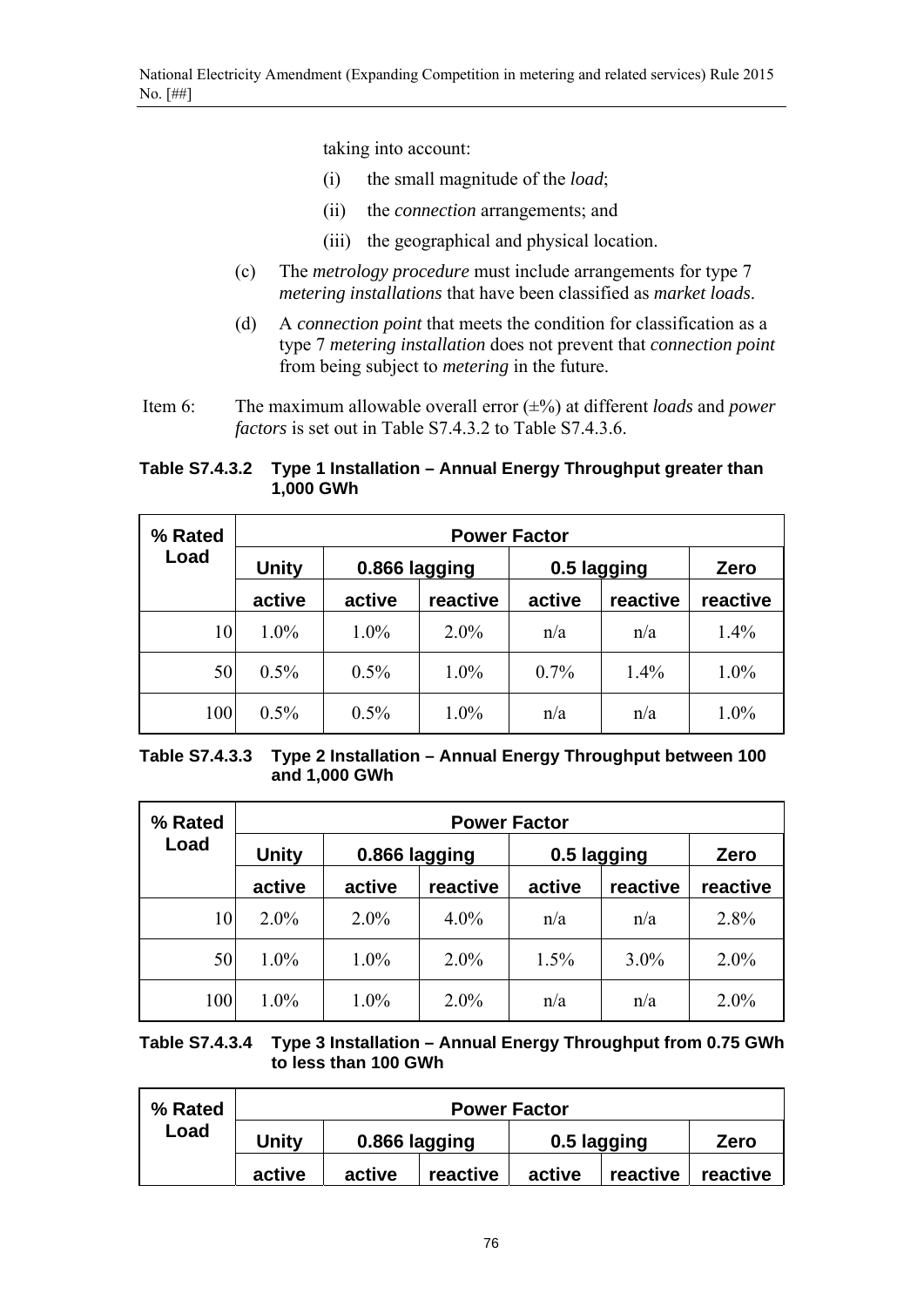taking into account:

(i) the small magnitude of the *load*;

(ii) the *connection* arrangements; and

(iii) the geographical and physical location.

(c) The *metrology procedure* must include arrangements for type 7 *metering installations* that have been classified as *market loads*.

(d) A *connection point* that meets the condition for classification as a type 7 *metering installation* does not prevent that *connection point* from being subject to *metering* in the future.

Item 6: The maximum allowable overall error (±%) at different *loads* and *power factors* is set out in Table S7.4.3.2 to Table S7.4.3.6.

**Table S7.4.3.2 Type 1 Installation – Annual Energy Throughput greater than 1,000 GWh**

| % Rated Load | Power Factor | | | | | |
|---|---|---|---|---|---|---|
| | Unity | 0.866 lagging | | 0.5 lagging | | Zero |
| | active | active | reactive | active | reactive | reactive |
| 10 | 1.0% | 1.0% | 2.0% | n/a | n/a | 1.4% |
| 50 | 0.5% | 0.5% | 1.0% | 0.7% | 1.4% | 1.0% |
| 100 | 0.5% | 0.5% | 1.0% | n/a | n/a | 1.0% |

**Table S7.4.3.3 Type 2 Installation – Annual Energy Throughput between 100 and 1,000 GWh**

| % Rated Load | Power Factor | | | | | |
|---|---|---|---|---|---|---|
| | Unity | 0.866 lagging | | 0.5 lagging | | Zero |
| | active | active | reactive | active | reactive | reactive |
| 10 | 2.0% | 2.0% | 4.0% | n/a | n/a | 2.8% |
| 50 | 1.0% | 1.0% | 2.0% | 1.5% | 3.0% | 2.0% |
| 100 | 1.0% | 1.0% | 2.0% | n/a | n/a | 2.0% |

**Table S7.4.3.4 Type 3 Installation – Annual Energy Throughput from 0.75 GWh to less than 100 GWh**

| % Rated Load | Power Factor | | | | | |
|---|---|---|---|---|---|---|
| | Unity | 0.866 lagging | | 0.5 lagging | | Zero |
| | active | active | reactive | active | reactive | reactive |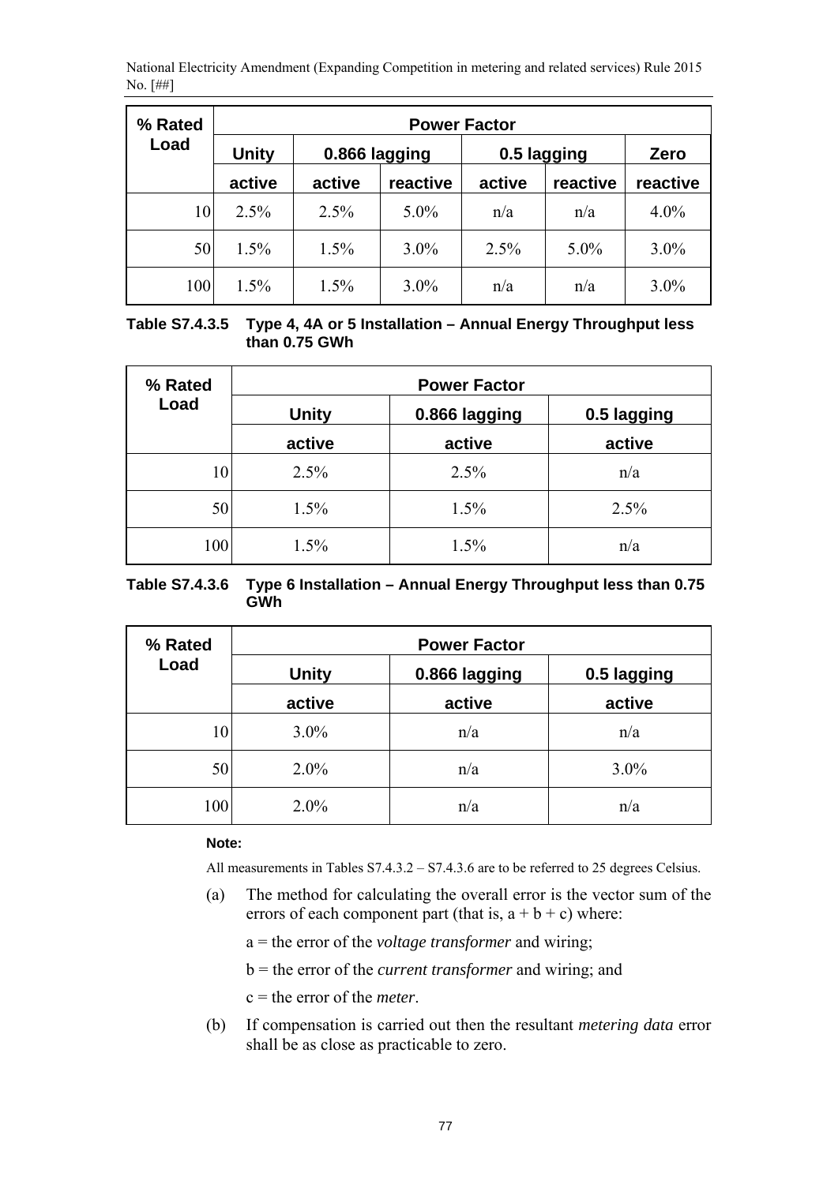| % Rated Load | Power Factor | | | | | |
|---|---|---|---|---|---|---|
| | Unity | 0.866 lagging | | 0.5 lagging | | Zero |
| | active | active | reactive | active | reactive | reactive |
| 10 | 2.5% | 2.5% | 5.0% | n/a | n/a | 4.0% |
| 50 | 1.5% | 1.5% | 3.0% | 2.5% | 5.0% | 3.0% |
| 100 | 1.5% | 1.5% | 3.0% | n/a | n/a | 3.0% |

**Table S7.4.3.5 Type 4, 4A or 5 Installation – Annual Energy Throughput less than 0.75 GWh**

| % Rated Load | Power Factor | | |
|---|---|---|---|
| | Unity | 0.866 lagging | 0.5 lagging |
| | active | active | active |
| 10 | 2.5% | 2.5% | n/a |
| 50 | 1.5% | 1.5% | 2.5% |
| 100 | 1.5% | 1.5% | n/a |

**Table S7.4.3.6 Type 6 Installation – Annual Energy Throughput less than 0.75 GWh**

| % Rated Load | Power Factor | | |
|---|---|---|---|
| | Unity | 0.866 lagging | 0.5 lagging |
| | active | active | active |
| 10 | 3.0% | n/a | n/a |
| 50 | 2.0% | n/a | 3.0% |
| 100 | 2.0% | n/a | n/a |

**Note:**

All measurements in Tables S7.4.3.2 – S7.4.3.6 are to be referred to 25 degrees Celsius.

(a) The method for calculating the overall error is the vector sum of the errors of each component part (that is, a + b + c) where:

a = the error of the *voltage transformer* and wiring;

b = the error of the *current transformer* and wiring; and

c = the error of the *meter*.

(b) If compensation is carried out then the resultant *metering data* error shall be as close as practicable to zero.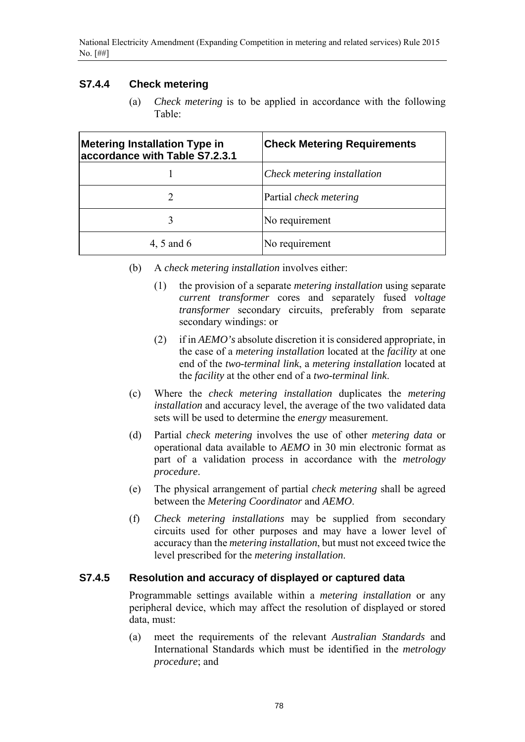### S7.4.4 Check metering

(a) *Check metering* is to be applied in accordance with the following Table:

| Metering Installation Type in accordance with Table S7.2.3.1 | Check Metering Requirements |
|---|---|
| 1 | *Check metering installation* |
| 2 | Partial *check metering* |
| 3 | No requirement |
| 4, 5 and 6 | No requirement |

(b) A *check metering installation* involves either:

(1) the provision of a separate *metering installation* using separate *current transformer* cores and separately fused *voltage transformer* secondary circuits, preferably from separate secondary windings: or

(2) if in *AEMO's* absolute discretion it is considered appropriate, in the case of a *metering installation* located at the *facility* at one end of the *two-terminal link*, a *metering installation* located at the *facility* at the other end of a *two-terminal link*.

(c) Where the *check metering installation* duplicates the *metering installation* and accuracy level, the average of the two validated data sets will be used to determine the *energy* measurement.

(d) Partial *check metering* involves the use of other *metering data* or operational data available to *AEMO* in 30 min electronic format as part of a validation process in accordance with the *metrology procedure*.

(e) The physical arrangement of partial *check metering* shall be agreed between the *Metering Coordinator* and *AEMO*.

(f) *Check metering installations* may be supplied from secondary circuits used for other purposes and may have a lower level of accuracy than the *metering installation*, but must not exceed twice the level prescribed for the *metering installation*.

### S7.4.5 Resolution and accuracy of displayed or captured data

Programmable settings available within a *metering installation* or any peripheral device, which may affect the resolution of displayed or stored data, must:

(a) meet the requirements of the relevant *Australian Standards* and International Standards which must be identified in the *metrology procedure*; and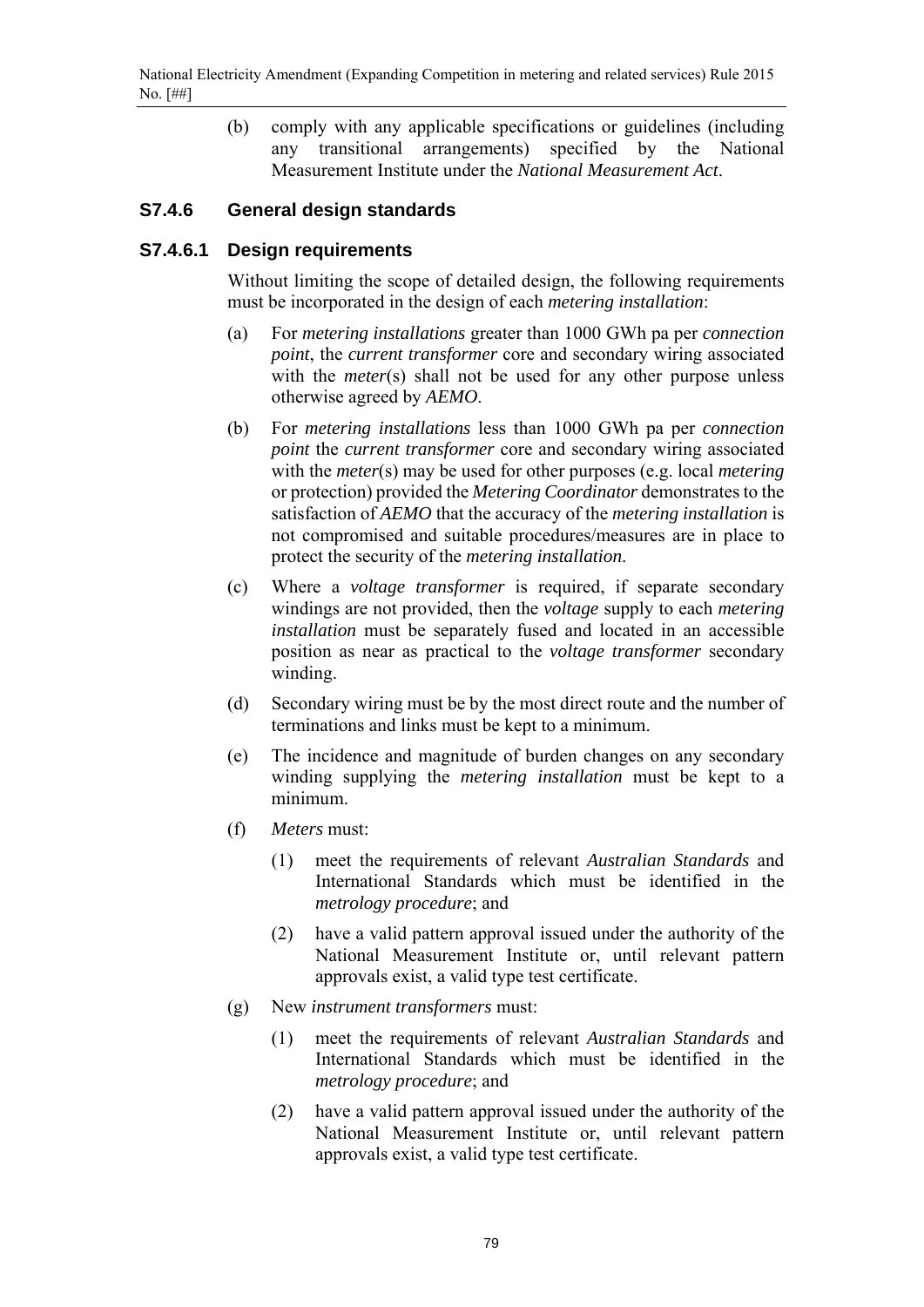(b) comply with any applicable specifications or guidelines (including any transitional arrangements) specified by the National Measurement Institute under the *National Measurement Act*.

### S7.4.6 General design standards

### S7.4.6.1 Design requirements

Without limiting the scope of detailed design, the following requirements must be incorporated in the design of each *metering installation*:

(a) For *metering installations* greater than 1000 GWh pa per *connection point*, the *current transformer* core and secondary wiring associated with the *meter*(s) shall not be used for any other purpose unless otherwise agreed by *AEMO*.

(b) For *metering installations* less than 1000 GWh pa per *connection point* the *current transformer* core and secondary wiring associated with the *meter*(s) may be used for other purposes (e.g. local *metering* or protection) provided the *Metering Coordinator* demonstrates to the satisfaction of *AEMO* that the accuracy of the *metering installation* is not compromised and suitable procedures/measures are in place to protect the security of the *metering installation*.

(c) Where a *voltage transformer* is required, if separate secondary windings are not provided, then the *voltage* supply to each *metering installation* must be separately fused and located in an accessible position as near as practical to the *voltage transformer* secondary winding.

(d) Secondary wiring must be by the most direct route and the number of terminations and links must be kept to a minimum.

(e) The incidence and magnitude of burden changes on any secondary winding supplying the *metering installation* must be kept to a minimum.

(f) *Meters* must:

  (1) meet the requirements of relevant *Australian Standards* and International Standards which must be identified in the *metrology procedure*; and

  (2) have a valid pattern approval issued under the authority of the National Measurement Institute or, until relevant pattern approvals exist, a valid type test certificate.

(g) New *instrument transformers* must:

  (1) meet the requirements of relevant *Australian Standards* and International Standards which must be identified in the *metrology procedure*; and

  (2) have a valid pattern approval issued under the authority of the National Measurement Institute or, until relevant pattern approvals exist, a valid type test certificate.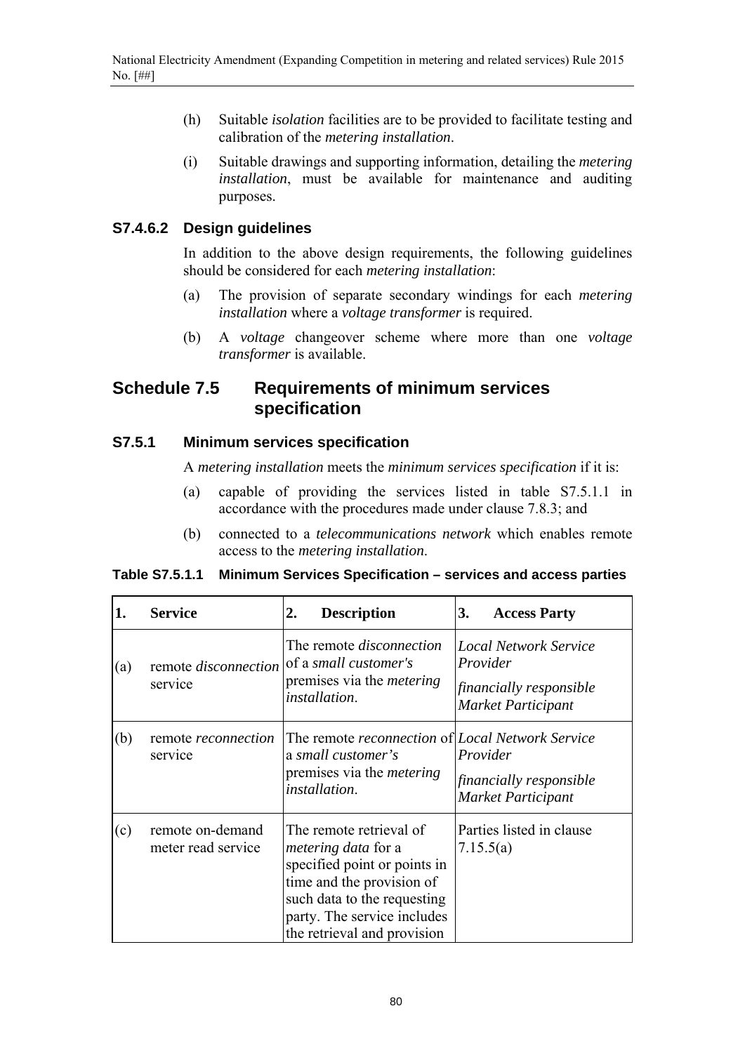(h) Suitable *isolation* facilities are to be provided to facilitate testing and calibration of the *metering installation*.

(i) Suitable drawings and supporting information, detailing the *metering installation*, must be available for maintenance and auditing purposes.

### S7.4.6.2 Design guidelines

In addition to the above design requirements, the following guidelines should be considered for each *metering installation*:

(a) The provision of separate secondary windings for each *metering installation* where a *voltage transformer* is required.

(b) A *voltage* changeover scheme where more than one *voltage transformer* is available.

## Schedule 7.5 Requirements of minimum services specification

### S7.5.1 Minimum services specification

A *metering installation* meets the *minimum services specification* if it is:

(a) capable of providing the services listed in table S7.5.1.1 in accordance with the procedures made under clause 7.8.3; and

(b) connected to a *telecommunications network* which enables remote access to the *metering installation*.

**Table S7.5.1.1 Minimum Services Specification – services and access parties**

| 1. | Service | 2. Description | 3. Access Party |
|---|---|---|---|
| (a) | remote *disconnection* service | The remote *disconnection* of a *small customer's* premises via the *metering installation*. | *Local Network Service Provider*<br>*financially responsible Market Participant* |
| (b) | remote *reconnection* service | The remote *reconnection* of a *small customer's* premises via the *metering installation*. | *Local Network Service Provider*<br>*financially responsible Market Participant* |
| (c) | remote on-demand meter read service | The remote retrieval of *metering data* for a specified point or points in time and the provision of such data to the requesting party. The service includes the retrieval and provision | Parties listed in clause 7.15.5(a) |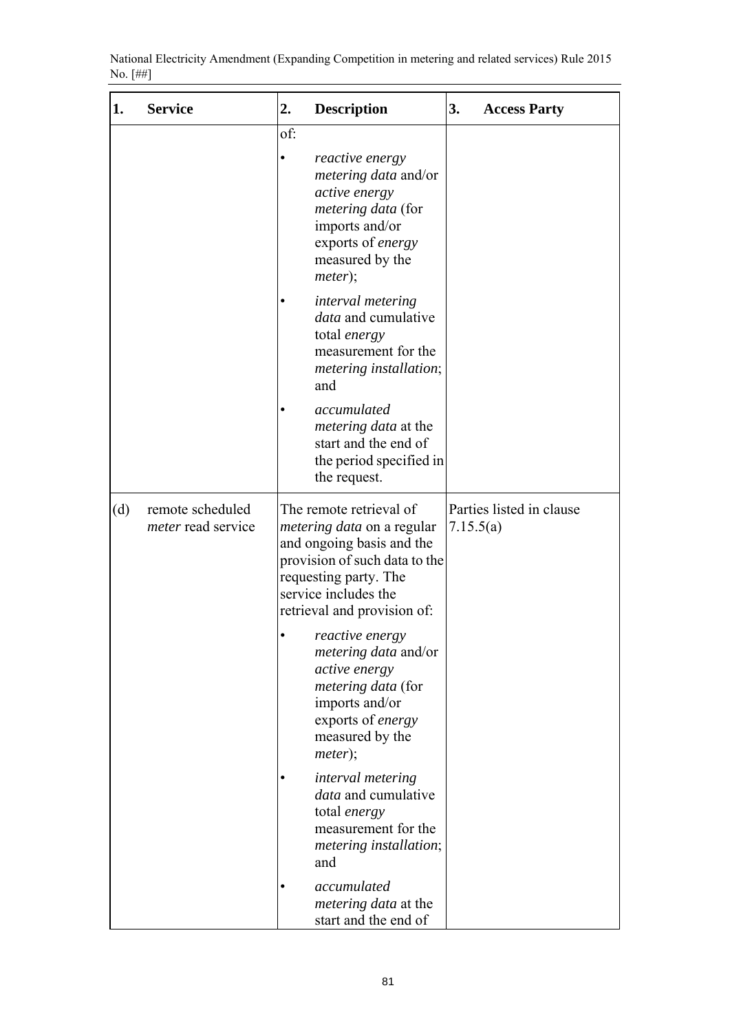| 1. Service | 2. Description | 3. Access Party |
|---|---|---|
| | of:<br>• *reactive energy metering data* and/or *active energy metering data* (for imports and/or exports of *energy* measured by the *meter*);<br>• *interval metering data* and cumulative total *energy* measurement for the *metering installation*; and<br>• *accumulated metering data* at the start and the end of the period specified in the request. | |
| (d) remote scheduled *meter* read service | The remote retrieval of *metering data* on a regular and ongoing basis and the provision of such data to the requesting party. The service includes the retrieval and provision of:<br>• *reactive energy metering data* and/or *active energy metering data* (for imports and/or exports of *energy* measured by the *meter*);<br>• *interval metering data* and cumulative total *energy* measurement for the *metering installation*; and<br>• *accumulated metering data* at the start and the end of | Parties listed in clause 7.15.5(a) |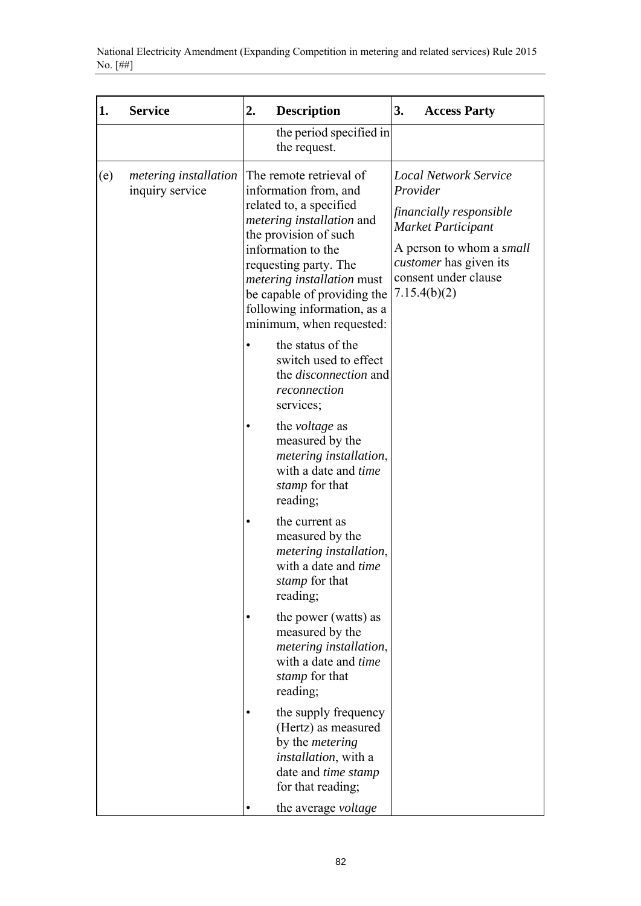| 1. | Service | 2. Description | 3. Access Party |
|---|---|---|---|
| | | the period specified in the request. | |
| (e) | *metering installation* inquiry service | The remote retrieval of information from, and related to, a specified *metering installation* and the provision of such information to the requesting party. The *metering installation* must be capable of providing the following information, as a minimum, when requested:<br>• the status of the switch used to effect the *disconnection* and *reconnection* services;<br>• the *voltage* as measured by the *metering installation*, with a date and *time stamp* for that reading;<br>• the current as measured by the *metering installation*, with a date and *time stamp* for that reading;<br>• the power (watts) as measured by the *metering installation*, with a date and *time stamp* for that reading;<br>• the supply frequency (Hertz) as measured by the *metering installation*, with a date and *time stamp* for that reading;<br>• the average *voltage* | *Local Network Service Provider*<br>*financially responsible Market Participant*<br>A person to whom a *small customer* has given its consent under clause 7.15.4(b)(2) |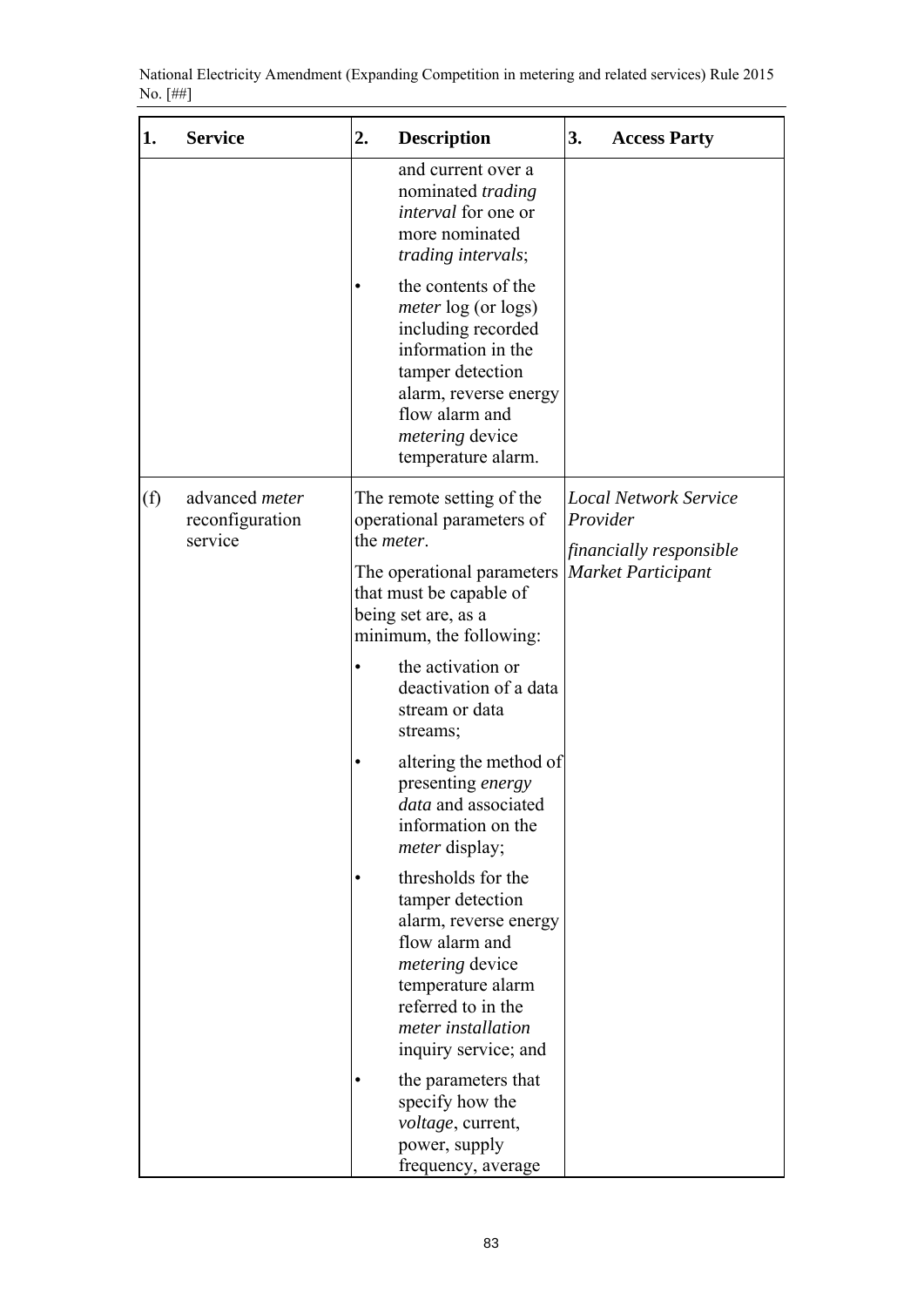| 1. Service | 2. Description | 3. Access Party |
|---|---|---|
| | and current over a nominated *trading interval* for one or more nominated *trading intervals*;<br><br>• the contents of the *meter* log (or logs) including recorded information in the tamper detection alarm, reverse energy flow alarm and *metering* device temperature alarm. | |
| (f) advanced *meter* reconfiguration service | The remote setting of the operational parameters of the *meter*.<br><br>The operational parameters that must be capable of being set are, as a minimum, the following:<br><br>• the activation or deactivation of a data stream or data streams;<br><br>• altering the method of presenting *energy data* and associated information on the *meter* display;<br><br>• thresholds for the tamper detection alarm, reverse energy flow alarm and *metering* device temperature alarm referred to in the *meter installation* inquiry service; and<br><br>• the parameters that specify how the *voltage*, current, power, supply frequency, average | *Local Network Service Provider*<br><br>*financially responsible Market Participant* |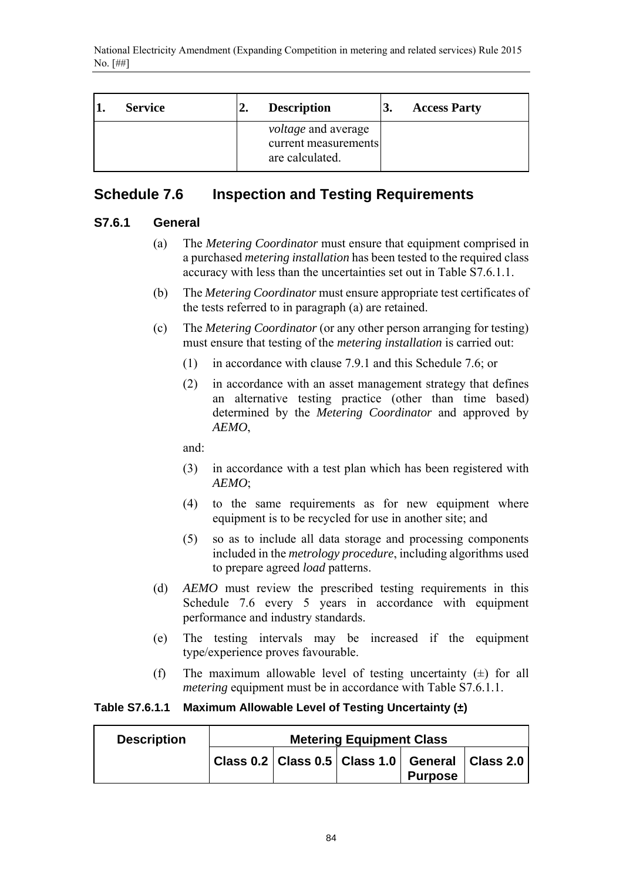| 1. Service | 2. Description | 3. Access Party |
|---|---|---|
| | *voltage* and average current measurements are calculated. | |

## Schedule 7.6 Inspection and Testing Requirements

### S7.6.1 General

(a) The *Metering Coordinator* must ensure that equipment comprised in a purchased *metering installation* has been tested to the required class accuracy with less than the uncertainties set out in Table S7.6.1.1.

(b) The *Metering Coordinator* must ensure appropriate test certificates of the tests referred to in paragraph (a) are retained.

(c) The *Metering Coordinator* (or any other person arranging for testing) must ensure that testing of the *metering installation* is carried out:

(1) in accordance with clause 7.9.1 and this Schedule 7.6; or

(2) in accordance with an asset management strategy that defines an alternative testing practice (other than time based) determined by the *Metering Coordinator* and approved by *AEMO*,

and:

(3) in accordance with a test plan which has been registered with *AEMO*;

(4) to the same requirements as for new equipment where equipment is to be recycled for use in another site; and

(5) so as to include all data storage and processing components included in the *metrology procedure*, including algorithms used to prepare agreed *load* patterns.

(d) *AEMO* must review the prescribed testing requirements in this Schedule 7.6 every 5 years in accordance with equipment performance and industry standards.

(e) The testing intervals may be increased if the equipment type/experience proves favourable.

(f) The maximum allowable level of testing uncertainty (±) for all *metering* equipment must be in accordance with Table S7.6.1.1.

**Table S7.6.1.1 Maximum Allowable Level of Testing Uncertainty (±)**

| Description | Metering Equipment Class | | | | |
|---|---|---|---|---|---|
| | Class 0.2 | Class 0.5 | Class 1.0 | General Purpose | Class 2.0 |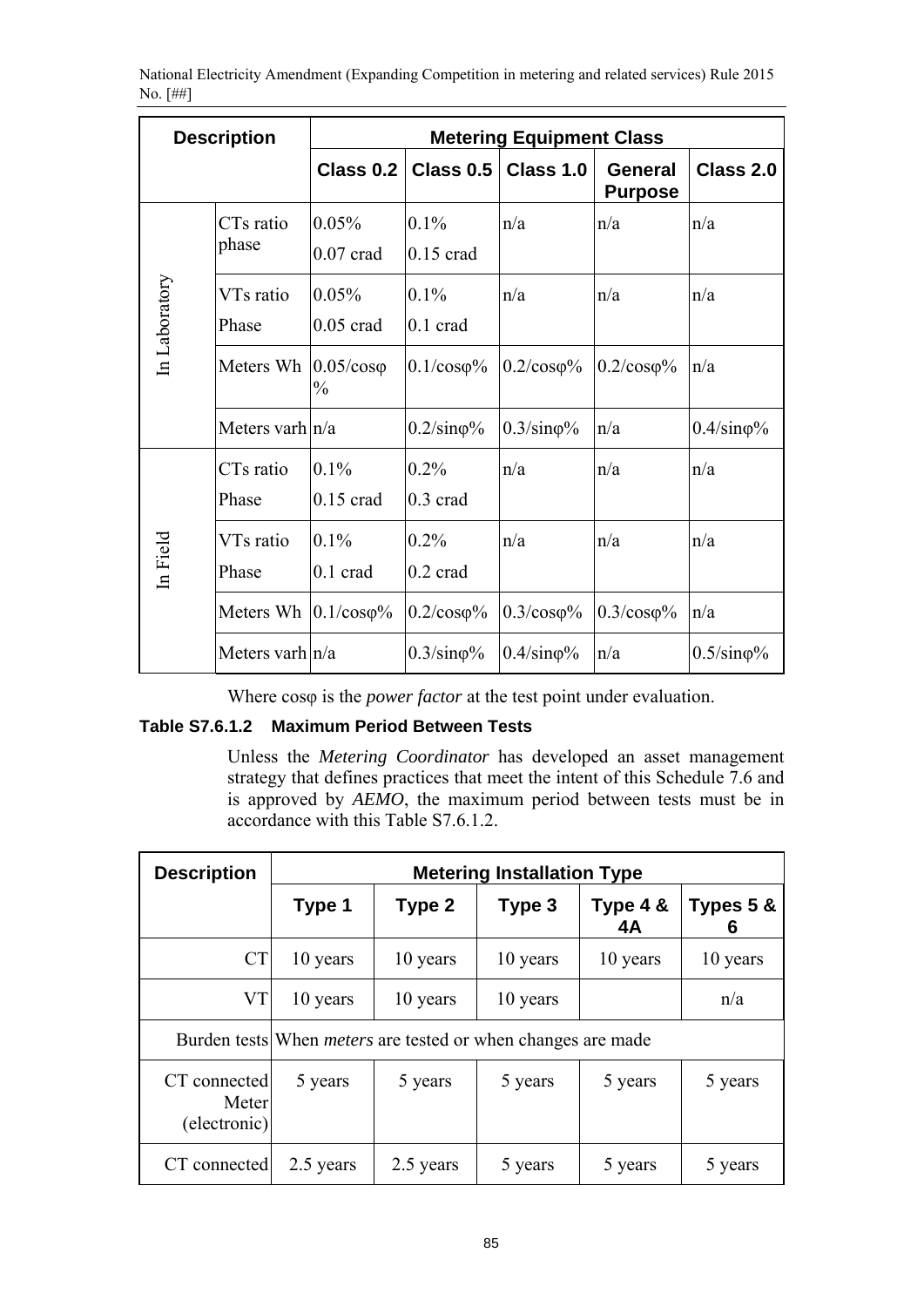| Description | | Metering Equipment Class | | | | |
|---|---|---|---|---|---|---|
| | | Class 0.2 | Class 0.5 | Class 1.0 | General Purpose | Class 2.0 |
| In Laboratory | CTs ratio phase | 0.05%<br>0.07 crad | 0.1%<br>0.15 crad | n/a | n/a | n/a |
| | VTs ratio Phase | 0.05%<br>0.05 crad | 0.1%<br>0.1 crad | n/a | n/a | n/a |
| | Meters Wh | 0.05/cosφ % | 0.1/cosφ% | 0.2/cosφ% | 0.2/cosφ% | n/a |
| | Meters varh | n/a | 0.2/sinφ% | 0.3/sinφ% | n/a | 0.4/sinφ% |
| In Field | CTs ratio Phase | 0.1%<br>0.15 crad | 0.2%<br>0.3 crad | n/a | n/a | n/a |
| | VTs ratio Phase | 0.1%<br>0.1 crad | 0.2%<br>0.2 crad | n/a | n/a | n/a |
| | Meters Wh | 0.1/cosφ% | 0.2/cosφ% | 0.3/cosφ% | 0.3/cosφ% | n/a |
| | Meters varh | n/a | 0.3/sinφ% | 0.4/sinφ% | n/a | 0.5/sinφ% |

Where cosφ is the *power factor* at the test point under evaluation.

**Table S7.6.1.2 Maximum Period Between Tests**

Unless the *Metering Coordinator* has developed an asset management strategy that defines practices that meet the intent of this Schedule 7.6 and is approved by *AEMO*, the maximum period between tests must be in accordance with this Table S7.6.1.2.

| Description | Metering Installation Type | | | | |
|---|---|---|---|---|---|
| | Type 1 | Type 2 | Type 3 | Type 4 & 4A | Types 5 & 6 |
| CT | 10 years | 10 years | 10 years | 10 years | 10 years |
| VT | 10 years | 10 years | 10 years | | n/a |
| Burden tests | When *meters* are tested or when changes are made | | | | |
| CT connected Meter (electronic) | 5 years | 5 years | 5 years | 5 years | 5 years |
| CT connected | 2.5 years | 2.5 years | 5 years | 5 years | 5 years |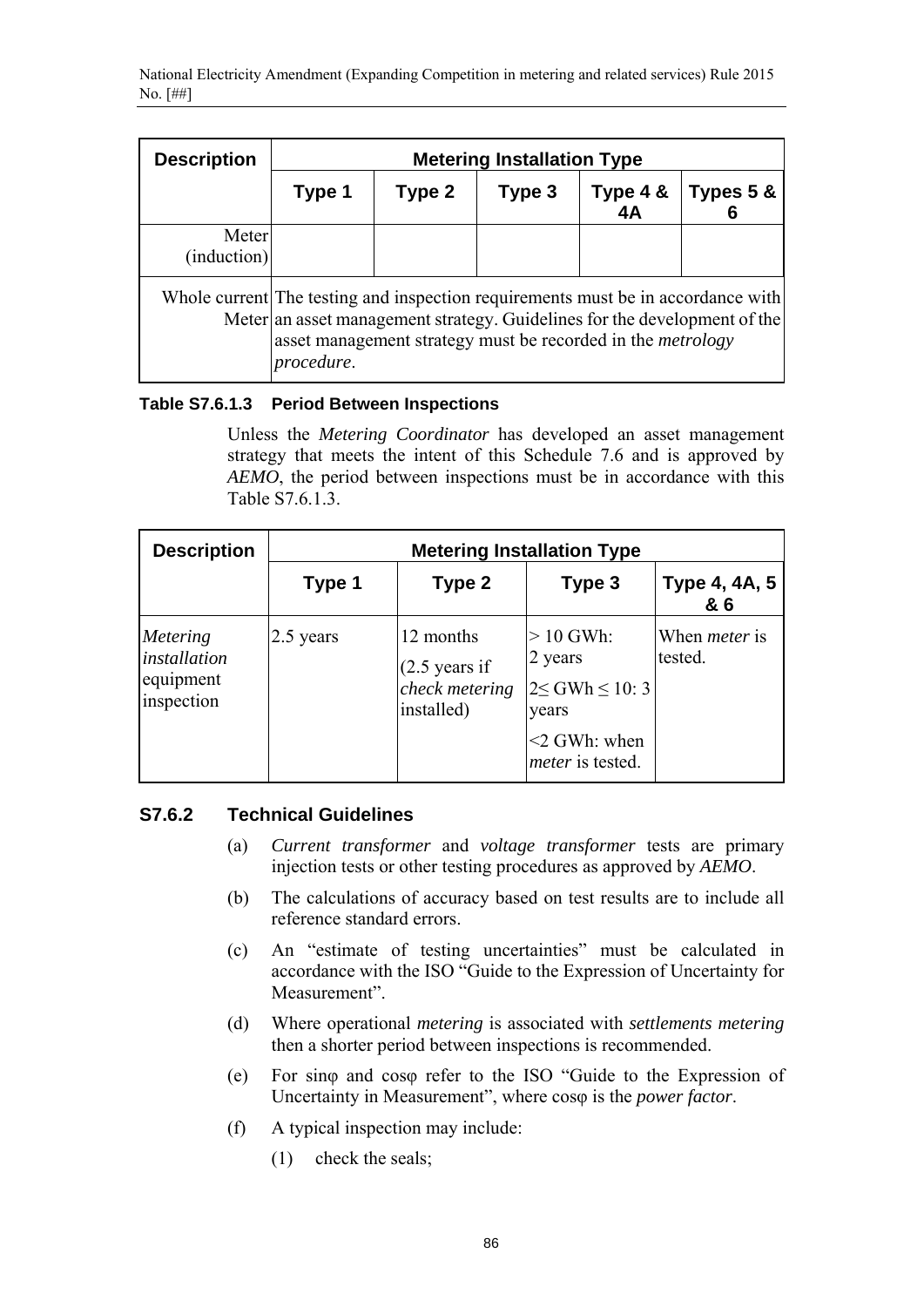| Description | Metering Installation Type | | | | |
|---|---|---|---|---|---|
| | Type 1 | Type 2 | Type 3 | Type 4 & 4A | Types 5 & 6 |
| Meter (induction) | | | | | |
| Whole current Meter | The testing and inspection requirements must be in accordance with an asset management strategy. Guidelines for the development of the asset management strategy must be recorded in the *metrology procedure*. | | | | |

**Table S7.6.1.3 Period Between Inspections**

Unless the *Metering Coordinator* has developed an asset management strategy that meets the intent of this Schedule 7.6 and is approved by *AEMO*, the period between inspections must be in accordance with this Table S7.6.1.3.

| Description | Metering Installation Type | | | |
|---|---|---|---|---|
| | Type 1 | Type 2 | Type 3 | Type 4, 4A, 5 & 6 |
| *Metering installation* equipment inspection | 2.5 years | 12 months (2.5 years if *check metering* installed) | > 10 GWh: 2 years<br>2≤ GWh ≤ 10: 3 years<br><2 GWh: when *meter* is tested. | When *meter* is tested. |

## S7.6.2 Technical Guidelines

(a) *Current transformer* and *voltage transformer* tests are primary injection tests or other testing procedures as approved by *AEMO*.

(b) The calculations of accuracy based on test results are to include all reference standard errors.

(c) An "estimate of testing uncertainties" must be calculated in accordance with the ISO "Guide to the Expression of Uncertainty for Measurement".

(d) Where operational *metering* is associated with *settlements metering* then a shorter period between inspections is recommended.

(e) For sinφ and cosφ refer to the ISO "Guide to the Expression of Uncertainty in Measurement", where cosφ is the *power factor*.

(f) A typical inspection may include:

(1) check the seals;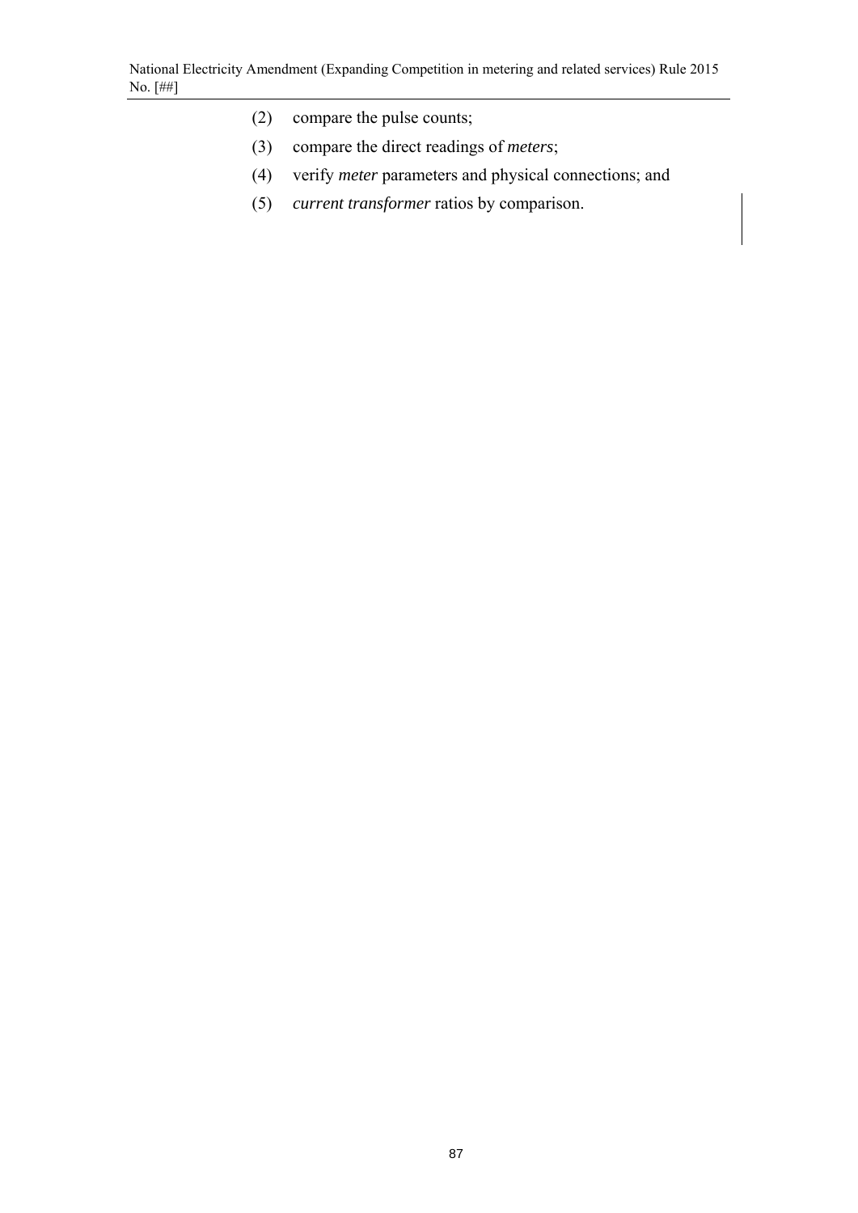(2) compare the pulse counts;

(3) compare the direct readings of *meters*;

(4) verify *meter* parameters and physical connections; and

(5) *current transformer* ratios by comparison.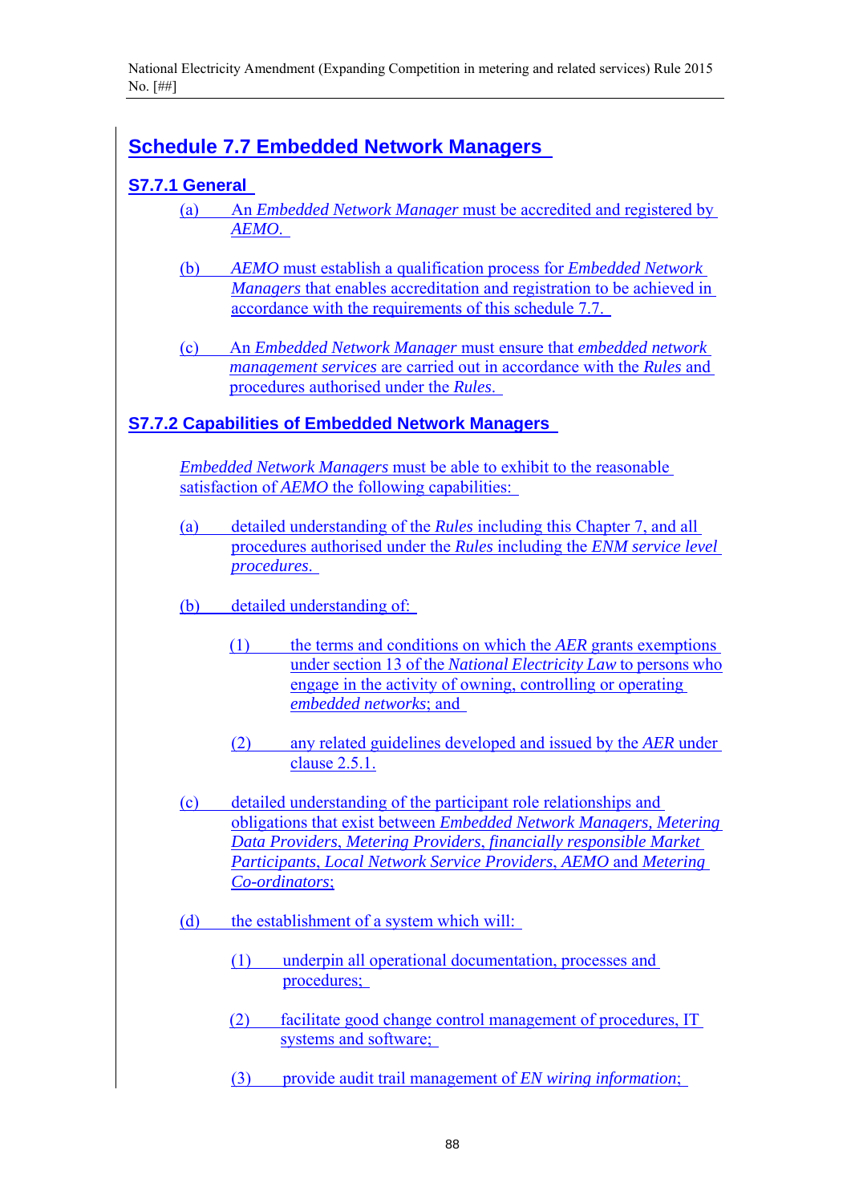## Schedule 7.7 Embedded Network Managers

### S7.7.1 General

(a) An *Embedded Network Manager* must be accredited and registered by *AEMO*.

(b) *AEMO* must establish a qualification process for *Embedded Network Managers* that enables accreditation and registration to be achieved in accordance with the requirements of this schedule 7.7.

(c) An *Embedded Network Manager* must ensure that *embedded network management services* are carried out in accordance with the *Rules* and procedures authorised under the *Rules*.

### S7.7.2 Capabilities of Embedded Network Managers

*Embedded Network Managers* must be able to exhibit to the reasonable satisfaction of *AEMO* the following capabilities:

(a) detailed understanding of the *Rules* including this Chapter 7, and all procedures authorised under the *Rules* including the *ENM service level procedures*.

(b) detailed understanding of:

(1) the terms and conditions on which the *AER* grants exemptions under section 13 of the *National Electricity Law* to persons who engage in the activity of owning, controlling or operating *embedded networks*; and

(2) any related guidelines developed and issued by the *AER* under clause 2.5.1.

(c) detailed understanding of the participant role relationships and obligations that exist between *Embedded Network Managers, Metering Data Providers, Metering Providers, financially responsible Market Participants, Local Network Service Providers, AEMO* and *Metering Co-ordinators*;

(d) the establishment of a system which will:

(1) underpin all operational documentation, processes and procedures;

(2) facilitate good change control management of procedures, IT systems and software;

(3) provide audit trail management of *EN wiring information*;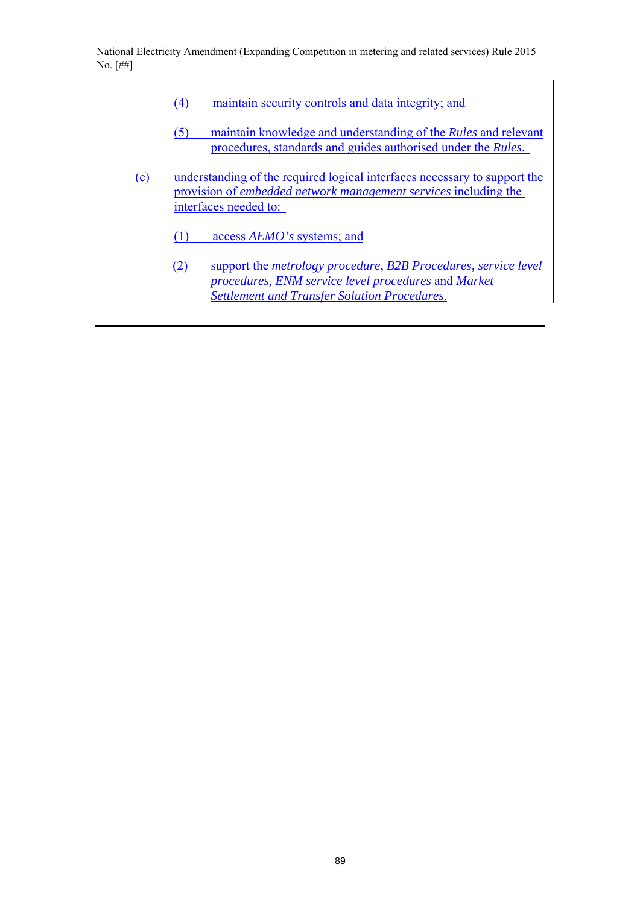(4) maintain security controls and data integrity; and

(5) maintain knowledge and understanding of the *Rules* and relevant procedures, standards and guides authorised under the *Rules*.

(e) understanding of the required logical interfaces necessary to support the provision of *embedded network management services* including the interfaces needed to:

(1) access *AEMO's* systems; and

(2) support the *metrology procedure*, *B2B Procedures*, *service level procedures*, *ENM service level procedures* and *Market Settlement and Transfer Solution Procedures*.